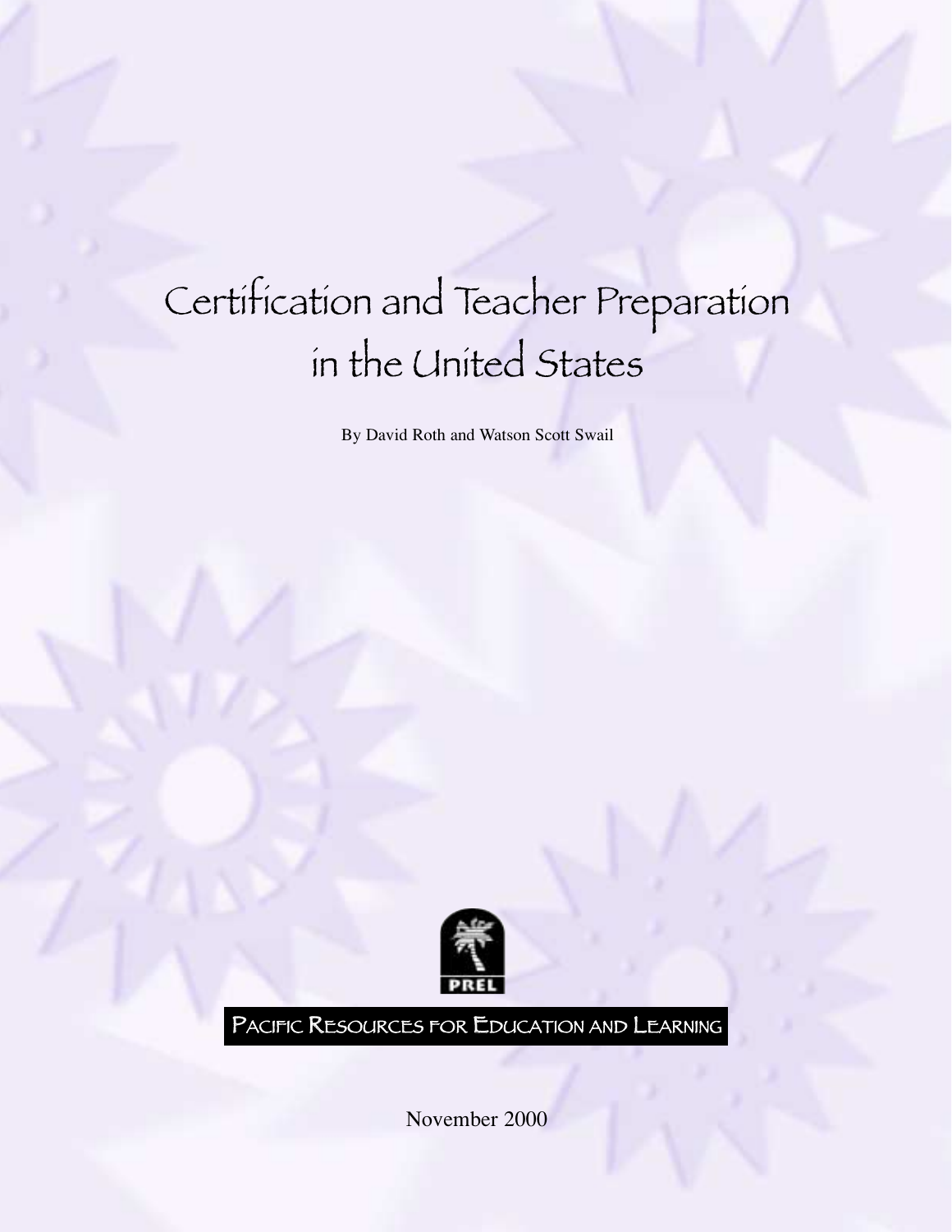# Certification and Teacher Preparation in the United States

By David Roth and Watson Scott Swail

PREL

PACIFIC RESOURCES FOR EDUCATION AND LEARNING

November 2000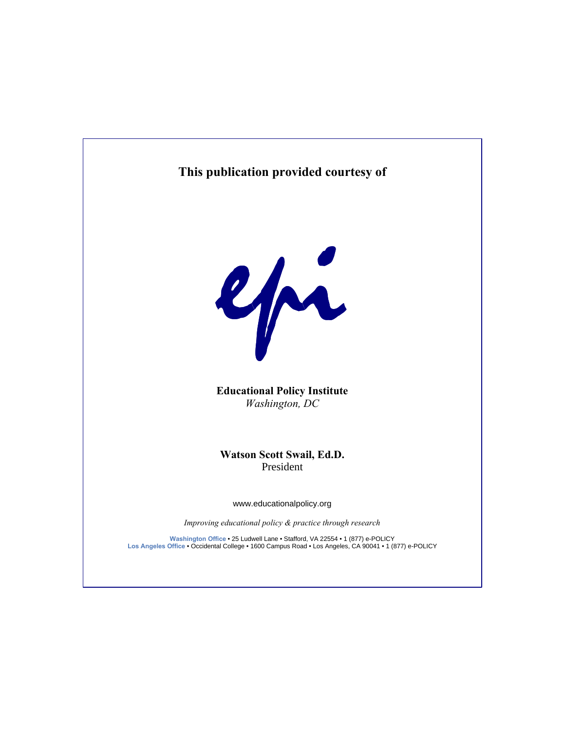**This publication provided courtesy of**

**Educational Policy Institute**
*Washington, DC*

**Watson Scott Swail, Ed.D.**
President

www.educationalpolicy.org

*Improving educational policy & practice through research*

**Washington Office** • 25 Ludwell Lane • Stafford, VA 22554 • 1 (877) e-POLICY
**Los Angeles Office** • Occidental College • 1600 Campus Road • Los Angeles, CA 90041 • 1 (877) e-POLICY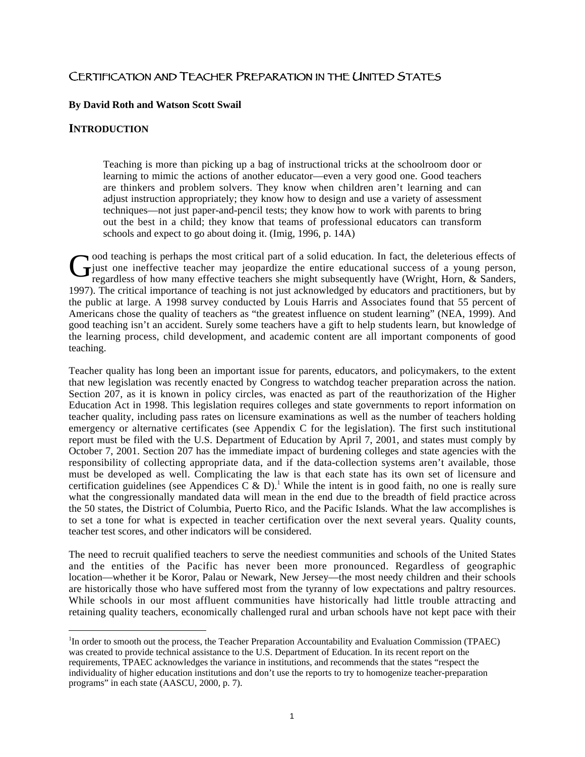# Certification and Teacher Preparation in the United States

**By David Roth and Watson Scott Swail**

## INTRODUCTION

> Teaching is more than picking up a bag of instructional tricks at the schoolroom door or learning to mimic the actions of another educator—even a very good one. Good teachers are thinkers and problem solvers. They know when children aren't learning and can adjust instruction appropriately; they know how to design and use a variety of assessment techniques—not just paper-and-pencil tests; they know how to work with parents to bring out the best in a child; they know that teams of professional educators can transform schools and expect to go about doing it. (Imig, 1996, p. 14A)

Good teaching is perhaps the most critical part of a solid education. In fact, the deleterious effects of just one ineffective teacher may jeopardize the entire educational success of a young person, regardless of how many effective teachers she might subsequently have (Wright, Horn, & Sanders, 1997). The critical importance of teaching is not just acknowledged by educators and practitioners, but by the public at large. A 1998 survey conducted by Louis Harris and Associates found that 55 percent of Americans chose the quality of teachers as "the greatest influence on student learning" (NEA, 1999). And good teaching isn't an accident. Surely some teachers have a gift to help students learn, but knowledge of the learning process, child development, and academic content are all important components of good teaching.

Teacher quality has long been an important issue for parents, educators, and policymakers, to the extent that new legislation was recently enacted by Congress to watchdog teacher preparation across the nation. Section 207, as it is known in policy circles, was enacted as part of the reauthorization of the Higher Education Act in 1998. This legislation requires colleges and state governments to report information on teacher quality, including pass rates on licensure examinations as well as the number of teachers holding emergency or alternative certificates (see Appendix C for the legislation). The first such institutional report must be filed with the U.S. Department of Education by April 7, 2001, and states must comply by October 7, 2001. Section 207 has the immediate impact of burdening colleges and state agencies with the responsibility of collecting appropriate data, and if the data-collection systems aren't available, those must be developed as well. Complicating the law is that each state has its own set of licensure and certification guidelines (see Appendices C & D).[1] While the intent is in good faith, no one is really sure what the congressionally mandated data will mean in the end due to the breadth of field practice across the 50 states, the District of Columbia, Puerto Rico, and the Pacific Islands. What the law accomplishes is to set a tone for what is expected in teacher certification over the next several years. Quality counts, teacher test scores, and other indicators will be considered.

The need to recruit qualified teachers to serve the neediest communities and schools of the United States and the entities of the Pacific has never been more pronounced. Regardless of geographic location—whether it be Koror, Palau or Newark, New Jersey—the most needy children and their schools are historically those who have suffered most from the tyranny of low expectations and paltry resources. While schools in our most affluent communities have historically had little trouble attracting and retaining quality teachers, economically challenged rural and urban schools have not kept pace with their

---

[1] In order to smooth out the process, the Teacher Preparation Accountability and Evaluation Commission (TPAEC) was created to provide technical assistance to the U.S. Department of Education. In its recent report on the requirements, TPAEC acknowledges the variance in institutions, and recommends that the states "respect the individuality of higher education institutions and don't use the reports to try to homogenize teacher-preparation programs" in each state (AASCU, 2000, p. 7).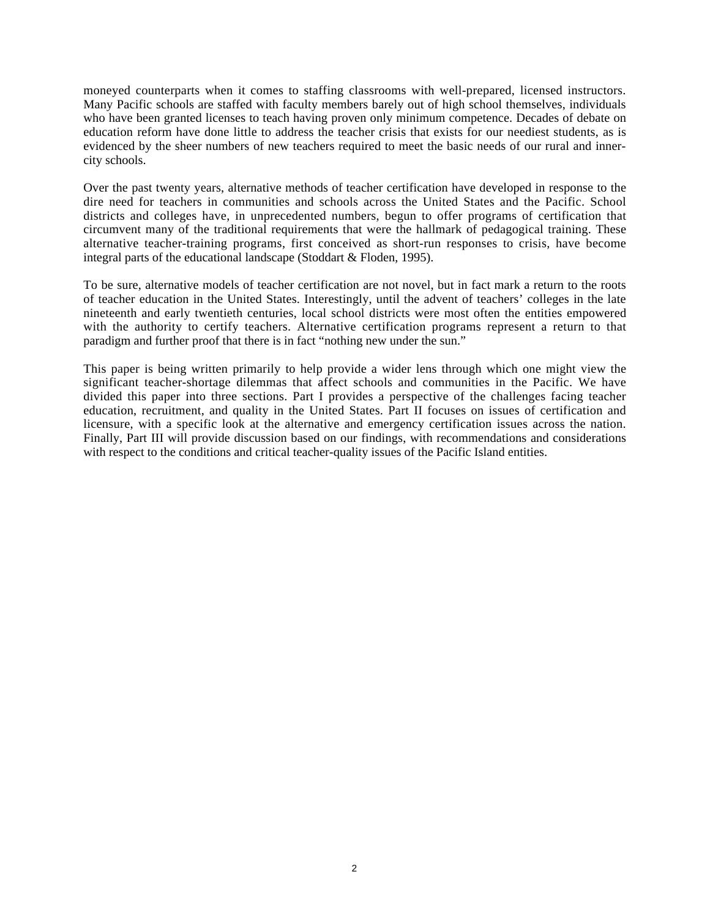moneyed counterparts when it comes to staffing classrooms with well-prepared, licensed instructors. Many Pacific schools are staffed with faculty members barely out of high school themselves, individuals who have been granted licenses to teach having proven only minimum competence. Decades of debate on education reform have done little to address the teacher crisis that exists for our neediest students, as is evidenced by the sheer numbers of new teachers required to meet the basic needs of our rural and inner-city schools.

Over the past twenty years, alternative methods of teacher certification have developed in response to the dire need for teachers in communities and schools across the United States and the Pacific. School districts and colleges have, in unprecedented numbers, begun to offer programs of certification that circumvent many of the traditional requirements that were the hallmark of pedagogical training. These alternative teacher-training programs, first conceived as short-run responses to crisis, have become integral parts of the educational landscape (Stoddart & Floden, 1995).

To be sure, alternative models of teacher certification are not novel, but in fact mark a return to the roots of teacher education in the United States. Interestingly, until the advent of teachers' colleges in the late nineteenth and early twentieth centuries, local school districts were most often the entities empowered with the authority to certify teachers. Alternative certification programs represent a return to that paradigm and further proof that there is in fact "nothing new under the sun."

This paper is being written primarily to help provide a wider lens through which one might view the significant teacher-shortage dilemmas that affect schools and communities in the Pacific. We have divided this paper into three sections. Part I provides a perspective of the challenges facing teacher education, recruitment, and quality in the United States. Part II focuses on issues of certification and licensure, with a specific look at the alternative and emergency certification issues across the nation. Finally, Part III will provide discussion based on our findings, with recommendations and considerations with respect to the conditions and critical teacher-quality issues of the Pacific Island entities.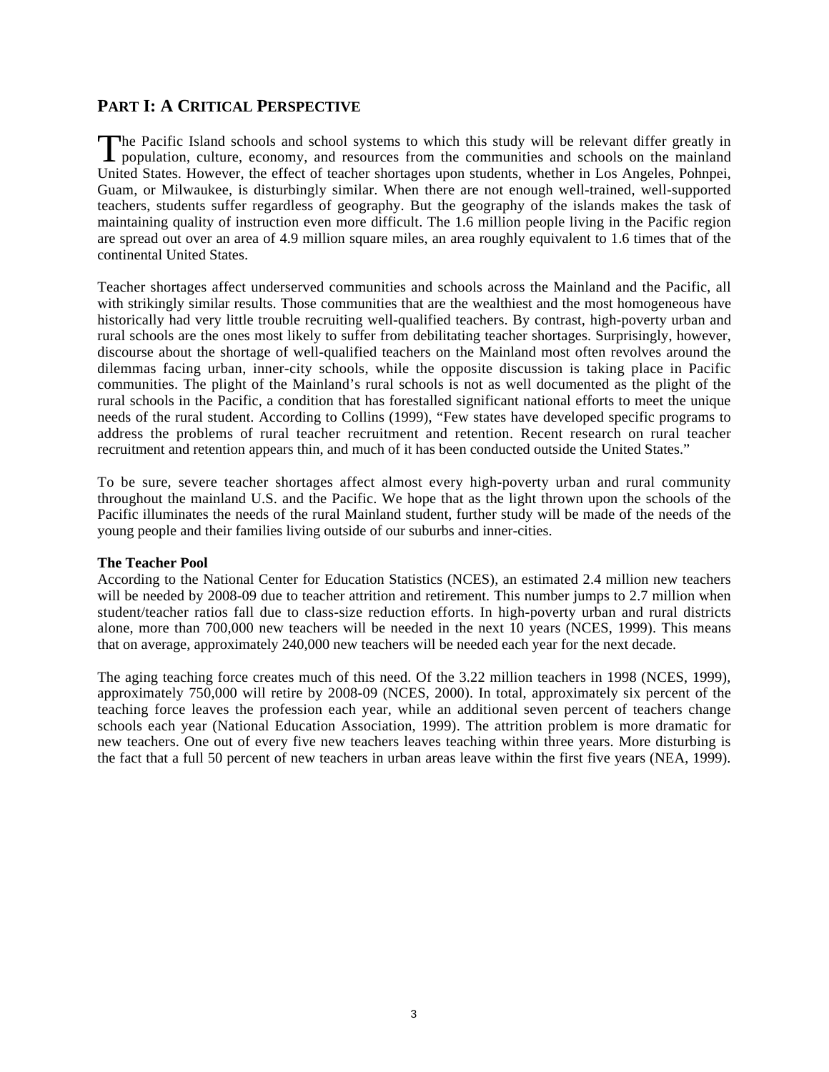## PART I: A CRITICAL PERSPECTIVE

The Pacific Island schools and school systems to which this study will be relevant differ greatly in population, culture, economy, and resources from the communities and schools on the mainland United States. However, the effect of teacher shortages upon students, whether in Los Angeles, Pohnpei, Guam, or Milwaukee, is disturbingly similar. When there are not enough well-trained, well-supported teachers, students suffer regardless of geography. But the geography of the islands makes the task of maintaining quality of instruction even more difficult. The 1.6 million people living in the Pacific region are spread out over an area of 4.9 million square miles, an area roughly equivalent to 1.6 times that of the continental United States.

Teacher shortages affect underserved communities and schools across the Mainland and the Pacific, all with strikingly similar results. Those communities that are the wealthiest and the most homogeneous have historically had very little trouble recruiting well-qualified teachers. By contrast, high-poverty urban and rural schools are the ones most likely to suffer from debilitating teacher shortages. Surprisingly, however, discourse about the shortage of well-qualified teachers on the Mainland most often revolves around the dilemmas facing urban, inner-city schools, while the opposite discussion is taking place in Pacific communities. The plight of the Mainland's rural schools is not as well documented as the plight of the rural schools in the Pacific, a condition that has forestalled significant national efforts to meet the unique needs of the rural student. According to Collins (1999), "Few states have developed specific programs to address the problems of rural teacher recruitment and retention. Recent research on rural teacher recruitment and retention appears thin, and much of it has been conducted outside the United States."

To be sure, severe teacher shortages affect almost every high-poverty urban and rural community throughout the mainland U.S. and the Pacific. We hope that as the light thrown upon the schools of the Pacific illuminates the needs of the rural Mainland student, further study will be made of the needs of the young people and their families living outside of our suburbs and inner-cities.

**The Teacher Pool**

According to the National Center for Education Statistics (NCES), an estimated 2.4 million new teachers will be needed by 2008-09 due to teacher attrition and retirement. This number jumps to 2.7 million when student/teacher ratios fall due to class-size reduction efforts. In high-poverty urban and rural districts alone, more than 700,000 new teachers will be needed in the next 10 years (NCES, 1999). This means that on average, approximately 240,000 new teachers will be needed each year for the next decade.

The aging teaching force creates much of this need. Of the 3.22 million teachers in 1998 (NCES, 1999), approximately 750,000 will retire by 2008-09 (NCES, 2000). In total, approximately six percent of the teaching force leaves the profession each year, while an additional seven percent of teachers change schools each year (National Education Association, 1999). The attrition problem is more dramatic for new teachers. One out of every five new teachers leaves teaching within three years. More disturbing is the fact that a full 50 percent of new teachers in urban areas leave within the first five years (NEA, 1999).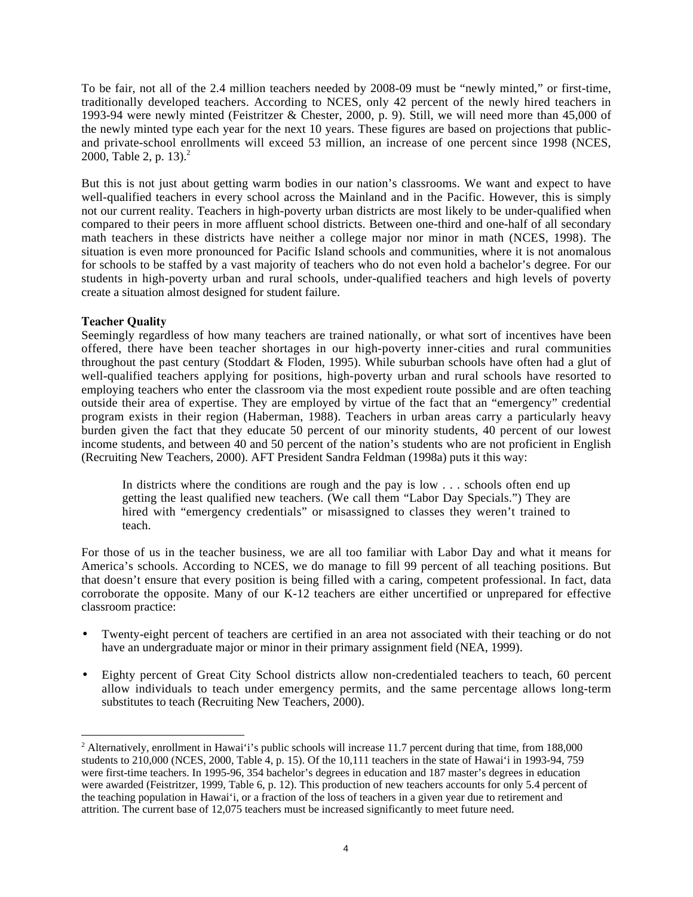To be fair, not all of the 2.4 million teachers needed by 2008-09 must be "newly minted," or first-time, traditionally developed teachers. According to NCES, only 42 percent of the newly hired teachers in 1993-94 were newly minted (Feistritzer & Chester, 2000, p. 9). Still, we will need more than 45,000 of the newly minted type each year for the next 10 years. These figures are based on projections that public- and private-school enrollments will exceed 53 million, an increase of one percent since 1998 (NCES, 2000, Table 2, p. 13).[2]

But this is not just about getting warm bodies in our nation's classrooms. We want and expect to have well-qualified teachers in every school across the Mainland and in the Pacific. However, this is simply not our current reality. Teachers in high-poverty urban districts are most likely to be under-qualified when compared to their peers in more affluent school districts. Between one-third and one-half of all secondary math teachers in these districts have neither a college major nor minor in math (NCES, 1998). The situation is even more pronounced for Pacific Island schools and communities, where it is not anomalous for schools to be staffed by a vast majority of teachers who do not even hold a bachelor's degree. For our students in high-poverty urban and rural schools, under-qualified teachers and high levels of poverty create a situation almost designed for student failure.

**Teacher Quality**

Seemingly regardless of how many teachers are trained nationally, or what sort of incentives have been offered, there have been teacher shortages in our high-poverty inner-cities and rural communities throughout the past century (Stoddart & Floden, 1995). While suburban schools have often had a glut of well-qualified teachers applying for positions, high-poverty urban and rural schools have resorted to employing teachers who enter the classroom via the most expedient route possible and are often teaching outside their area of expertise. They are employed by virtue of the fact that an "emergency" credential program exists in their region (Haberman, 1988). Teachers in urban areas carry a particularly heavy burden given the fact that they educate 50 percent of our minority students, 40 percent of our lowest income students, and between 40 and 50 percent of the nation's students who are not proficient in English (Recruiting New Teachers, 2000). AFT President Sandra Feldman (1998a) puts it this way:

> In districts where the conditions are rough and the pay is low . . . schools often end up getting the least qualified new teachers. (We call them "Labor Day Specials.") They are hired with "emergency credentials" or misassigned to classes they weren't trained to teach.

For those of us in the teacher business, we are all too familiar with Labor Day and what it means for America's schools. According to NCES, we do manage to fill 99 percent of all teaching positions. But that doesn't ensure that every position is being filled with a caring, competent professional. In fact, data corroborate the opposite. Many of our K-12 teachers are either uncertified or unprepared for effective classroom practice:

- Twenty-eight percent of teachers are certified in an area not associated with their teaching or do not have an undergraduate major or minor in their primary assignment field (NEA, 1999).
- Eighty percent of Great City School districts allow non-credentialed teachers to teach, 60 percent allow individuals to teach under emergency permits, and the same percentage allows long-term substitutes to teach (Recruiting New Teachers, 2000).

---

[2] Alternatively, enrollment in Hawai'i's public schools will increase 11.7 percent during that time, from 188,000 students to 210,000 (NCES, 2000, Table 4, p. 15). Of the 10,111 teachers in the state of Hawai'i in 1993-94, 759 were first-time teachers. In 1995-96, 354 bachelor's degrees in education and 187 master's degrees in education were awarded (Feistritzer, 1999, Table 6, p. 12). This production of new teachers accounts for only 5.4 percent of the teaching population in Hawai'i, or a fraction of the loss of teachers in a given year due to retirement and attrition. The current base of 12,075 teachers must be increased significantly to meet future need.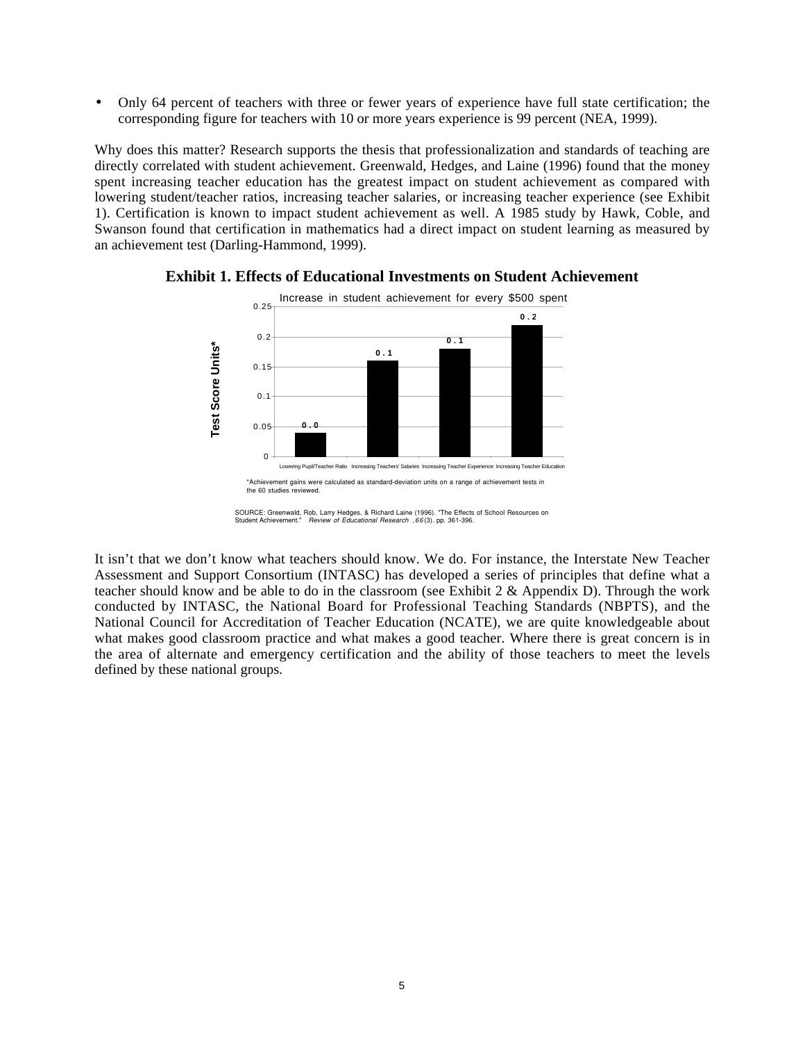- Only 64 percent of teachers with three or fewer years of experience have full state certification; the corresponding figure for teachers with 10 or more years experience is 99 percent (NEA, 1999).

Why does this matter? Research supports the thesis that professionalization and standards of teaching are directly correlated with student achievement. Greenwald, Hedges, and Laine (1996) found that the money spent increasing teacher education has the greatest impact on student achievement as compared with lowering student/teacher ratios, increasing teacher salaries, or increasing teacher experience (see Exhibit 1). Certification is known to impact student achievement as well. A 1985 study by Hawk, Coble, and Swanson found that certification in mathematics had a direct impact on student learning as measured by an achievement test (Darling-Hammond, 1999).

**Exhibit 1. Effects of Educational Investments on Student Achievement**

Increase in student achievement for every $500 spent

| | Test Score Units* |
|---|---|
| Lowering Pupil/Teacher Ratio | 0.0 |
| Increasing Teachers' Salaries | 0.1 |
| Increasing Teacher Experience | 0.1 |
| Increasing Teacher Education | 0.2 |

*Achievement gains were calculated as standard-deviation units on a range of achievement tests in the 60 studies reviewed.

SOURCE: Greenwald, Rob, Larry Hedges, & Richard Laine (1996). "The Effects of School Resources on Student Achievement." *Review of Educational Research*, *66*(3). pp. 361-396.

It isn't that we don't know what teachers should know. We do. For instance, the Interstate New Teacher Assessment and Support Consortium (INTASC) has developed a series of principles that define what a teacher should know and be able to do in the classroom (see Exhibit 2 & Appendix D). Through the work conducted by INTASC, the National Board for Professional Teaching Standards (NBPTS), and the National Council for Accreditation of Teacher Education (NCATE), we are quite knowledgeable about what makes good classroom practice and what makes a good teacher. Where there is great concern is in the area of alternate and emergency certification and the ability of those teachers to meet the levels defined by these national groups.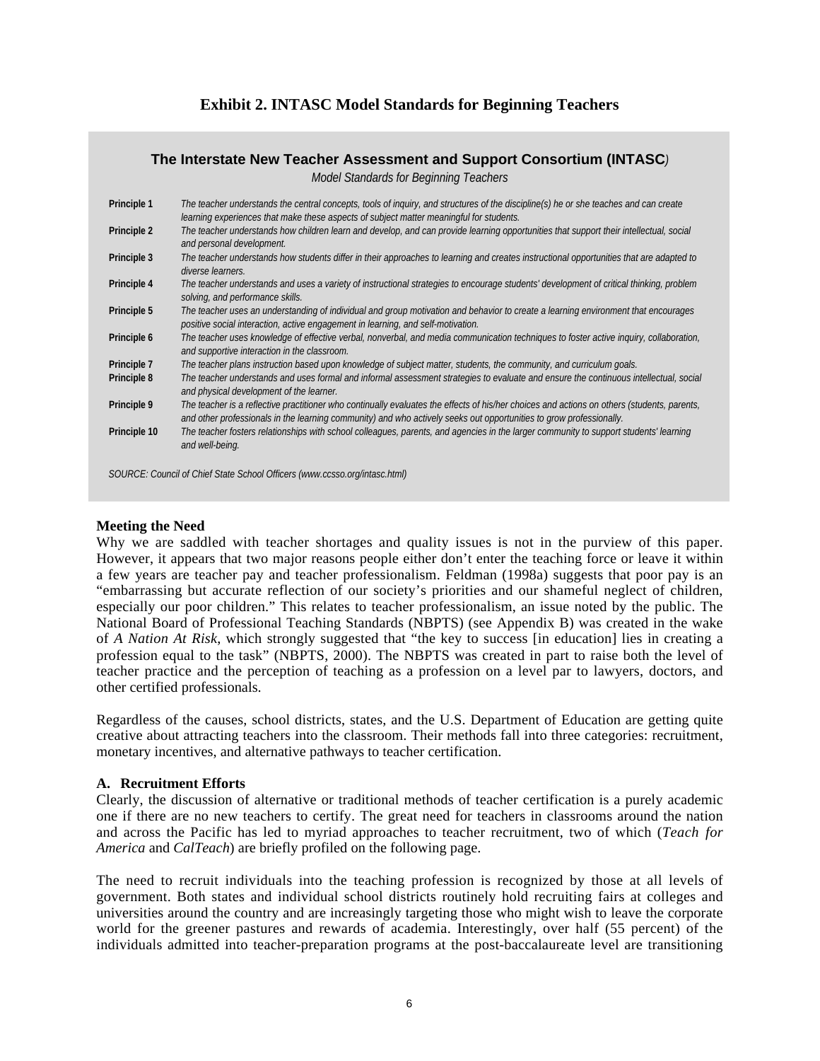### Exhibit 2. INTASC Model Standards for Beginning Teachers

**The Interstate New Teacher Assessment and Support Consortium (INTASC)**

*Model Standards for Beginning Teachers*

| | |
|---|---|
| **Principle 1** | *The teacher understands the central concepts, tools of inquiry, and structures of the discipline(s) he or she teaches and can create learning experiences that make these aspects of subject matter meaningful for students.* |
| **Principle 2** | *The teacher understands how children learn and develop, and can provide learning opportunities that support their intellectual, social and personal development.* |
| **Principle 3** | *The teacher understands how students differ in their approaches to learning and creates instructional opportunities that are adapted to diverse learners.* |
| **Principle 4** | *The teacher understands and uses a variety of instructional strategies to encourage students' development of critical thinking, problem solving, and performance skills.* |
| **Principle 5** | *The teacher uses an understanding of individual and group motivation and behavior to create a learning environment that encourages positive social interaction, active engagement in learning, and self-motivation.* |
| **Principle 6** | *The teacher uses knowledge of effective verbal, nonverbal, and media communication techniques to foster active inquiry, collaboration, and supportive interaction in the classroom.* |
| **Principle 7** | *The teacher plans instruction based upon knowledge of subject matter, students, the community, and curriculum goals.* |
| **Principle 8** | *The teacher understands and uses formal and informal assessment strategies to evaluate and ensure the continuous intellectual, social and physical development of the learner.* |
| **Principle 9** | *The teacher is a reflective practitioner who continually evaluates the effects of his/her choices and actions on others (students, parents, and other professionals in the learning community) and who actively seeks out opportunities to grow professionally.* |
| **Principle 10** | *The teacher fosters relationships with school colleagues, parents, and agencies in the larger community to support students' learning and well-being.* |

*SOURCE: Council of Chief State School Officers (www.ccsso.org/intasc.html)*

**Meeting the Need**

Why we are saddled with teacher shortages and quality issues is not in the purview of this paper. However, it appears that two major reasons people either don't enter the teaching force or leave it within a few years are teacher pay and teacher professionalism. Feldman (1998a) suggests that poor pay is an "embarrassing but accurate reflection of our society's priorities and our shameful neglect of children, especially our poor children." This relates to teacher professionalism, an issue noted by the public. The National Board of Professional Teaching Standards (NBPTS) (see Appendix B) was created in the wake of *A Nation At Risk*, which strongly suggested that "the key to success [in education] lies in creating a profession equal to the task" (NBPTS, 2000). The NBPTS was created in part to raise both the level of teacher practice and the perception of teaching as a profession on a level par to lawyers, doctors, and other certified professionals.

Regardless of the causes, school districts, states, and the U.S. Department of Education are getting quite creative about attracting teachers into the classroom. Their methods fall into three categories: recruitment, monetary incentives, and alternative pathways to teacher certification.

**A. Recruitment Efforts**

Clearly, the discussion of alternative or traditional methods of teacher certification is a purely academic one if there are no new teachers to certify. The great need for teachers in classrooms around the nation and across the Pacific has led to myriad approaches to teacher recruitment, two of which (*Teach for America* and *CalTeach*) are briefly profiled on the following page.

The need to recruit individuals into the teaching profession is recognized by those at all levels of government. Both states and individual school districts routinely hold recruiting fairs at colleges and universities around the country and are increasingly targeting those who might wish to leave the corporate world for the greener pastures and rewards of academia. Interestingly, over half (55 percent) of the individuals admitted into teacher-preparation programs at the post-baccalaureate level are transitioning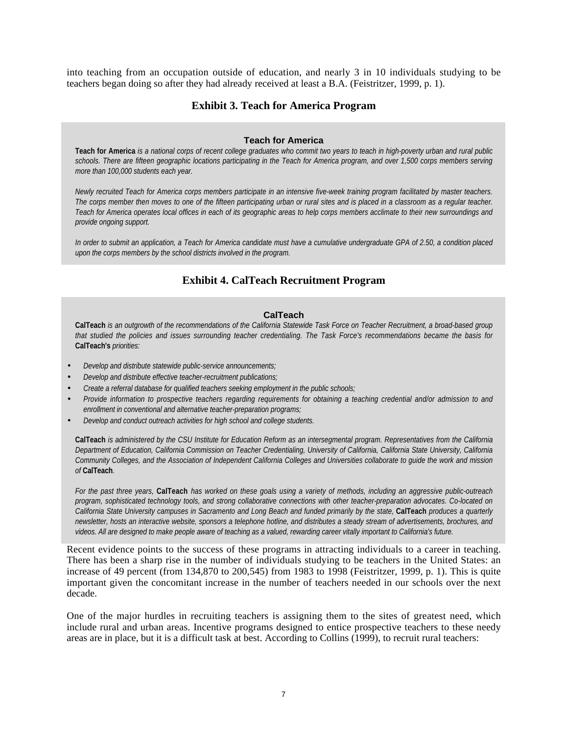into teaching from an occupation outside of education, and nearly 3 in 10 individuals studying to be teachers began doing so after they had already received at least a B.A. (Feistritzer, 1999, p. 1).

### Exhibit 3. Teach for America Program

**Teach for America**

**Teach for America** *is a national corps of recent college graduates who commit two years to teach in high-poverty urban and rural public schools. There are fifteen geographic locations participating in the Teach for America program, and over 1,500 corps members serving more than 100,000 students each year.*

*Newly recruited Teach for America corps members participate in an intensive five-week training program facilitated by master teachers. The corps member then moves to one of the fifteen participating urban or rural sites and is placed in a classroom as a regular teacher. Teach for America operates local offices in each of its geographic areas to help corps members acclimate to their new surroundings and provide ongoing support.*

*In order to submit an application, a Teach for America candidate must have a cumulative undergraduate GPA of 2.50, a condition placed upon the corps members by the school districts involved in the program.*

### Exhibit 4. CalTeach Recruitment Program

**CalTeach**

**CalTeach** *is an outgrowth of the recommendations of the California Statewide Task Force on Teacher Recruitment, a broad-based group that studied the policies and issues surrounding teacher credentialing. The Task Force's recommendations became the basis for* **CalTeach's** *priorities:*

- *Develop and distribute statewide public-service announcements;*
- *Develop and distribute effective teacher-recruitment publications;*
- *Create a referral database for qualified teachers seeking employment in the public schools;*
- *Provide information to prospective teachers regarding requirements for obtaining a teaching credential and/or admission to and enrollment in conventional and alternative teacher-preparation programs;*
- *Develop and conduct outreach activities for high school and college students.*

**CalTeach** *is administered by the CSU Institute for Education Reform as an intersegmental program. Representatives from the California Department of Education, California Commission on Teacher Credentialing, University of California, California State University, California Community Colleges, and the Association of Independent California Colleges and Universities collaborate to guide the work and mission of* **CalTeach**.

*For the past three years,* **CalTeach** *has worked on these goals using a variety of methods, including an aggressive public-outreach program, sophisticated technology tools, and strong collaborative connections with other teacher-preparation advocates. Co-located on California State University campuses in Sacramento and Long Beach and funded primarily by the state,* **CalTeach** *produces a quarterly newsletter, hosts an interactive website, sponsors a telephone hotline, and distributes a steady stream of advertisements, brochures, and videos. All are designed to make people aware of teaching as a valued, rewarding career vitally important to California's future.*

Recent evidence points to the success of these programs in attracting individuals to a career in teaching. There has been a sharp rise in the number of individuals studying to be teachers in the United States: an increase of 49 percent (from 134,870 to 200,545) from 1983 to 1998 (Feistritzer, 1999, p. 1). This is quite important given the concomitant increase in the number of teachers needed in our schools over the next decade.

One of the major hurdles in recruiting teachers is assigning them to the sites of greatest need, which include rural and urban areas. Incentive programs designed to entice prospective teachers to these needy areas are in place, but it is a difficult task at best. According to Collins (1999), to recruit rural teachers: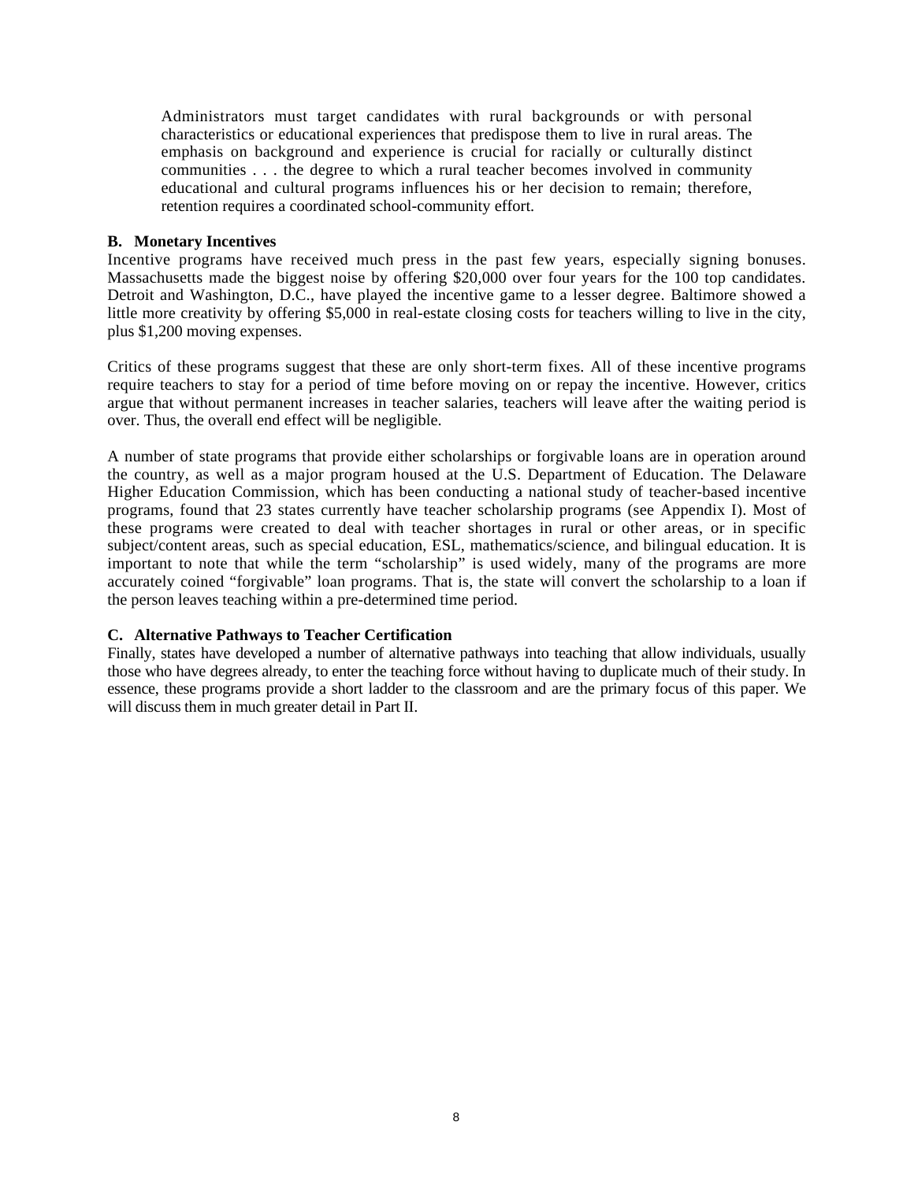> Administrators must target candidates with rural backgrounds or with personal characteristics or educational experiences that predispose them to live in rural areas. The emphasis on background and experience is crucial for racially or culturally distinct communities . . . the degree to which a rural teacher becomes involved in community educational and cultural programs influences his or her decision to remain; therefore, retention requires a coordinated school-community effort.

**B. Monetary Incentives**

Incentive programs have received much press in the past few years, especially signing bonuses. Massachusetts made the biggest noise by offering $20,000 over four years for the 100 top candidates. Detroit and Washington, D.C., have played the incentive game to a lesser degree. Baltimore showed a little more creativity by offering $5,000 in real-estate closing costs for teachers willing to live in the city, plus $1,200 moving expenses.

Critics of these programs suggest that these are only short-term fixes. All of these incentive programs require teachers to stay for a period of time before moving on or repay the incentive. However, critics argue that without permanent increases in teacher salaries, teachers will leave after the waiting period is over. Thus, the overall end effect will be negligible.

A number of state programs that provide either scholarships or forgivable loans are in operation around the country, as well as a major program housed at the U.S. Department of Education. The Delaware Higher Education Commission, which has been conducting a national study of teacher-based incentive programs, found that 23 states currently have teacher scholarship programs (see Appendix I). Most of these programs were created to deal with teacher shortages in rural or other areas, or in specific subject/content areas, such as special education, ESL, mathematics/science, and bilingual education. It is important to note that while the term "scholarship" is used widely, many of the programs are more accurately coined "forgivable" loan programs. That is, the state will convert the scholarship to a loan if the person leaves teaching within a pre-determined time period.

**C. Alternative Pathways to Teacher Certification**

Finally, states have developed a number of alternative pathways into teaching that allow individuals, usually those who have degrees already, to enter the teaching force without having to duplicate much of their study. In essence, these programs provide a short ladder to the classroom and are the primary focus of this paper. We will discuss them in much greater detail in Part II.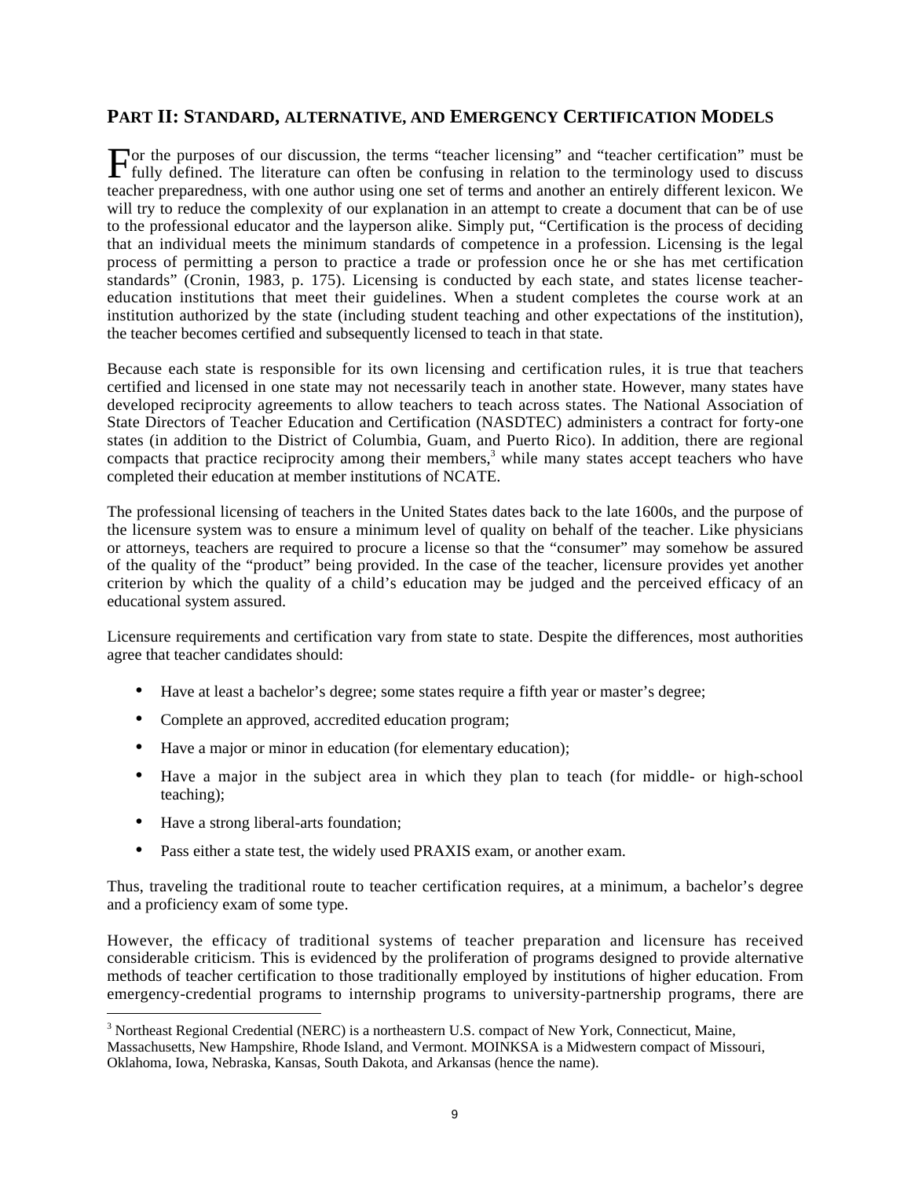## PART II: STANDARD, ALTERNATIVE, AND EMERGENCY CERTIFICATION MODELS

For the purposes of our discussion, the terms "teacher licensing" and "teacher certification" must be fully defined. The literature can often be confusing in relation to the terminology used to discuss teacher preparedness, with one author using one set of terms and another an entirely different lexicon. We will try to reduce the complexity of our explanation in an attempt to create a document that can be of use to the professional educator and the layperson alike. Simply put, "Certification is the process of deciding that an individual meets the minimum standards of competence in a profession. Licensing is the legal process of permitting a person to practice a trade or profession once he or she has met certification standards" (Cronin, 1983, p. 175). Licensing is conducted by each state, and states license teacher-education institutions that meet their guidelines. When a student completes the course work at an institution authorized by the state (including student teaching and other expectations of the institution), the teacher becomes certified and subsequently licensed to teach in that state.

Because each state is responsible for its own licensing and certification rules, it is true that teachers certified and licensed in one state may not necessarily teach in another state. However, many states have developed reciprocity agreements to allow teachers to teach across states. The National Association of State Directors of Teacher Education and Certification (NASDTEC) administers a contract for forty-one states (in addition to the District of Columbia, Guam, and Puerto Rico). In addition, there are regional compacts that practice reciprocity among their members,[3] while many states accept teachers who have completed their education at member institutions of NCATE.

The professional licensing of teachers in the United States dates back to the late 1600s, and the purpose of the licensure system was to ensure a minimum level of quality on behalf of the teacher. Like physicians or attorneys, teachers are required to procure a license so that the "consumer" may somehow be assured of the quality of the "product" being provided. In the case of the teacher, licensure provides yet another criterion by which the quality of a child's education may be judged and the perceived efficacy of an educational system assured.

Licensure requirements and certification vary from state to state. Despite the differences, most authorities agree that teacher candidates should:

- Have at least a bachelor's degree; some states require a fifth year or master's degree;
- Complete an approved, accredited education program;
- Have a major or minor in education (for elementary education);
- Have a major in the subject area in which they plan to teach (for middle- or high-school teaching);
- Have a strong liberal-arts foundation;
- Pass either a state test, the widely used PRAXIS exam, or another exam.

Thus, traveling the traditional route to teacher certification requires, at a minimum, a bachelor's degree and a proficiency exam of some type.

However, the efficacy of traditional systems of teacher preparation and licensure has received considerable criticism. This is evidenced by the proliferation of programs designed to provide alternative methods of teacher certification to those traditionally employed by institutions of higher education. From emergency-credential programs to internship programs to university-partnership programs, there are

[3] Northeast Regional Credential (NERC) is a northeastern U.S. compact of New York, Connecticut, Maine, Massachusetts, New Hampshire, Rhode Island, and Vermont. MOINKSA is a Midwestern compact of Missouri, Oklahoma, Iowa, Nebraska, Kansas, South Dakota, and Arkansas (hence the name).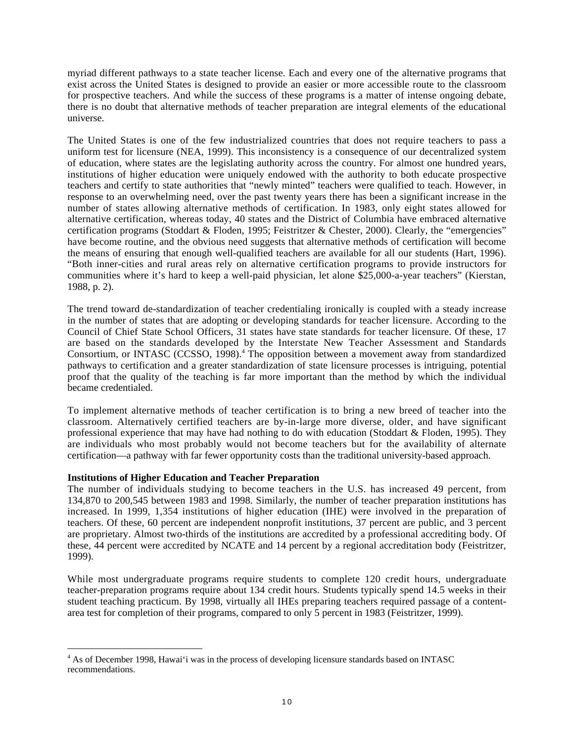myriad different pathways to a state teacher license. Each and every one of the alternative programs that exist across the United States is designed to provide an easier or more accessible route to the classroom for prospective teachers. And while the success of these programs is a matter of intense ongoing debate, there is no doubt that alternative methods of teacher preparation are integral elements of the educational universe.

The United States is one of the few industrialized countries that does not require teachers to pass a uniform test for licensure (NEA, 1999). This inconsistency is a consequence of our decentralized system of education, where states are the legislating authority across the country. For almost one hundred years, institutions of higher education were uniquely endowed with the authority to both educate prospective teachers and certify to state authorities that "newly minted" teachers were qualified to teach. However, in response to an overwhelming need, over the past twenty years there has been a significant increase in the number of states allowing alternative methods of certification. In 1983, only eight states allowed for alternative certification, whereas today, 40 states and the District of Columbia have embraced alternative certification programs (Stoddart & Floden, 1995; Feistritzer & Chester, 2000). Clearly, the "emergencies" have become routine, and the obvious need suggests that alternative methods of certification will become the means of ensuring that enough well-qualified teachers are available for all our students (Hart, 1996). "Both inner-cities and rural areas rely on alternative certification programs to provide instructors for communities where it's hard to keep a well-paid physician, let alone $25,000-a-year teachers" (Kierstan, 1988, p. 2).

The trend toward de-standardization of teacher credentialing ironically is coupled with a steady increase in the number of states that are adopting or developing standards for teacher licensure. According to the Council of Chief State School Officers, 31 states have state standards for teacher licensure. Of these, 17 are based on the standards developed by the Interstate New Teacher Assessment and Standards Consortium, or INTASC (CCSSO, 1998).[4] The opposition between a movement away from standardized pathways to certification and a greater standardization of state licensure processes is intriguing, potential proof that the quality of the teaching is far more important than the method by which the individual became credentialed.

To implement alternative methods of teacher certification is to bring a new breed of teacher into the classroom. Alternatively certified teachers are by-in-large more diverse, older, and have significant professional experience that may have had nothing to do with education (Stoddart & Floden, 1995). They are individuals who most probably would not become teachers but for the availability of alternate certification—a pathway with far fewer opportunity costs than the traditional university-based approach.

**Institutions of Higher Education and Teacher Preparation**

The number of individuals studying to become teachers in the U.S. has increased 49 percent, from 134,870 to 200,545 between 1983 and 1998. Similarly, the number of teacher preparation institutions has increased. In 1999, 1,354 institutions of higher education (IHE) were involved in the preparation of teachers. Of these, 60 percent are independent nonprofit institutions, 37 percent are public, and 3 percent are proprietary. Almost two-thirds of the institutions are accredited by a professional accrediting body. Of these, 44 percent were accredited by NCATE and 14 percent by a regional accreditation body (Feistritzer, 1999).

While most undergraduate programs require students to complete 120 credit hours, undergraduate teacher-preparation programs require about 134 credit hours. Students typically spend 14.5 weeks in their student teaching practicum. By 1998, virtually all IHEs preparing teachers required passage of a content-area test for completion of their programs, compared to only 5 percent in 1983 (Feistritzer, 1999).

---

[4] As of December 1998, Hawai'i was in the process of developing licensure standards based on INTASC recommendations.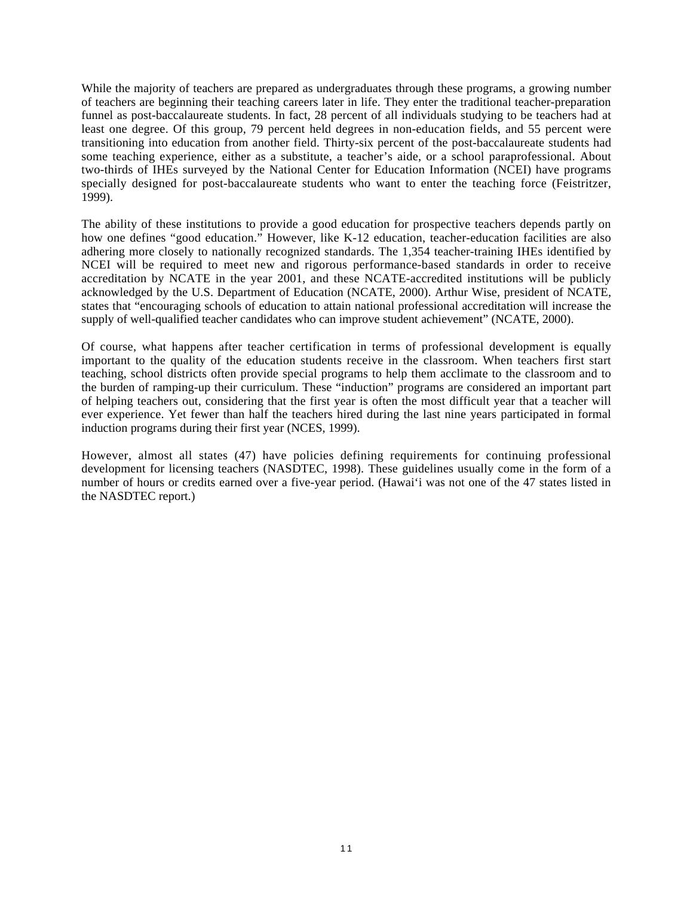While the majority of teachers are prepared as undergraduates through these programs, a growing number of teachers are beginning their teaching careers later in life. They enter the traditional teacher-preparation funnel as post-baccalaureate students. In fact, 28 percent of all individuals studying to be teachers had at least one degree. Of this group, 79 percent held degrees in non-education fields, and 55 percent were transitioning into education from another field. Thirty-six percent of the post-baccalaureate students had some teaching experience, either as a substitute, a teacher's aide, or a school paraprofessional. About two-thirds of IHEs surveyed by the National Center for Education Information (NCEI) have programs specially designed for post-baccalaureate students who want to enter the teaching force (Feistritzer, 1999).

The ability of these institutions to provide a good education for prospective teachers depends partly on how one defines "good education." However, like K-12 education, teacher-education facilities are also adhering more closely to nationally recognized standards. The 1,354 teacher-training IHEs identified by NCEI will be required to meet new and rigorous performance-based standards in order to receive accreditation by NCATE in the year 2001, and these NCATE-accredited institutions will be publicly acknowledged by the U.S. Department of Education (NCATE, 2000). Arthur Wise, president of NCATE, states that "encouraging schools of education to attain national professional accreditation will increase the supply of well-qualified teacher candidates who can improve student achievement" (NCATE, 2000).

Of course, what happens after teacher certification in terms of professional development is equally important to the quality of the education students receive in the classroom. When teachers first start teaching, school districts often provide special programs to help them acclimate to the classroom and to the burden of ramping-up their curriculum. These "induction" programs are considered an important part of helping teachers out, considering that the first year is often the most difficult year that a teacher will ever experience. Yet fewer than half the teachers hired during the last nine years participated in formal induction programs during their first year (NCES, 1999).

However, almost all states (47) have policies defining requirements for continuing professional development for licensing teachers (NASDTEC, 1998). These guidelines usually come in the form of a number of hours or credits earned over a five-year period. (Hawai'i was not one of the 47 states listed in the NASDTEC report.)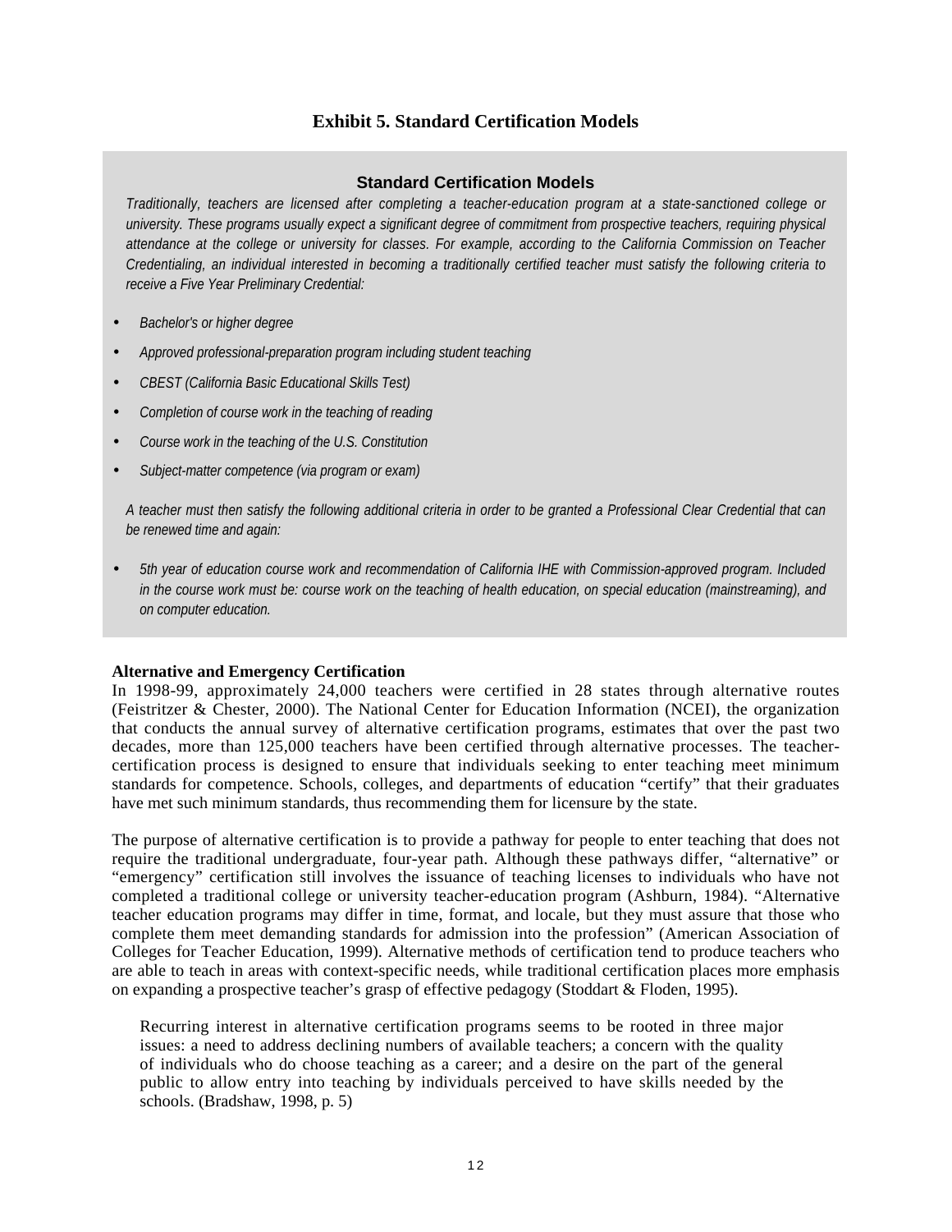### Exhibit 5. Standard Certification Models

#### Standard Certification Models

*Traditionally, teachers are licensed after completing a teacher-education program at a state-sanctioned college or university. These programs usually expect a significant degree of commitment from prospective teachers, requiring physical attendance at the college or university for classes. For example, according to the California Commission on Teacher Credentialing, an individual interested in becoming a traditionally certified teacher must satisfy the following criteria to receive a Five Year Preliminary Credential:*

- *Bachelor's or higher degree*
- *Approved professional-preparation program including student teaching*
- *CBEST (California Basic Educational Skills Test)*
- *Completion of course work in the teaching of reading*
- *Course work in the teaching of the U.S. Constitution*
- *Subject-matter competence (via program or exam)*

*A teacher must then satisfy the following additional criteria in order to be granted a Professional Clear Credential that can be renewed time and again:*

- *5th year of education course work and recommendation of California IHE with Commission-approved program. Included in the course work must be: course work on the teaching of health education, on special education (mainstreaming), and on computer education.*

**Alternative and Emergency Certification**

In 1998-99, approximately 24,000 teachers were certified in 28 states through alternative routes (Feistritzer & Chester, 2000). The National Center for Education Information (NCEI), the organization that conducts the annual survey of alternative certification programs, estimates that over the past two decades, more than 125,000 teachers have been certified through alternative processes. The teacher-certification process is designed to ensure that individuals seeking to enter teaching meet minimum standards for competence. Schools, colleges, and departments of education "certify" that their graduates have met such minimum standards, thus recommending them for licensure by the state.

The purpose of alternative certification is to provide a pathway for people to enter teaching that does not require the traditional undergraduate, four-year path. Although these pathways differ, "alternative" or "emergency" certification still involves the issuance of teaching licenses to individuals who have not completed a traditional college or university teacher-education program (Ashburn, 1984). "Alternative teacher education programs may differ in time, format, and locale, but they must assure that those who complete them meet demanding standards for admission into the profession" (American Association of Colleges for Teacher Education, 1999). Alternative methods of certification tend to produce teachers who are able to teach in areas with context-specific needs, while traditional certification places more emphasis on expanding a prospective teacher's grasp of effective pedagogy (Stoddart & Floden, 1995).

> Recurring interest in alternative certification programs seems to be rooted in three major issues: a need to address declining numbers of available teachers; a concern with the quality of individuals who do choose teaching as a career; and a desire on the part of the general public to allow entry into teaching by individuals perceived to have skills needed by the schools. (Bradshaw, 1998, p. 5)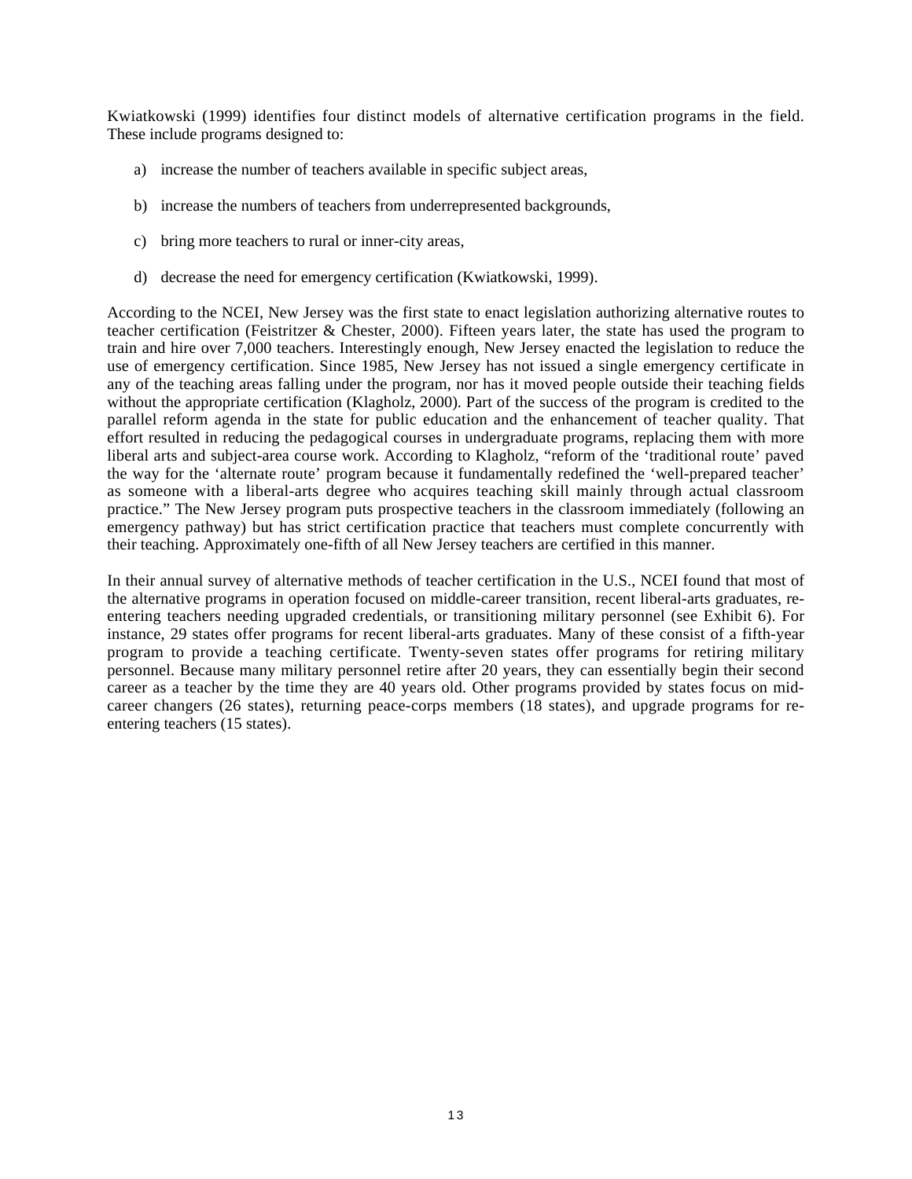Kwiatkowski (1999) identifies four distinct models of alternative certification programs in the field. These include programs designed to:

a) increase the number of teachers available in specific subject areas,

b) increase the numbers of teachers from underrepresented backgrounds,

c) bring more teachers to rural or inner-city areas,

d) decrease the need for emergency certification (Kwiatkowski, 1999).

According to the NCEI, New Jersey was the first state to enact legislation authorizing alternative routes to teacher certification (Feistritzer & Chester, 2000). Fifteen years later, the state has used the program to train and hire over 7,000 teachers. Interestingly enough, New Jersey enacted the legislation to reduce the use of emergency certification. Since 1985, New Jersey has not issued a single emergency certificate in any of the teaching areas falling under the program, nor has it moved people outside their teaching fields without the appropriate certification (Klagholz, 2000). Part of the success of the program is credited to the parallel reform agenda in the state for public education and the enhancement of teacher quality. That effort resulted in reducing the pedagogical courses in undergraduate programs, replacing them with more liberal arts and subject-area course work. According to Klagholz, "reform of the 'traditional route' paved the way for the 'alternate route' program because it fundamentally redefined the 'well-prepared teacher' as someone with a liberal-arts degree who acquires teaching skill mainly through actual classroom practice." The New Jersey program puts prospective teachers in the classroom immediately (following an emergency pathway) but has strict certification practice that teachers must complete concurrently with their teaching. Approximately one-fifth of all New Jersey teachers are certified in this manner.

In their annual survey of alternative methods of teacher certification in the U.S., NCEI found that most of the alternative programs in operation focused on middle-career transition, recent liberal-arts graduates, re-entering teachers needing upgraded credentials, or transitioning military personnel (see Exhibit 6). For instance, 29 states offer programs for recent liberal-arts graduates. Many of these consist of a fifth-year program to provide a teaching certificate. Twenty-seven states offer programs for retiring military personnel. Because many military personnel retire after 20 years, they can essentially begin their second career as a teacher by the time they are 40 years old. Other programs provided by states focus on mid-career changers (26 states), returning peace-corps members (18 states), and upgrade programs for re-entering teachers (15 states).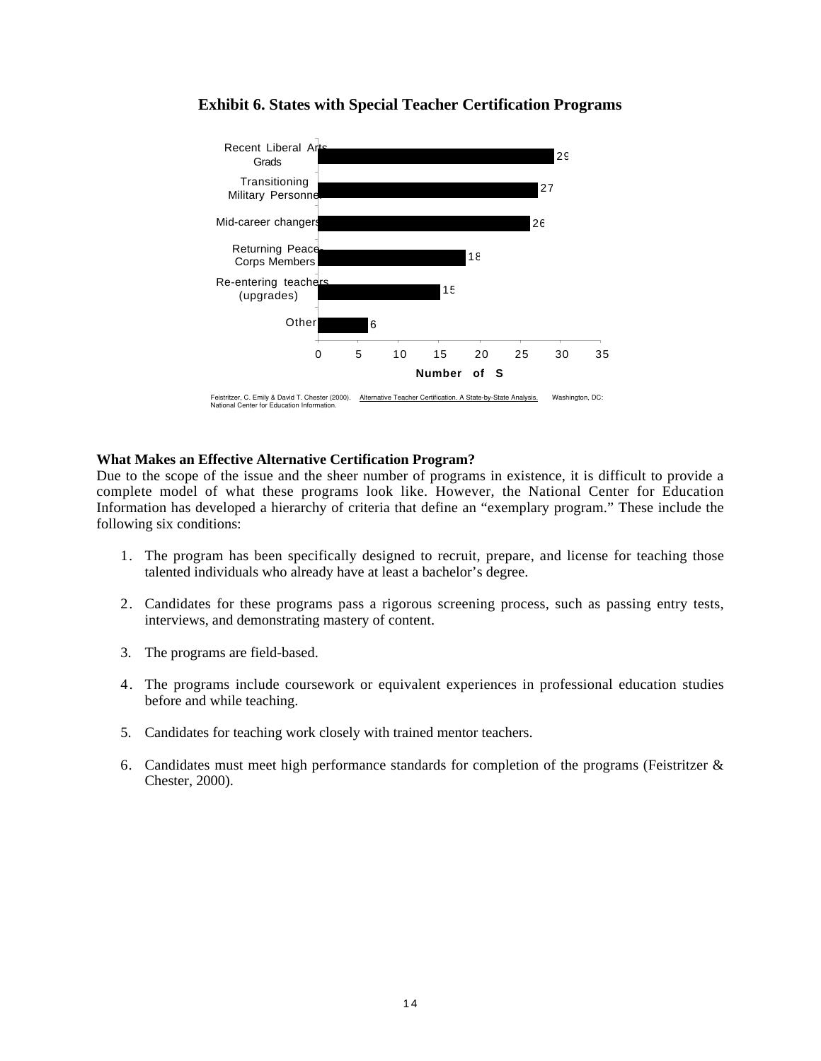**Exhibit 6. States with Special Teacher Certification Programs**

| Category | Number of States |
|---|---|
| Recent Liberal Arts Grads | 29 |
| Transitioning Military Personnel | 27 |
| Mid-career changers | 26 |
| Returning Peace Corps Members | 18 |
| Re-entering teachers (upgrades) | 15 |
| Other | 6 |

Feistritzer, C. Emily & David T. Chester (2000). Alternative Teacher Certification. A State-by-State Analysis. Washington, DC: National Center for Education Information.

**What Makes an Effective Alternative Certification Program?**

Due to the scope of the issue and the sheer number of programs in existence, it is difficult to provide a complete model of what these programs look like. However, the National Center for Education Information has developed a hierarchy of criteria that define an "exemplary program." These include the following six conditions:

1. The program has been specifically designed to recruit, prepare, and license for teaching those talented individuals who already have at least a bachelor's degree.

2. Candidates for these programs pass a rigorous screening process, such as passing entry tests, interviews, and demonstrating mastery of content.

3. The programs are field-based.

4. The programs include coursework or equivalent experiences in professional education studies before and while teaching.

5. Candidates for teaching work closely with trained mentor teachers.

6. Candidates must meet high performance standards for completion of the programs (Feistritzer & Chester, 2000).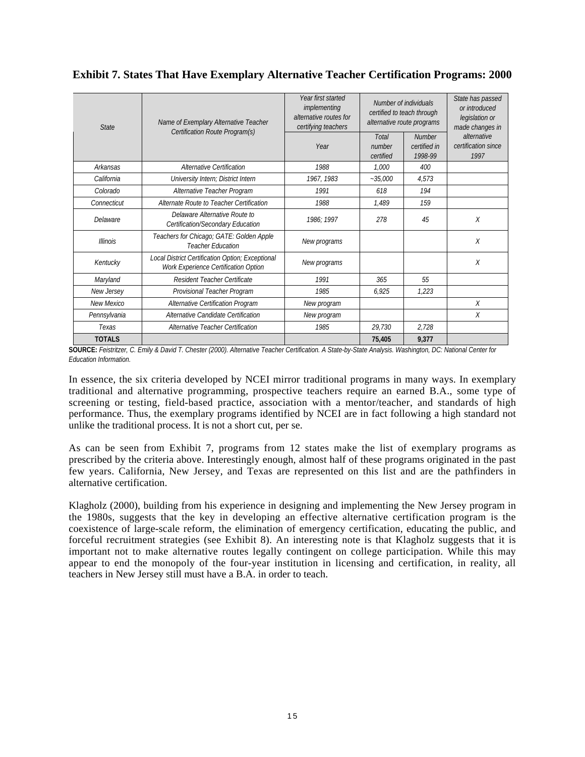**Exhibit 7. States That Have Exemplary Alternative Teacher Certification Programs: 2000**

| State | Name of Exemplary Alternative Teacher Certification Route Program(s) | Year first started implementing alternative routes for certifying teachers | Number of individuals certified to teach through alternative route programs | | State has passed or introduced legislation or made changes in alternative certification since 1997 |
|---|---|---|---|---|---|
| | | Year | Total number certified | Number certified in 1998-99 | |
| Arkansas | Alternative Certification | 1988 | 1,000 | 400 | |
| California | University Intern; District Intern | 1967, 1983 | ~35,000 | 4,573 | |
| Colorado | Alternative Teacher Program | 1991 | 618 | 194 | |
| Connecticut | Alternate Route to Teacher Certification | 1988 | 1,489 | 159 | |
| Delaware | Delaware Alternative Route to Certification/Secondary Education | 1986; 1997 | 278 | 45 | X |
| Illinois | Teachers for Chicago; GATE: Golden Apple Teacher Education | New programs | | | X |
| Kentucky | Local District Certification Option; Exceptional Work Experience Certification Option | New programs | | | X |
| Maryland | Resident Teacher Certificate | 1991 | 365 | 55 | |
| New Jersey | Provisional Teacher Program | 1985 | 6,925 | 1,223 | |
| New Mexico | Alternative Certification Program | New program | | | X |
| Pennsylvania | Alternative Candidate Certification | New program | | | X |
| Texas | Alternative Teacher Certification | 1985 | 29,730 | 2,728 | |
| **TOTALS** | | | **75,405** | **9,377** | |

**SOURCE:** *Feistritzer, C. Emily & David T. Chester (2000). Alternative Teacher Certification. A State-by-State Analysis. Washington, DC: National Center for Education Information.*

In essence, the six criteria developed by NCEI mirror traditional programs in many ways. In exemplary traditional and alternative programming, prospective teachers require an earned B.A., some type of screening or testing, field-based practice, association with a mentor/teacher, and standards of high performance. Thus, the exemplary programs identified by NCEI are in fact following a high standard not unlike the traditional process. It is not a short cut, per se.

As can be seen from Exhibit 7, programs from 12 states make the list of exemplary programs as prescribed by the criteria above. Interestingly enough, almost half of these programs originated in the past few years. California, New Jersey, and Texas are represented on this list and are the pathfinders in alternative certification.

Klagholz (2000), building from his experience in designing and implementing the New Jersey program in the 1980s, suggests that the key in developing an effective alternative certification program is the coexistence of large-scale reform, the elimination of emergency certification, educating the public, and forceful recruitment strategies (see Exhibit 8). An interesting note is that Klagholz suggests that it is important not to make alternative routes legally contingent on college participation. While this may appear to end the monopoly of the four-year institution in licensing and certification, in reality, all teachers in New Jersey still must have a B.A. in order to teach.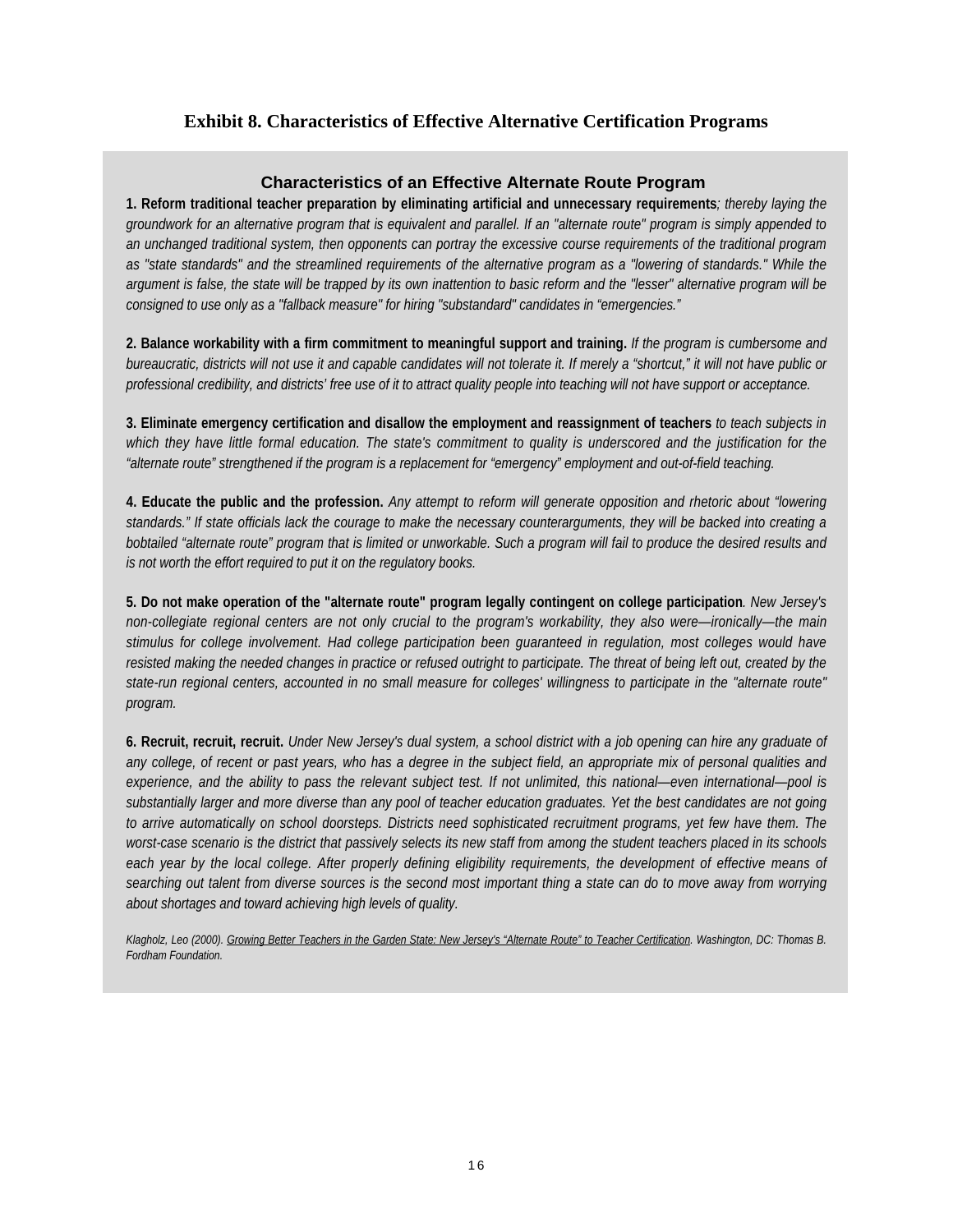## Exhibit 8. Characteristics of Effective Alternative Certification Programs

### Characteristics of an Effective Alternate Route Program

**1. Reform traditional teacher preparation by eliminating artificial and unnecessary requirements***; thereby laying the groundwork for an alternative program that is equivalent and parallel. If an "alternate route" program is simply appended to an unchanged traditional system, then opponents can portray the excessive course requirements of the traditional program as "state standards" and the streamlined requirements of the alternative program as a "lowering of standards." While the argument is false, the state will be trapped by its own inattention to basic reform and the "lesser" alternative program will be consigned to use only as a "fallback measure" for hiring "substandard" candidates in "emergencies."*

**2. Balance workability with a firm commitment to meaningful support and training.** *If the program is cumbersome and bureaucratic, districts will not use it and capable candidates will not tolerate it. If merely a "shortcut," it will not have public or professional credibility, and districts' free use of it to attract quality people into teaching will not have support or acceptance.*

**3. Eliminate emergency certification and disallow the employment and reassignment of teachers** *to teach subjects in which they have little formal education. The state's commitment to quality is underscored and the justification for the "alternate route" strengthened if the program is a replacement for "emergency" employment and out-of-field teaching.*

**4. Educate the public and the profession.** *Any attempt to reform will generate opposition and rhetoric about "lowering standards." If state officials lack the courage to make the necessary counterarguments, they will be backed into creating a bobtailed "alternate route" program that is limited or unworkable. Such a program will fail to produce the desired results and is not worth the effort required to put it on the regulatory books.*

**5. Do not make operation of the "alternate route" program legally contingent on college participation***. New Jersey's non-collegiate regional centers are not only crucial to the program's workability, they also were—ironically—the main stimulus for college involvement. Had college participation been guaranteed in regulation, most colleges would have resisted making the needed changes in practice or refused outright to participate. The threat of being left out, created by the state-run regional centers, accounted in no small measure for colleges' willingness to participate in the "alternate route" program.*

**6. Recruit, recruit, recruit.** *Under New Jersey's dual system, a school district with a job opening can hire any graduate of any college, of recent or past years, who has a degree in the subject field, an appropriate mix of personal qualities and experience, and the ability to pass the relevant subject test. If not unlimited, this national—even international—pool is substantially larger and more diverse than any pool of teacher education graduates. Yet the best candidates are not going to arrive automatically on school doorsteps. Districts need sophisticated recruitment programs, yet few have them. The worst-case scenario is the district that passively selects its new staff from among the student teachers placed in its schools each year by the local college. After properly defining eligibility requirements, the development of effective means of searching out talent from diverse sources is the second most important thing a state can do to move away from worrying about shortages and toward achieving high levels of quality.*

*Klagholz, Leo (2000). Growing Better Teachers in the Garden State: New Jersey's "Alternate Route" to Teacher Certification. Washington, DC: Thomas B. Fordham Foundation.*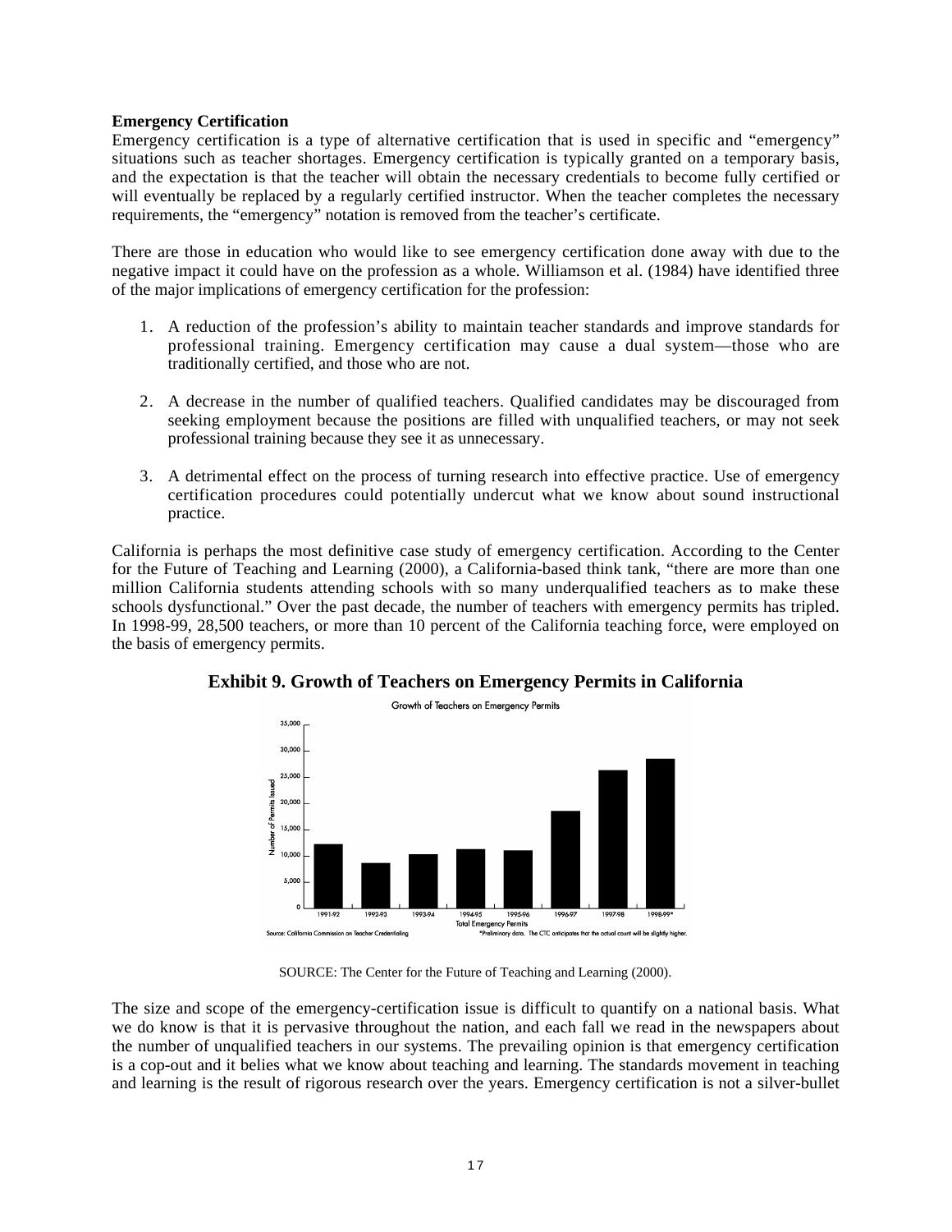**Emergency Certification**

Emergency certification is a type of alternative certification that is used in specific and “emergency” situations such as teacher shortages. Emergency certification is typically granted on a temporary basis, and the expectation is that the teacher will obtain the necessary credentials to become fully certified or will eventually be replaced by a regularly certified instructor. When the teacher completes the necessary requirements, the “emergency” notation is removed from the teacher’s certificate.

There are those in education who would like to see emergency certification done away with due to the negative impact it could have on the profession as a whole. Williamson et al. (1984) have identified three of the major implications of emergency certification for the profession:

1. A reduction of the profession’s ability to maintain teacher standards and improve standards for professional training. Emergency certification may cause a dual system—those who are traditionally certified, and those who are not.

2. A decrease in the number of qualified teachers. Qualified candidates may be discouraged from seeking employment because the positions are filled with unqualified teachers, or may not seek professional training because they see it as unnecessary.

3. A detrimental effect on the process of turning research into effective practice. Use of emergency certification procedures could potentially undercut what we know about sound instructional practice.

California is perhaps the most definitive case study of emergency certification. According to the Center for the Future of Teaching and Learning (2000), a California-based think tank, “there are more than one million California students attending schools with so many underqualified teachers as to make these schools dysfunctional.” Over the past decade, the number of teachers with emergency permits has tripled. In 1998-99, 28,500 teachers, or more than 10 percent of the California teaching force, were employed on the basis of emergency permits.

**Exhibit 9. Growth of Teachers on Emergency Permits in California**

Growth of Teachers on Emergency Permits

Number of Permits Issued (0 – 35,000); bars for 1991-92, 1992-93, 1993-94, 1994-95, 1995-96, 1996-97, 1997-98, 1998-99*

Total Emergency Permits

Source: California Commission on Teacher Credentialing

*Preliminary data. The CTC anticipates that the actual count will be slightly higher.

SOURCE: The Center for the Future of Teaching and Learning (2000).

The size and scope of the emergency-certification issue is difficult to quantify on a national basis. What we do know is that it is pervasive throughout the nation, and each fall we read in the newspapers about the number of unqualified teachers in our systems. The prevailing opinion is that emergency certification is a cop-out and it belies what we know about teaching and learning. The standards movement in teaching and learning is the result of rigorous research over the years. Emergency certification is not a silver-bullet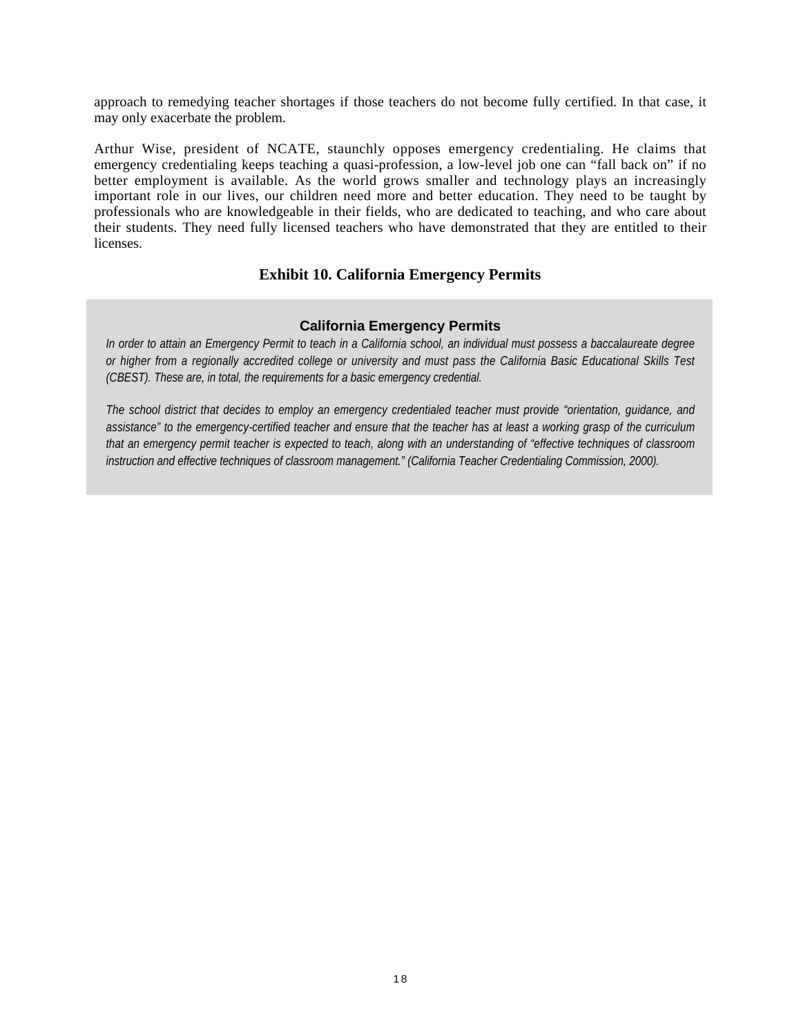approach to remedying teacher shortages if those teachers do not become fully certified. In that case, it may only exacerbate the problem.

Arthur Wise, president of NCATE, staunchly opposes emergency credentialing. He claims that emergency credentialing keeps teaching a quasi-profession, a low-level job one can "fall back on" if no better employment is available. As the world grows smaller and technology plays an increasingly important role in our lives, our children need more and better education. They need to be taught by professionals who are knowledgeable in their fields, who are dedicated to teaching, and who care about their students. They need fully licensed teachers who have demonstrated that they are entitled to their licenses.

### Exhibit 10. California Emergency Permits

**California Emergency Permits**

*In order to attain an Emergency Permit to teach in a California school, an individual must possess a baccalaureate degree or higher from a regionally accredited college or university and must pass the California Basic Educational Skills Test (CBEST). These are, in total, the requirements for a basic emergency credential.*

*The school district that decides to employ an emergency credentialed teacher must provide "orientation, guidance, and assistance" to the emergency-certified teacher and ensure that the teacher has at least a working grasp of the curriculum that an emergency permit teacher is expected to teach, along with an understanding of "effective techniques of classroom instruction and effective techniques of classroom management." (California Teacher Credentialing Commission, 2000).*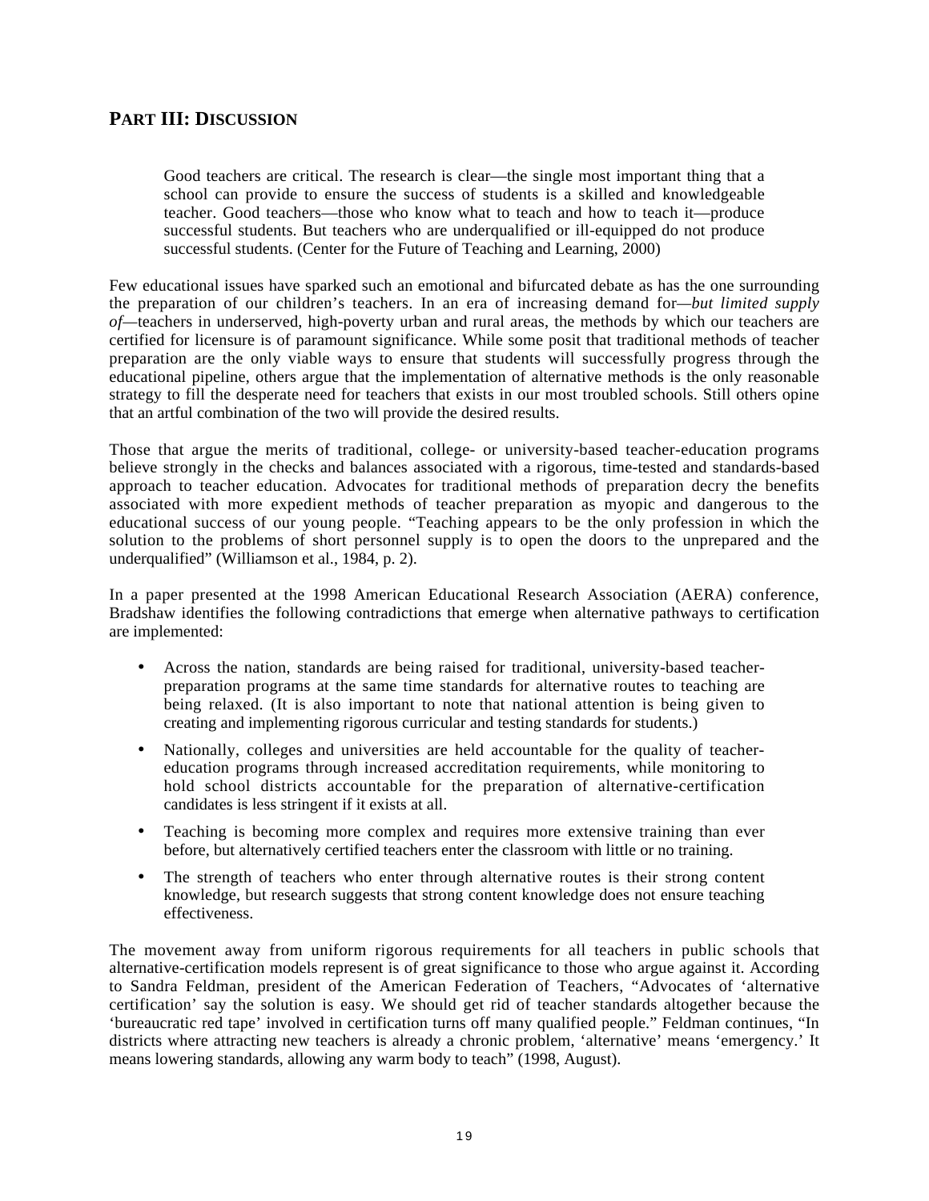## PART III: DISCUSSION

> Good teachers are critical. The research is clear—the single most important thing that a school can provide to ensure the success of students is a skilled and knowledgeable teacher. Good teachers—those who know what to teach and how to teach it—produce successful students. But teachers who are underqualified or ill-equipped do not produce successful students. (Center for the Future of Teaching and Learning, 2000)

Few educational issues have sparked such an emotional and bifurcated debate as has the one surrounding the preparation of our children's teachers. In an era of increasing demand for—*but limited supply of*—teachers in underserved, high-poverty urban and rural areas, the methods by which our teachers are certified for licensure is of paramount significance. While some posit that traditional methods of teacher preparation are the only viable ways to ensure that students will successfully progress through the educational pipeline, others argue that the implementation of alternative methods is the only reasonable strategy to fill the desperate need for teachers that exists in our most troubled schools. Still others opine that an artful combination of the two will provide the desired results.

Those that argue the merits of traditional, college- or university-based teacher-education programs believe strongly in the checks and balances associated with a rigorous, time-tested and standards-based approach to teacher education. Advocates for traditional methods of preparation decry the benefits associated with more expedient methods of teacher preparation as myopic and dangerous to the educational success of our young people. "Teaching appears to be the only profession in which the solution to the problems of short personnel supply is to open the doors to the unprepared and the underqualified" (Williamson et al., 1984, p. 2).

In a paper presented at the 1998 American Educational Research Association (AERA) conference, Bradshaw identifies the following contradictions that emerge when alternative pathways to certification are implemented:

- Across the nation, standards are being raised for traditional, university-based teacher-preparation programs at the same time standards for alternative routes to teaching are being relaxed. (It is also important to note that national attention is being given to creating and implementing rigorous curricular and testing standards for students.)
- Nationally, colleges and universities are held accountable for the quality of teacher-education programs through increased accreditation requirements, while monitoring to hold school districts accountable for the preparation of alternative-certification candidates is less stringent if it exists at all.
- Teaching is becoming more complex and requires more extensive training than ever before, but alternatively certified teachers enter the classroom with little or no training.
- The strength of teachers who enter through alternative routes is their strong content knowledge, but research suggests that strong content knowledge does not ensure teaching effectiveness.

The movement away from uniform rigorous requirements for all teachers in public schools that alternative-certification models represent is of great significance to those who argue against it. According to Sandra Feldman, president of the American Federation of Teachers, "Advocates of 'alternative certification' say the solution is easy. We should get rid of teacher standards altogether because the 'bureaucratic red tape' involved in certification turns off many qualified people." Feldman continues, "In districts where attracting new teachers is already a chronic problem, 'alternative' means 'emergency.' It means lowering standards, allowing any warm body to teach" (1998, August).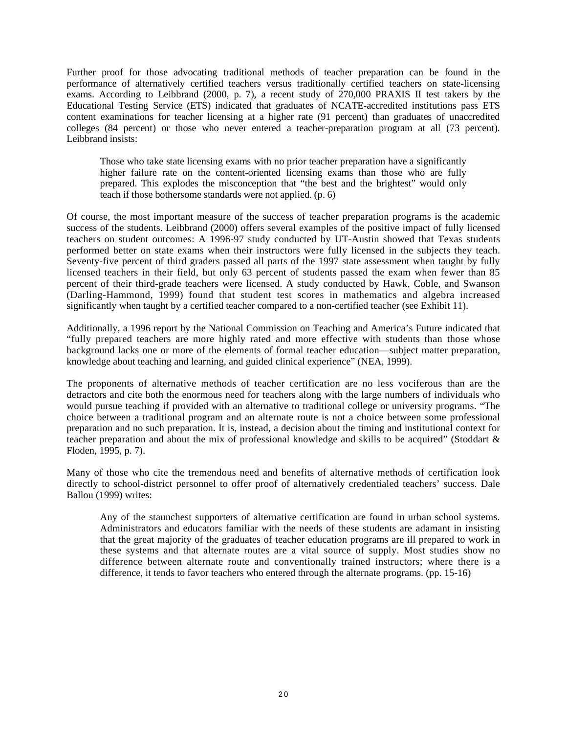Further proof for those advocating traditional methods of teacher preparation can be found in the performance of alternatively certified teachers versus traditionally certified teachers on state-licensing exams. According to Leibbrand (2000, p. 7), a recent study of 270,000 PRAXIS II test takers by the Educational Testing Service (ETS) indicated that graduates of NCATE-accredited institutions pass ETS content examinations for teacher licensing at a higher rate (91 percent) than graduates of unaccredited colleges (84 percent) or those who never entered a teacher-preparation program at all (73 percent). Leibbrand insists:

> Those who take state licensing exams with no prior teacher preparation have a significantly higher failure rate on the content-oriented licensing exams than those who are fully prepared. This explodes the misconception that "the best and the brightest" would only teach if those bothersome standards were not applied. (p. 6)

Of course, the most important measure of the success of teacher preparation programs is the academic success of the students. Leibbrand (2000) offers several examples of the positive impact of fully licensed teachers on student outcomes: A 1996-97 study conducted by UT-Austin showed that Texas students performed better on state exams when their instructors were fully licensed in the subjects they teach. Seventy-five percent of third graders passed all parts of the 1997 state assessment when taught by fully licensed teachers in their field, but only 63 percent of students passed the exam when fewer than 85 percent of their third-grade teachers were licensed. A study conducted by Hawk, Coble, and Swanson (Darling-Hammond, 1999) found that student test scores in mathematics and algebra increased significantly when taught by a certified teacher compared to a non-certified teacher (see Exhibit 11).

Additionally, a 1996 report by the National Commission on Teaching and America's Future indicated that "fully prepared teachers are more highly rated and more effective with students than those whose background lacks one or more of the elements of formal teacher education—subject matter preparation, knowledge about teaching and learning, and guided clinical experience" (NEA, 1999).

The proponents of alternative methods of teacher certification are no less vociferous than are the detractors and cite both the enormous need for teachers along with the large numbers of individuals who would pursue teaching if provided with an alternative to traditional college or university programs. "The choice between a traditional program and an alternate route is not a choice between some professional preparation and no such preparation. It is, instead, a decision about the timing and institutional context for teacher preparation and about the mix of professional knowledge and skills to be acquired" (Stoddart & Floden, 1995, p. 7).

Many of those who cite the tremendous need and benefits of alternative methods of certification look directly to school-district personnel to offer proof of alternatively credentialed teachers' success. Dale Ballou (1999) writes:

> Any of the staunchest supporters of alternative certification are found in urban school systems. Administrators and educators familiar with the needs of these students are adamant in insisting that the great majority of the graduates of teacher education programs are ill prepared to work in these systems and that alternate routes are a vital source of supply. Most studies show no difference between alternate route and conventionally trained instructors; where there is a difference, it tends to favor teachers who entered through the alternate programs. (pp. 15-16)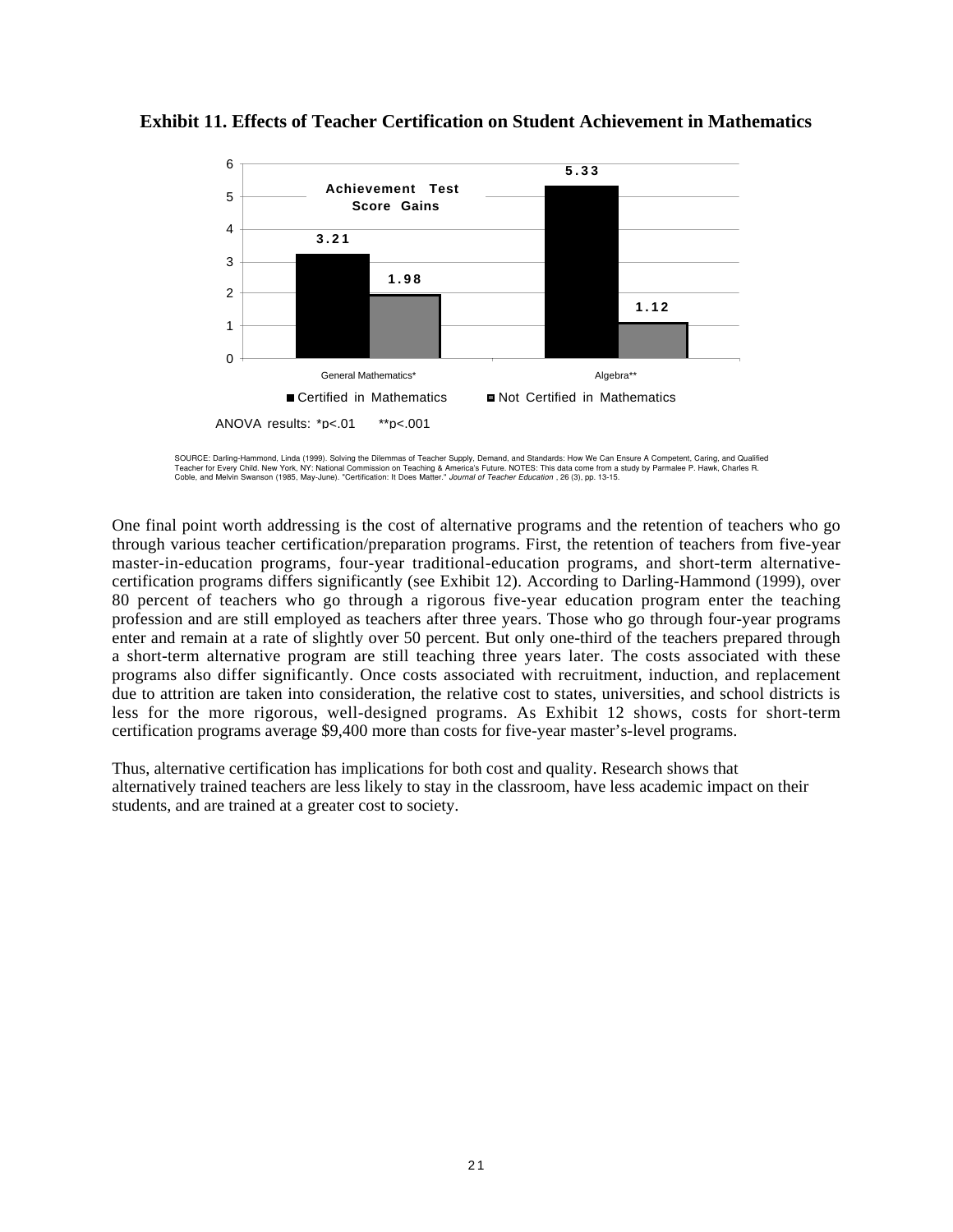**Exhibit 11. Effects of Teacher Certification on Student Achievement in Mathematics**

Achievement Test Score Gains

| | Certified in Mathematics | Not Certified in Mathematics |
|---|---|---|
| General Mathematics* | 3.21 | 1.98 |
| Algebra** | 5.33 | 1.12 |

ANOVA results: *p<.01 **p<.001

SOURCE: Darling-Hammond, Linda (1999). Solving the Dilemmas of Teacher Supply, Demand, and Standards: How We Can Ensure A Competent, Caring, and Qualified Teacher for Every Child. New York, NY: National Commission on Teaching & America's Future. NOTES: This data come from a study by Parmalee P. Hawk, Charles R. Coble, and Melvin Swanson (1985, May-June). "Certification: It Does Matter." *Journal of Teacher Education* , 26 (3), pp. 13-15.

One final point worth addressing is the cost of alternative programs and the retention of teachers who go through various teacher certification/preparation programs. First, the retention of teachers from five-year master-in-education programs, four-year traditional-education programs, and short-term alternative-certification programs differs significantly (see Exhibit 12). According to Darling-Hammond (1999), over 80 percent of teachers who go through a rigorous five-year education program enter the teaching profession and are still employed as teachers after three years. Those who go through four-year programs enter and remain at a rate of slightly over 50 percent. But only one-third of the teachers prepared through a short-term alternative program are still teaching three years later. The costs associated with these programs also differ significantly. Once costs associated with recruitment, induction, and replacement due to attrition are taken into consideration, the relative cost to states, universities, and school districts is less for the more rigorous, well-designed programs. As Exhibit 12 shows, costs for short-term certification programs average $9,400 more than costs for five-year master's-level programs.

Thus, alternative certification has implications for both cost and quality. Research shows that alternatively trained teachers are less likely to stay in the classroom, have less academic impact on their students, and are trained at a greater cost to society.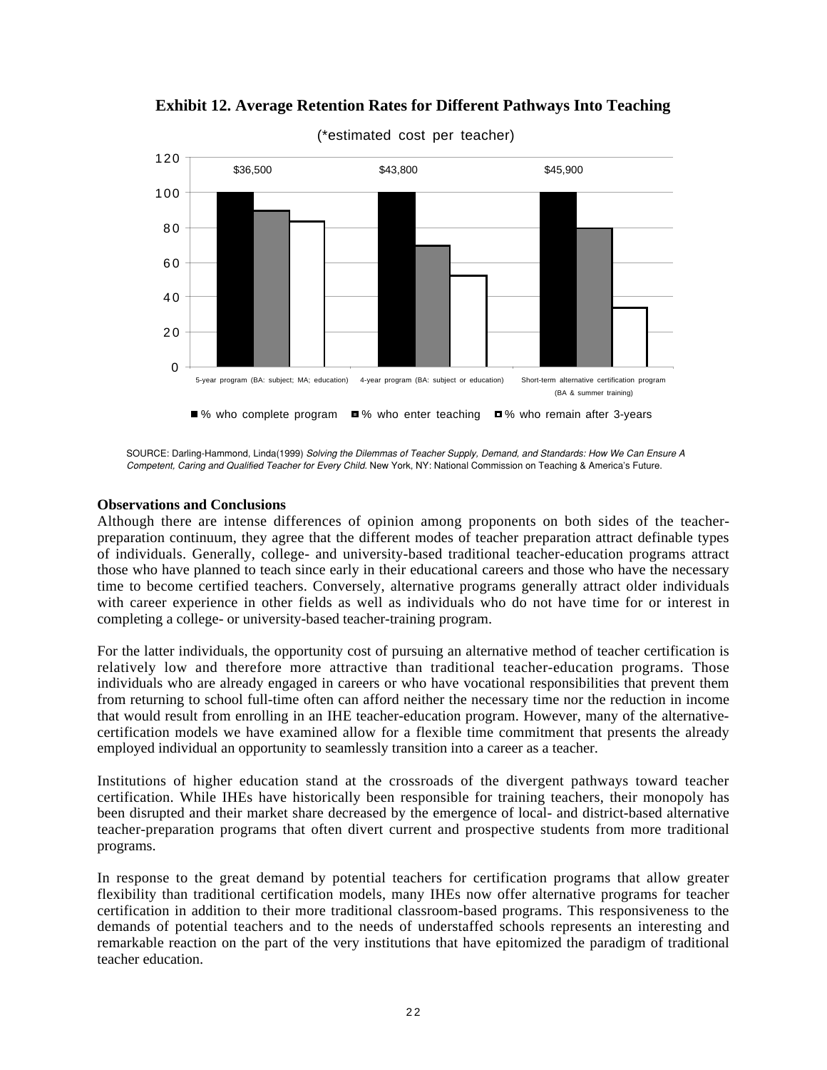**Exhibit 12. Average Retention Rates for Different Pathways Into Teaching**

(*estimated cost per teacher)

| | 5-year program (BA: subject; MA; education) | 4-year program (BA: subject or education) | Short-term alternative certification program (BA & summer training) |
|---|---|---|---|
| *Estimated cost per teacher | $36,500 | $43,800 | $45,900 |
| % who complete program | 100 | 100 | 100 |
| % who enter teaching | 90 | 70 | 80 |
| % who remain after 3-years | 84 | 53 | 34 |

SOURCE: Darling-Hammond, Linda(1999) *Solving the Dilemmas of Teacher Supply, Demand, and Standards: How We Can Ensure A Competent, Caring and Qualified Teacher for Every Child.* New York, NY: National Commission on Teaching & America's Future.

**Observations and Conclusions**

Although there are intense differences of opinion among proponents on both sides of the teacher-preparation continuum, they agree that the different modes of teacher preparation attract definable types of individuals. Generally, college- and university-based traditional teacher-education programs attract those who have planned to teach since early in their educational careers and those who have the necessary time to become certified teachers. Conversely, alternative programs generally attract older individuals with career experience in other fields as well as individuals who do not have time for or interest in completing a college- or university-based teacher-training program.

For the latter individuals, the opportunity cost of pursuing an alternative method of teacher certification is relatively low and therefore more attractive than traditional teacher-education programs. Those individuals who are already engaged in careers or who have vocational responsibilities that prevent them from returning to school full-time often can afford neither the necessary time nor the reduction in income that would result from enrolling in an IHE teacher-education program. However, many of the alternative-certification models we have examined allow for a flexible time commitment that presents the already employed individual an opportunity to seamlessly transition into a career as a teacher.

Institutions of higher education stand at the crossroads of the divergent pathways toward teacher certification. While IHEs have historically been responsible for training teachers, their monopoly has been disrupted and their market share decreased by the emergence of local- and district-based alternative teacher-preparation programs that often divert current and prospective students from more traditional programs.

In response to the great demand by potential teachers for certification programs that allow greater flexibility than traditional certification models, many IHEs now offer alternative programs for teacher certification in addition to their more traditional classroom-based programs. This responsiveness to the demands of potential teachers and to the needs of understaffed schools represents an interesting and remarkable reaction on the part of the very institutions that have epitomized the paradigm of traditional teacher education.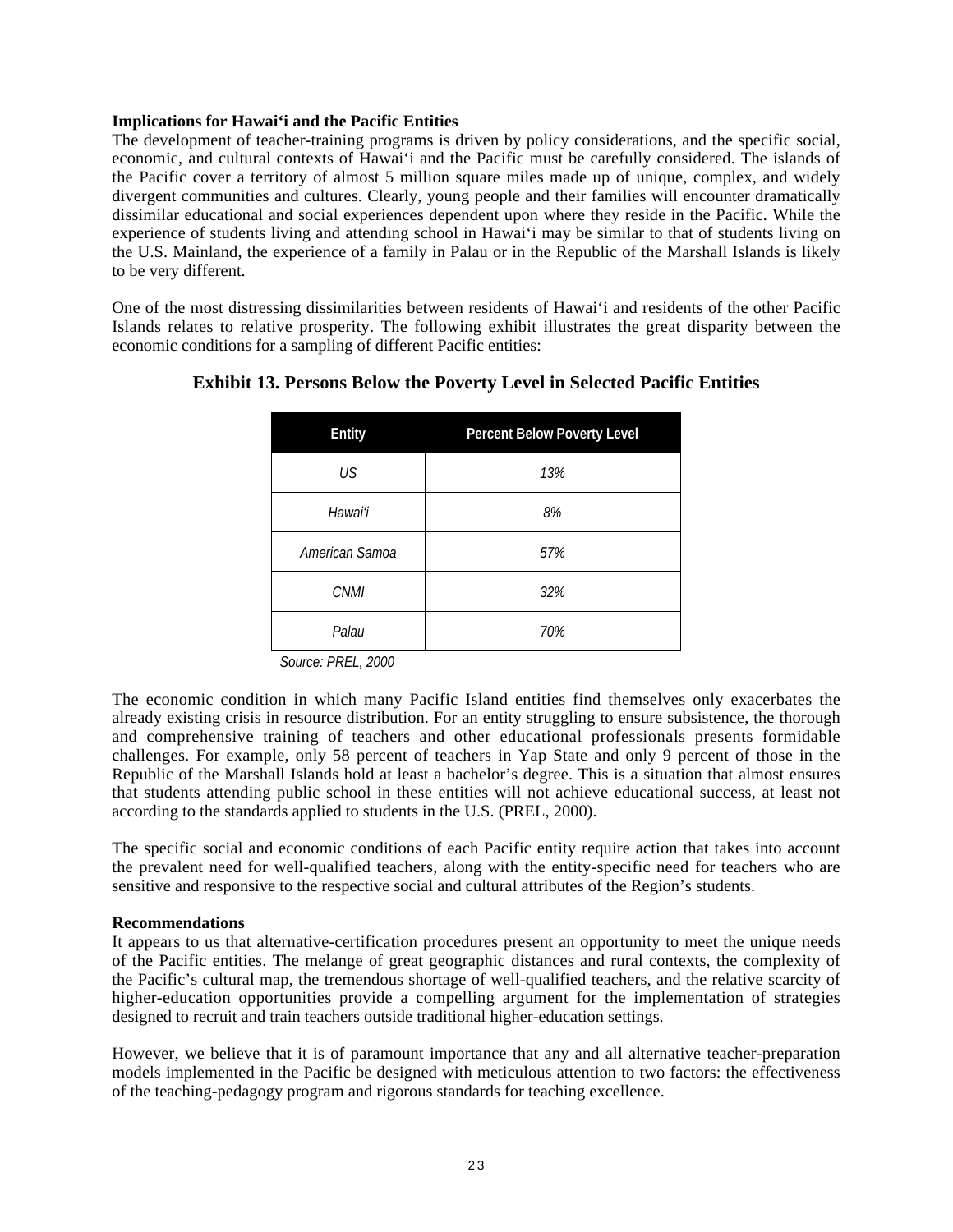**Implications for Hawai'i and the Pacific Entities**

The development of teacher-training programs is driven by policy considerations, and the specific social, economic, and cultural contexts of Hawai'i and the Pacific must be carefully considered. The islands of the Pacific cover a territory of almost 5 million square miles made up of unique, complex, and widely divergent communities and cultures. Clearly, young people and their families will encounter dramatically dissimilar educational and social experiences dependent upon where they reside in the Pacific. While the experience of students living and attending school in Hawai'i may be similar to that of students living on the U.S. Mainland, the experience of a family in Palau or in the Republic of the Marshall Islands is likely to be very different.

One of the most distressing dissimilarities between residents of Hawai'i and residents of the other Pacific Islands relates to relative prosperity. The following exhibit illustrates the great disparity between the economic conditions for a sampling of different Pacific entities:

**Exhibit 13. Persons Below the Poverty Level in Selected Pacific Entities**

| Entity | Percent Below Poverty Level |
|---|---|
| *US* | *13%* |
| *Hawai'i* | *8%* |
| *American Samoa* | *57%* |
| *CNMI* | *32%* |
| *Palau* | *70%* |

*Source: PREL, 2000*

The economic condition in which many Pacific Island entities find themselves only exacerbates the already existing crisis in resource distribution. For an entity struggling to ensure subsistence, the thorough and comprehensive training of teachers and other educational professionals presents formidable challenges. For example, only 58 percent of teachers in Yap State and only 9 percent of those in the Republic of the Marshall Islands hold at least a bachelor's degree. This is a situation that almost ensures that students attending public school in these entities will not achieve educational success, at least not according to the standards applied to students in the U.S. (PREL, 2000).

The specific social and economic conditions of each Pacific entity require action that takes into account the prevalent need for well-qualified teachers, along with the entity-specific need for teachers who are sensitive and responsive to the respective social and cultural attributes of the Region's students.

**Recommendations**

It appears to us that alternative-certification procedures present an opportunity to meet the unique needs of the Pacific entities. The melange of great geographic distances and rural contexts, the complexity of the Pacific's cultural map, the tremendous shortage of well-qualified teachers, and the relative scarcity of higher-education opportunities provide a compelling argument for the implementation of strategies designed to recruit and train teachers outside traditional higher-education settings.

However, we believe that it is of paramount importance that any and all alternative teacher-preparation models implemented in the Pacific be designed with meticulous attention to two factors: the effectiveness of the teaching-pedagogy program and rigorous standards for teaching excellence.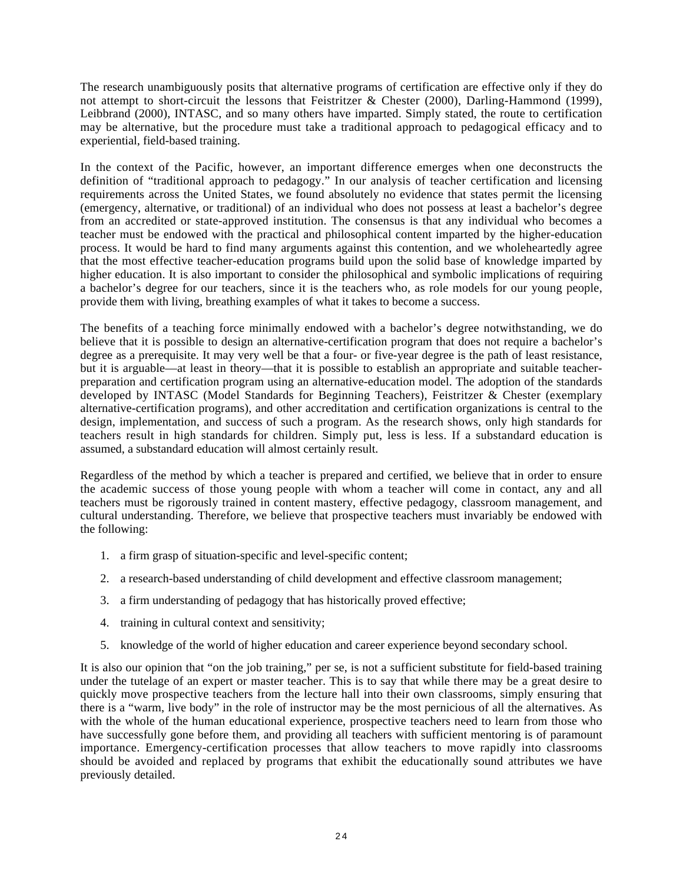The research unambiguously posits that alternative programs of certification are effective only if they do not attempt to short-circuit the lessons that Feistritzer & Chester (2000), Darling-Hammond (1999), Leibbrand (2000), INTASC, and so many others have imparted. Simply stated, the route to certification may be alternative, but the procedure must take a traditional approach to pedagogical efficacy and to experiential, field-based training.

In the context of the Pacific, however, an important difference emerges when one deconstructs the definition of "traditional approach to pedagogy." In our analysis of teacher certification and licensing requirements across the United States, we found absolutely no evidence that states permit the licensing (emergency, alternative, or traditional) of an individual who does not possess at least a bachelor's degree from an accredited or state-approved institution. The consensus is that any individual who becomes a teacher must be endowed with the practical and philosophical content imparted by the higher-education process. It would be hard to find many arguments against this contention, and we wholeheartedly agree that the most effective teacher-education programs build upon the solid base of knowledge imparted by higher education. It is also important to consider the philosophical and symbolic implications of requiring a bachelor's degree for our teachers, since it is the teachers who, as role models for our young people, provide them with living, breathing examples of what it takes to become a success.

The benefits of a teaching force minimally endowed with a bachelor's degree notwithstanding, we do believe that it is possible to design an alternative-certification program that does not require a bachelor's degree as a prerequisite. It may very well be that a four- or five-year degree is the path of least resistance, but it is arguable—at least in theory—that it is possible to establish an appropriate and suitable teacher-preparation and certification program using an alternative-education model. The adoption of the standards developed by INTASC (Model Standards for Beginning Teachers), Feistritzer & Chester (exemplary alternative-certification programs), and other accreditation and certification organizations is central to the design, implementation, and success of such a program. As the research shows, only high standards for teachers result in high standards for children. Simply put, less is less. If a substandard education is assumed, a substandard education will almost certainly result.

Regardless of the method by which a teacher is prepared and certified, we believe that in order to ensure the academic success of those young people with whom a teacher will come in contact, any and all teachers must be rigorously trained in content mastery, effective pedagogy, classroom management, and cultural understanding. Therefore, we believe that prospective teachers must invariably be endowed with the following:

1. a firm grasp of situation-specific and level-specific content;
2. a research-based understanding of child development and effective classroom management;
3. a firm understanding of pedagogy that has historically proved effective;
4. training in cultural context and sensitivity;
5. knowledge of the world of higher education and career experience beyond secondary school.

It is also our opinion that "on the job training," per se, is not a sufficient substitute for field-based training under the tutelage of an expert or master teacher. This is to say that while there may be a great desire to quickly move prospective teachers from the lecture hall into their own classrooms, simply ensuring that there is a "warm, live body" in the role of instructor may be the most pernicious of all the alternatives. As with the whole of the human educational experience, prospective teachers need to learn from those who have successfully gone before them, and providing all teachers with sufficient mentoring is of paramount importance. Emergency-certification processes that allow teachers to move rapidly into classrooms should be avoided and replaced by programs that exhibit the educationally sound attributes we have previously detailed.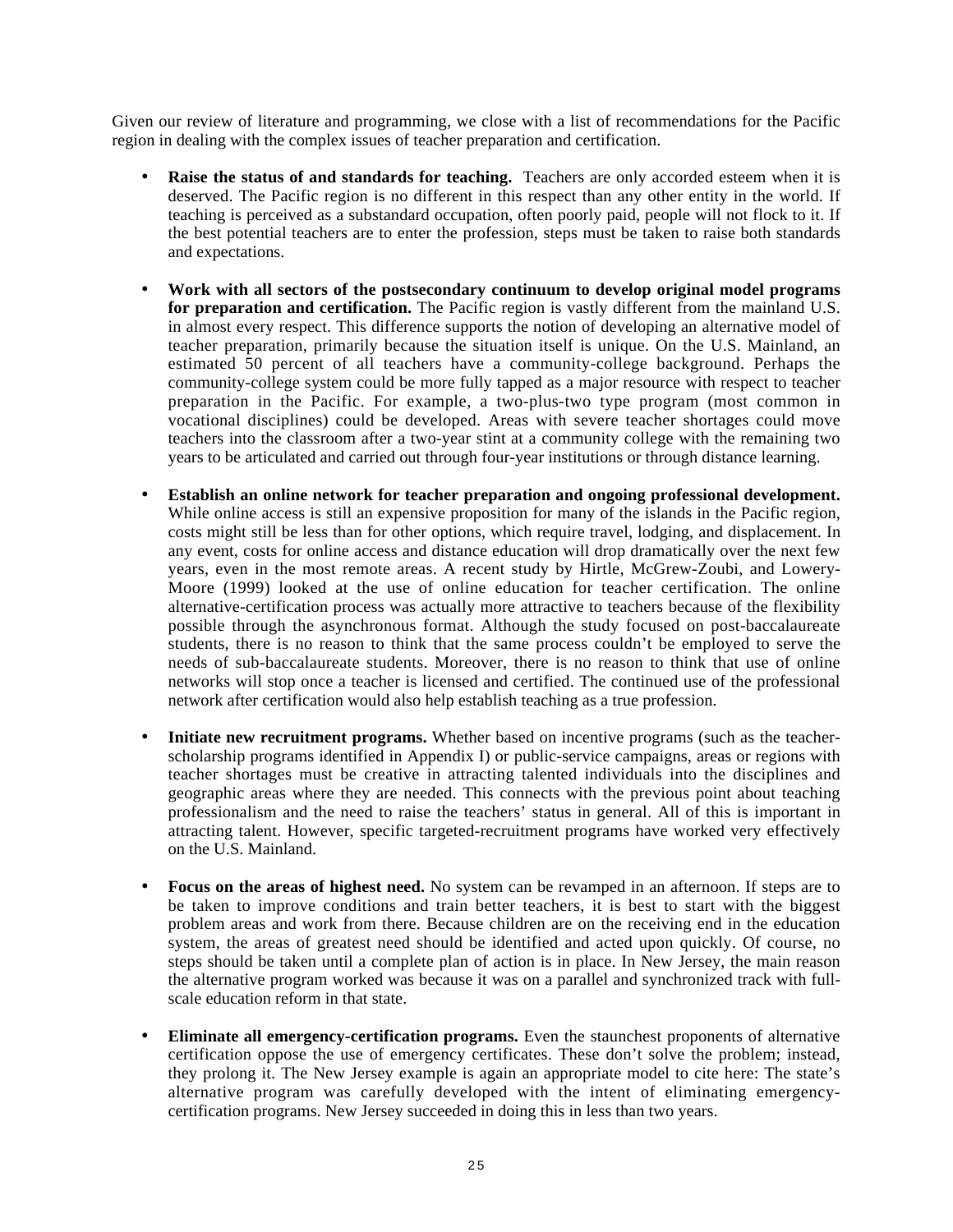Given our review of literature and programming, we close with a list of recommendations for the Pacific region in dealing with the complex issues of teacher preparation and certification.

- **Raise the status of and standards for teaching.** Teachers are only accorded esteem when it is deserved. The Pacific region is no different in this respect than any other entity in the world. If teaching is perceived as a substandard occupation, often poorly paid, people will not flock to it. If the best potential teachers are to enter the profession, steps must be taken to raise both standards and expectations.

- **Work with all sectors of the postsecondary continuum to develop original model programs for preparation and certification.** The Pacific region is vastly different from the mainland U.S. in almost every respect. This difference supports the notion of developing an alternative model of teacher preparation, primarily because the situation itself is unique. On the U.S. Mainland, an estimated 50 percent of all teachers have a community-college background. Perhaps the community-college system could be more fully tapped as a major resource with respect to teacher preparation in the Pacific. For example, a two-plus-two type program (most common in vocational disciplines) could be developed. Areas with severe teacher shortages could move teachers into the classroom after a two-year stint at a community college with the remaining two years to be articulated and carried out through four-year institutions or through distance learning.

- **Establish an online network for teacher preparation and ongoing professional development.** While online access is still an expensive proposition for many of the islands in the Pacific region, costs might still be less than for other options, which require travel, lodging, and displacement. In any event, costs for online access and distance education will drop dramatically over the next few years, even in the most remote areas. A recent study by Hirtle, McGrew-Zoubi, and Lowery-Moore (1999) looked at the use of online education for teacher certification. The online alternative-certification process was actually more attractive to teachers because of the flexibility possible through the asynchronous format. Although the study focused on post-baccalaureate students, there is no reason to think that the same process couldn't be employed to serve the needs of sub-baccalaureate students. Moreover, there is no reason to think that use of online networks will stop once a teacher is licensed and certified. The continued use of the professional network after certification would also help establish teaching as a true profession.

- **Initiate new recruitment programs.** Whether based on incentive programs (such as the teacher-scholarship programs identified in Appendix I) or public-service campaigns, areas or regions with teacher shortages must be creative in attracting talented individuals into the disciplines and geographic areas where they are needed. This connects with the previous point about teaching professionalism and the need to raise the teachers' status in general. All of this is important in attracting talent. However, specific targeted-recruitment programs have worked very effectively on the U.S. Mainland.

- **Focus on the areas of highest need.** No system can be revamped in an afternoon. If steps are to be taken to improve conditions and train better teachers, it is best to start with the biggest problem areas and work from there. Because children are on the receiving end in the education system, the areas of greatest need should be identified and acted upon quickly. Of course, no steps should be taken until a complete plan of action is in place. In New Jersey, the main reason the alternative program worked was because it was on a parallel and synchronized track with full-scale education reform in that state.

- **Eliminate all emergency-certification programs.** Even the staunchest proponents of alternative certification oppose the use of emergency certificates. These don't solve the problem; instead, they prolong it. The New Jersey example is again an appropriate model to cite here: The state's alternative program was carefully developed with the intent of eliminating emergency-certification programs. New Jersey succeeded in doing this in less than two years.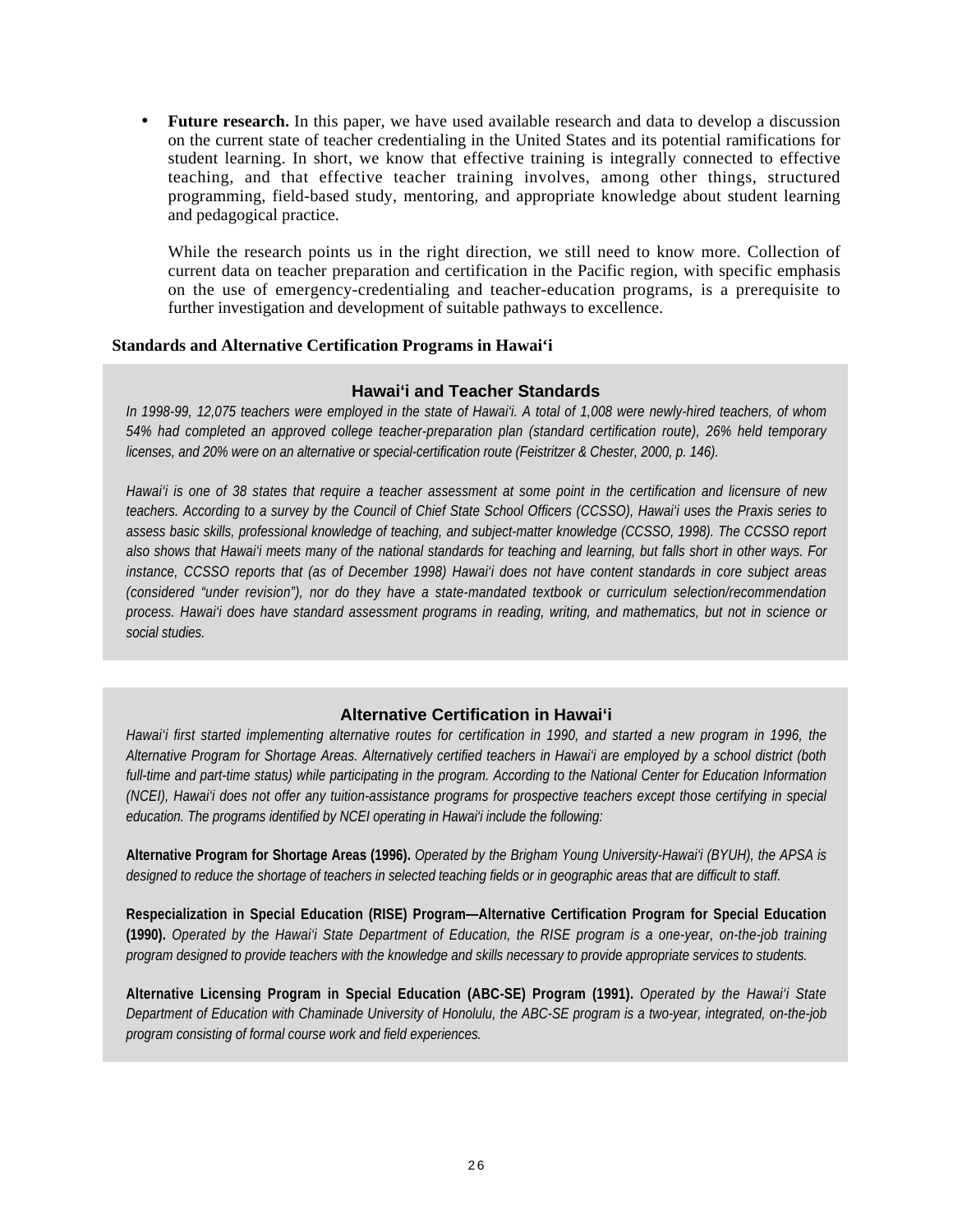- **Future research.** In this paper, we have used available research and data to develop a discussion on the current state of teacher credentialing in the United States and its potential ramifications for student learning. In short, we know that effective training is integrally connected to effective teaching, and that effective teacher training involves, among other things, structured programming, field-based study, mentoring, and appropriate knowledge about student learning and pedagogical practice.

  While the research points us in the right direction, we still need to know more. Collection of current data on teacher preparation and certification in the Pacific region, with specific emphasis on the use of emergency-credentialing and teacher-education programs, is a prerequisite to further investigation and development of suitable pathways to excellence.

### Standards and Alternative Certification Programs in Hawai‘i

#### Hawai‘i and Teacher Standards

*In 1998-99, 12,075 teachers were employed in the state of Hawai‘i. A total of 1,008 were newly-hired teachers, of whom 54% had completed an approved college teacher-preparation plan (standard certification route), 26% held temporary licenses, and 20% were on an alternative or special-certification route (Feistritzer & Chester, 2000, p. 146).*

*Hawai‘i is one of 38 states that require a teacher assessment at some point in the certification and licensure of new teachers. According to a survey by the Council of Chief State School Officers (CCSSO), Hawai‘i uses the Praxis series to assess basic skills, professional knowledge of teaching, and subject-matter knowledge (CCSSO, 1998). The CCSSO report also shows that Hawai‘i meets many of the national standards for teaching and learning, but falls short in other ways. For instance, CCSSO reports that (as of December 1998) Hawai‘i does not have content standards in core subject areas (considered "under revision"), nor do they have a state-mandated textbook or curriculum selection/recommendation process. Hawai‘i does have standard assessment programs in reading, writing, and mathematics, but not in science or social studies.*

#### Alternative Certification in Hawai‘i

*Hawai‘i first started implementing alternative routes for certification in 1990, and started a new program in 1996, the Alternative Program for Shortage Areas. Alternatively certified teachers in Hawai‘i are employed by a school district (both full-time and part-time status) while participating in the program. According to the National Center for Education Information (NCEI), Hawai‘i does not offer any tuition-assistance programs for prospective teachers except those certifying in special education. The programs identified by NCEI operating in Hawai‘i include the following:*

**Alternative Program for Shortage Areas (1996).** *Operated by the Brigham Young University-Hawai‘i (BYUH), the APSA is designed to reduce the shortage of teachers in selected teaching fields or in geographic areas that are difficult to staff.*

**Respecialization in Special Education (RISE) Program—Alternative Certification Program for Special Education (1990).** *Operated by the Hawai‘i State Department of Education, the RISE program is a one-year, on-the-job training program designed to provide teachers with the knowledge and skills necessary to provide appropriate services to students.*

**Alternative Licensing Program in Special Education (ABC-SE) Program (1991).** *Operated by the Hawai‘i State Department of Education with Chaminade University of Honolulu, the ABC-SE program is a two-year, integrated, on-the-job program consisting of formal course work and field experiences.*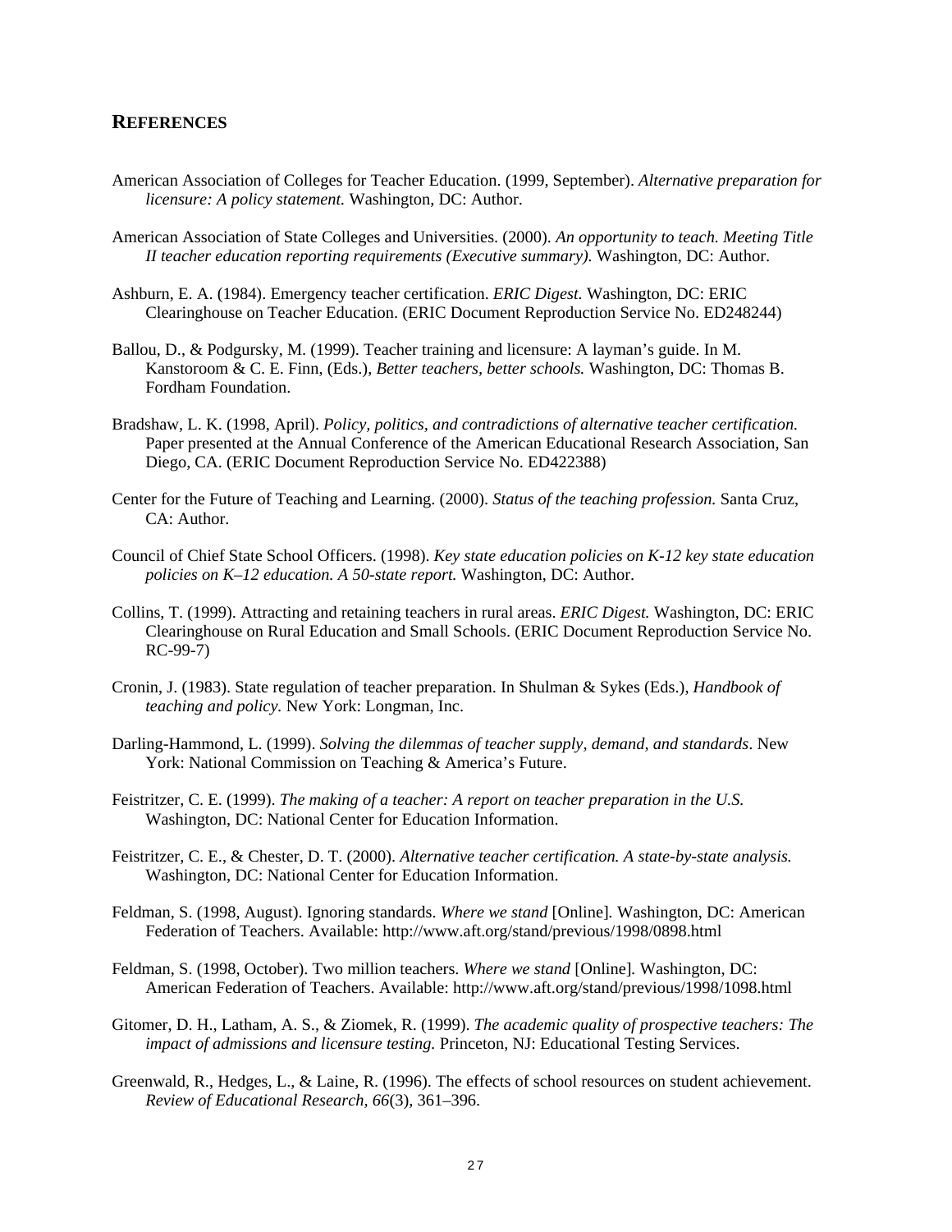## REFERENCES

American Association of Colleges for Teacher Education. (1999, September). *Alternative preparation for licensure: A policy statement.* Washington, DC: Author.

American Association of State Colleges and Universities. (2000). *An opportunity to teach. Meeting Title II teacher education reporting requirements (Executive summary).* Washington, DC: Author.

Ashburn, E. A. (1984). Emergency teacher certification. *ERIC Digest.* Washington, DC: ERIC Clearinghouse on Teacher Education. (ERIC Document Reproduction Service No. ED248244)

Ballou, D., & Podgursky, M. (1999). Teacher training and licensure: A layman's guide. In M. Kanstoroom & C. E. Finn, (Eds.), *Better teachers, better schools.* Washington, DC: Thomas B. Fordham Foundation.

Bradshaw, L. K. (1998, April). *Policy, politics, and contradictions of alternative teacher certification.* Paper presented at the Annual Conference of the American Educational Research Association, San Diego, CA. (ERIC Document Reproduction Service No. ED422388)

Center for the Future of Teaching and Learning. (2000). *Status of the teaching profession.* Santa Cruz, CA: Author.

Council of Chief State School Officers. (1998). *Key state education policies on K-12 key state education policies on K–12 education. A 50-state report.* Washington, DC: Author.

Collins, T. (1999). Attracting and retaining teachers in rural areas. *ERIC Digest.* Washington, DC: ERIC Clearinghouse on Rural Education and Small Schools. (ERIC Document Reproduction Service No. RC-99-7)

Cronin, J. (1983). State regulation of teacher preparation. In Shulman & Sykes (Eds.), *Handbook of teaching and policy.* New York: Longman, Inc.

Darling-Hammond, L. (1999). *Solving the dilemmas of teacher supply, demand, and standards*. New York: National Commission on Teaching & America's Future.

Feistritzer, C. E. (1999). *The making of a teacher: A report on teacher preparation in the U.S.* Washington, DC: National Center for Education Information.

Feistritzer, C. E., & Chester, D. T. (2000). *Alternative teacher certification. A state-by-state analysis.* Washington, DC: National Center for Education Information.

Feldman, S. (1998, August). Ignoring standards. *Where we stand* [Online]. Washington, DC: American Federation of Teachers. Available: http://www.aft.org/stand/previous/1998/0898.html

Feldman, S. (1998, October). Two million teachers. *Where we stand* [Online]. Washington, DC: American Federation of Teachers. Available: http://www.aft.org/stand/previous/1998/1098.html

Gitomer, D. H., Latham, A. S., & Ziomek, R. (1999). *The academic quality of prospective teachers: The impact of admissions and licensure testing.* Princeton, NJ: Educational Testing Services.

Greenwald, R., Hedges, L., & Laine, R. (1996). The effects of school resources on student achievement. *Review of Educational Research, 66*(3), 361–396.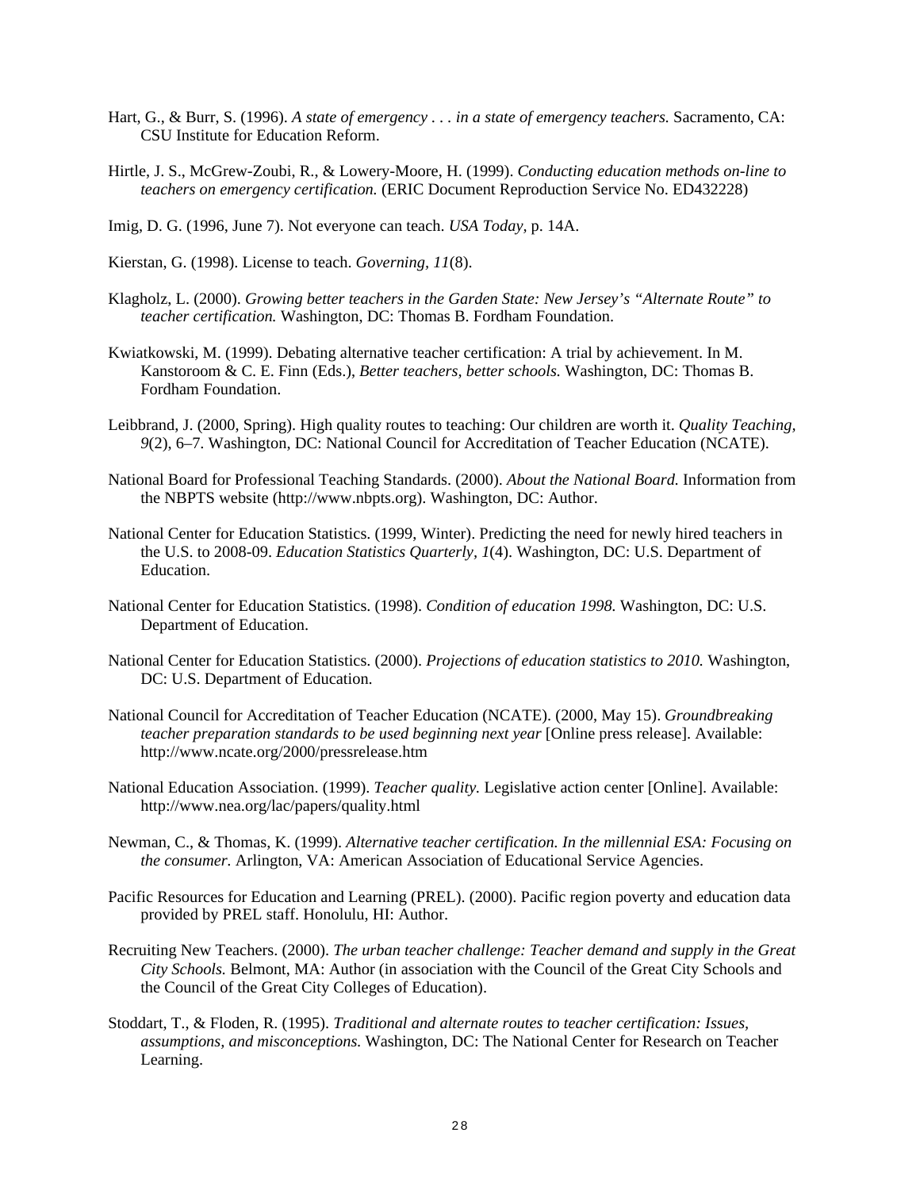Hart, G., & Burr, S. (1996). *A state of emergency . . . in a state of emergency teachers.* Sacramento, CA: CSU Institute for Education Reform.

Hirtle, J. S., McGrew-Zoubi, R., & Lowery-Moore, H. (1999). *Conducting education methods on-line to teachers on emergency certification.* (ERIC Document Reproduction Service No. ED432228)

Imig, D. G. (1996, June 7). Not everyone can teach. *USA Today,* p. 14A.

Kierstan, G. (1998). License to teach. *Governing, 11*(8).

Klagholz, L. (2000). *Growing better teachers in the Garden State: New Jersey's "Alternate Route" to teacher certification.* Washington, DC: Thomas B. Fordham Foundation.

Kwiatkowski, M. (1999). Debating alternative teacher certification: A trial by achievement. In M. Kanstoroom & C. E. Finn (Eds.), *Better teachers, better schools.* Washington, DC: Thomas B. Fordham Foundation.

Leibbrand, J. (2000, Spring). High quality routes to teaching: Our children are worth it. *Quality Teaching, 9*(2), 6–7. Washington, DC: National Council for Accreditation of Teacher Education (NCATE).

National Board for Professional Teaching Standards. (2000). *About the National Board.* Information from the NBPTS website (http://www.nbpts.org). Washington, DC: Author.

National Center for Education Statistics. (1999, Winter). Predicting the need for newly hired teachers in the U.S. to 2008-09. *Education Statistics Quarterly, 1*(4). Washington, DC: U.S. Department of Education.

National Center for Education Statistics. (1998). *Condition of education 1998.* Washington, DC: U.S. Department of Education.

National Center for Education Statistics. (2000). *Projections of education statistics to 2010.* Washington, DC: U.S. Department of Education.

National Council for Accreditation of Teacher Education (NCATE). (2000, May 15). *Groundbreaking teacher preparation standards to be used beginning next year* [Online press release]. Available: http://www.ncate.org/2000/pressrelease.htm

National Education Association. (1999). *Teacher quality.* Legislative action center [Online]. Available: http://www.nea.org/lac/papers/quality.html

Newman, C., & Thomas, K. (1999). *Alternative teacher certification. In the millennial ESA: Focusing on the consumer.* Arlington, VA: American Association of Educational Service Agencies.

Pacific Resources for Education and Learning (PREL). (2000). Pacific region poverty and education data provided by PREL staff. Honolulu, HI: Author.

Recruiting New Teachers. (2000). *The urban teacher challenge: Teacher demand and supply in the Great City Schools.* Belmont, MA: Author (in association with the Council of the Great City Schools and the Council of the Great City Colleges of Education).

Stoddart, T., & Floden, R. (1995). *Traditional and alternate routes to teacher certification: Issues, assumptions, and misconceptions.* Washington, DC: The National Center for Research on Teacher Learning.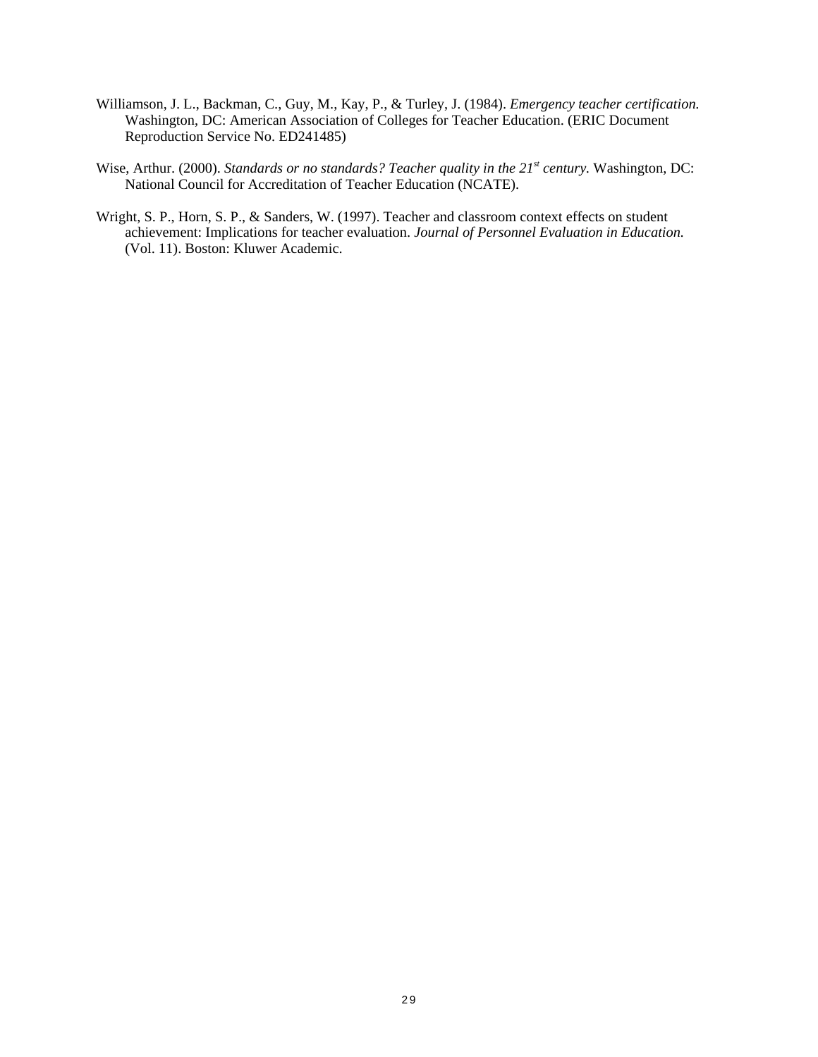Williamson, J. L., Backman, C., Guy, M., Kay, P., & Turley, J. (1984). *Emergency teacher certification.* Washington, DC: American Association of Colleges for Teacher Education. (ERIC Document Reproduction Service No. ED241485)

Wise, Arthur. (2000). *Standards or no standards? Teacher quality in the 21st century.* Washington, DC: National Council for Accreditation of Teacher Education (NCATE).

Wright, S. P., Horn, S. P., & Sanders, W. (1997). Teacher and classroom context effects on student achievement: Implications for teacher evaluation. *Journal of Personnel Evaluation in Education.* (Vol. 11). Boston: Kluwer Academic.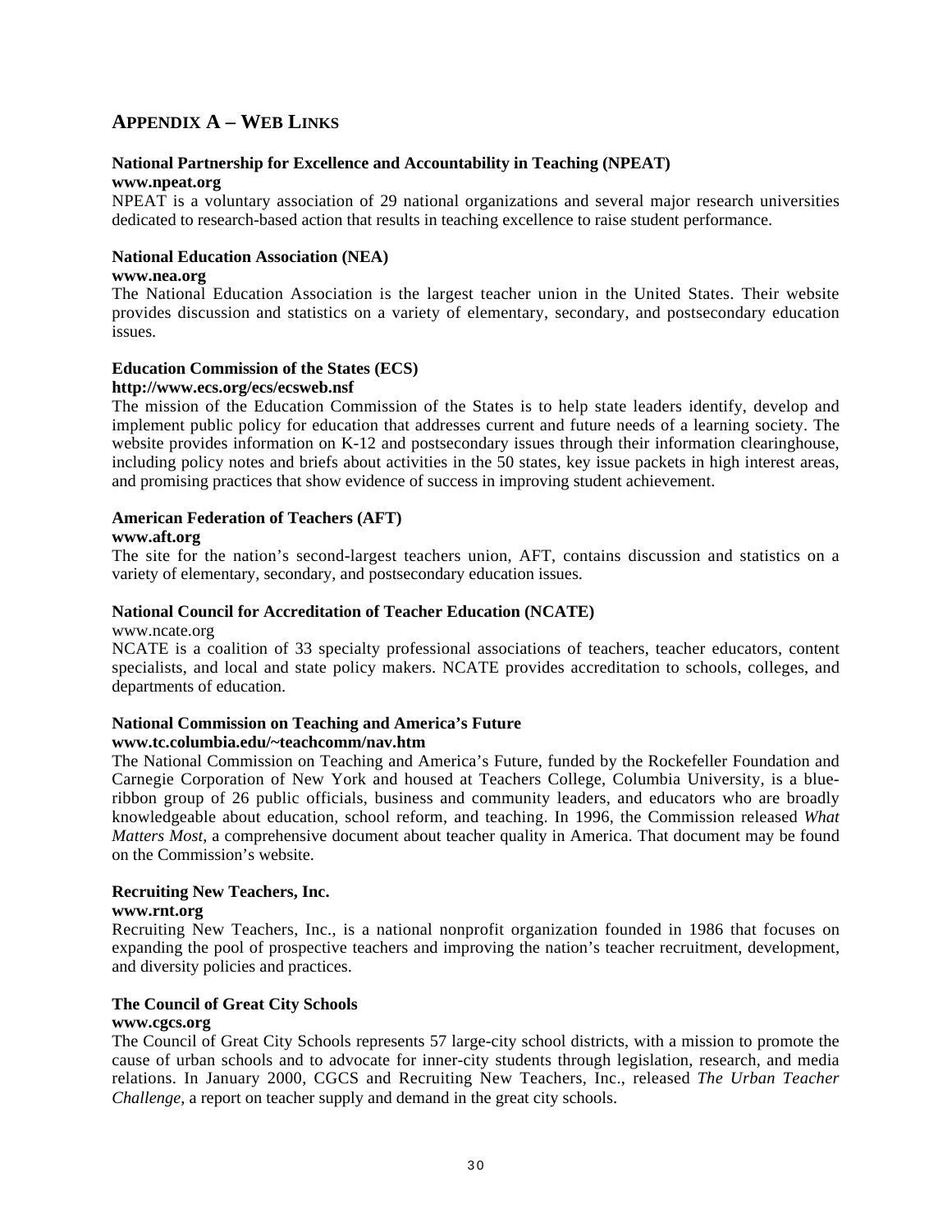## APPENDIX A – WEB LINKS

**National Partnership for Excellence and Accountability in Teaching (NPEAT)**
**www.npeat.org**
NPEAT is a voluntary association of 29 national organizations and several major research universities dedicated to research-based action that results in teaching excellence to raise student performance.

**National Education Association (NEA)**
**www.nea.org**
The National Education Association is the largest teacher union in the United States. Their website provides discussion and statistics on a variety of elementary, secondary, and postsecondary education issues.

**Education Commission of the States (ECS)**
**http://www.ecs.org/ecs/ecsweb.nsf**
The mission of the Education Commission of the States is to help state leaders identify, develop and implement public policy for education that addresses current and future needs of a learning society. The website provides information on K-12 and postsecondary issues through their information clearinghouse, including policy notes and briefs about activities in the 50 states, key issue packets in high interest areas, and promising practices that show evidence of success in improving student achievement.

**American Federation of Teachers (AFT)**
**www.aft.org**
The site for the nation's second-largest teachers union, AFT, contains discussion and statistics on a variety of elementary, secondary, and postsecondary education issues.

**National Council for Accreditation of Teacher Education (NCATE)**
www.ncate.org
NCATE is a coalition of 33 specialty professional associations of teachers, teacher educators, content specialists, and local and state policy makers. NCATE provides accreditation to schools, colleges, and departments of education.

**National Commission on Teaching and America's Future**
**www.tc.columbia.edu/~teachcomm/nav.htm**
The National Commission on Teaching and America's Future, funded by the Rockefeller Foundation and Carnegie Corporation of New York and housed at Teachers College, Columbia University, is a blue-ribbon group of 26 public officials, business and community leaders, and educators who are broadly knowledgeable about education, school reform, and teaching. In 1996, the Commission released *What Matters Most*, a comprehensive document about teacher quality in America. That document may be found on the Commission's website.

**Recruiting New Teachers, Inc.**
**www.rnt.org**
Recruiting New Teachers, Inc., is a national nonprofit organization founded in 1986 that focuses on expanding the pool of prospective teachers and improving the nation's teacher recruitment, development, and diversity policies and practices.

**The Council of Great City Schools**
**www.cgcs.org**
The Council of Great City Schools represents 57 large-city school districts, with a mission to promote the cause of urban schools and to advocate for inner-city students through legislation, research, and media relations. In January 2000, CGCS and Recruiting New Teachers, Inc., released *The Urban Teacher Challenge*, a report on teacher supply and demand in the great city schools.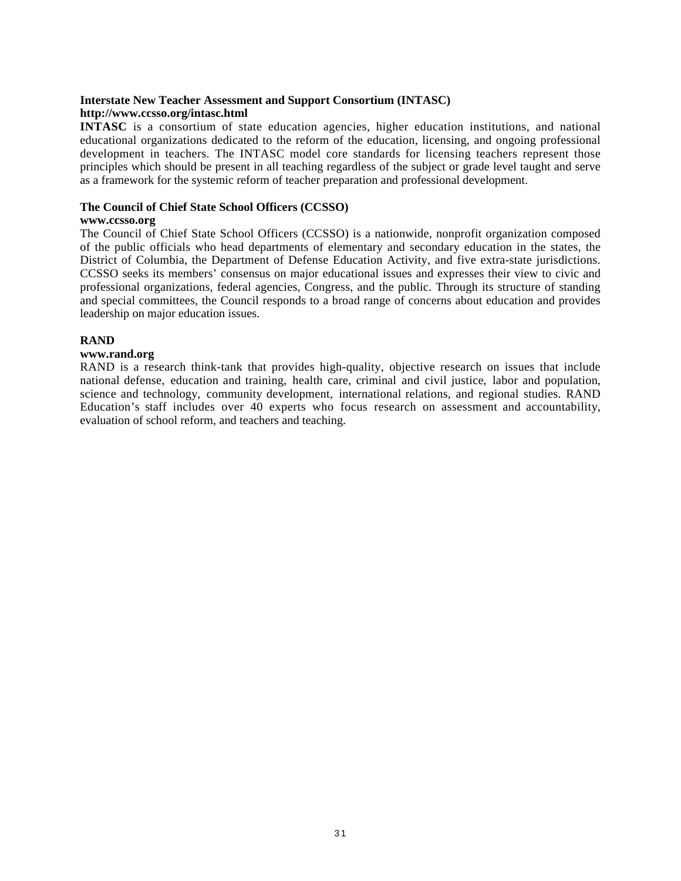**Interstate New Teacher Assessment and Support Consortium (INTASC)**
**http://www.ccsso.org/intasc.html**

**INTASC** is a consortium of state education agencies, higher education institutions, and national educational organizations dedicated to the reform of the education, licensing, and ongoing professional development in teachers. The INTASC model core standards for licensing teachers represent those principles which should be present in all teaching regardless of the subject or grade level taught and serve as a framework for the systemic reform of teacher preparation and professional development.

**The Council of Chief State School Officers (CCSSO)**
**www.ccsso.org**

The Council of Chief State School Officers (CCSSO) is a nationwide, nonprofit organization composed of the public officials who head departments of elementary and secondary education in the states, the District of Columbia, the Department of Defense Education Activity, and five extra-state jurisdictions. CCSSO seeks its members' consensus on major educational issues and expresses their view to civic and professional organizations, federal agencies, Congress, and the public. Through its structure of standing and special committees, the Council responds to a broad range of concerns about education and provides leadership on major education issues.

**RAND**
**www.rand.org**

RAND is a research think-tank that provides high-quality, objective research on issues that include national defense, education and training, health care, criminal and civil justice, labor and population, science and technology, community development, international relations, and regional studies. RAND Education's staff includes over 40 experts who focus research on assessment and accountability, evaluation of school reform, and teachers and teaching.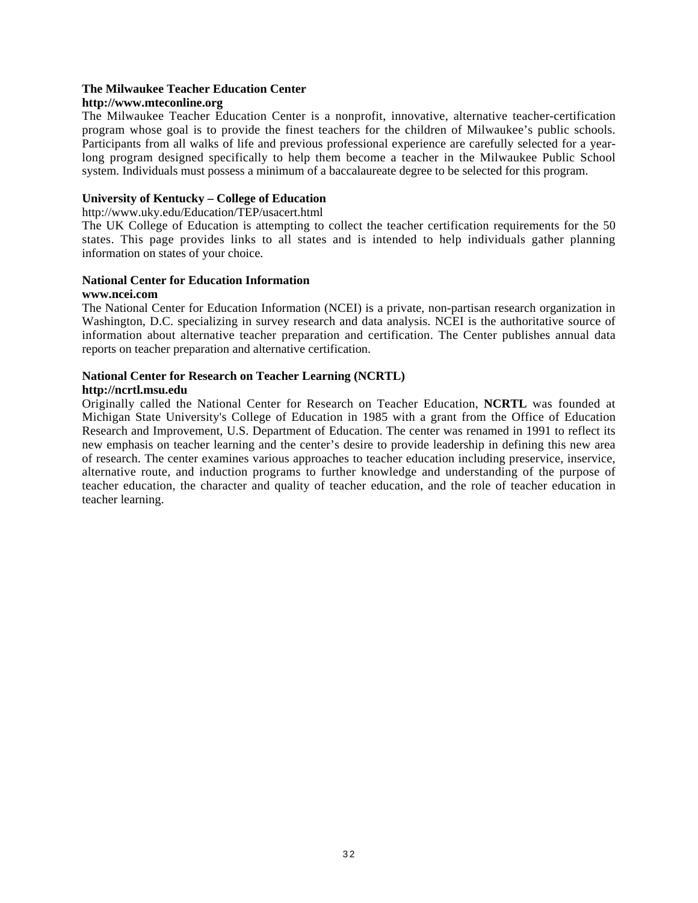**The Milwaukee Teacher Education Center**
**http://www.mteconline.org**
The Milwaukee Teacher Education Center is a nonprofit, innovative, alternative teacher-certification program whose goal is to provide the finest teachers for the children of Milwaukee's public schools. Participants from all walks of life and previous professional experience are carefully selected for a year-long program designed specifically to help them become a teacher in the Milwaukee Public School system. Individuals must possess a minimum of a baccalaureate degree to be selected for this program.

**University of Kentucky – College of Education**
http://www.uky.edu/Education/TEP/usacert.html
The UK College of Education is attempting to collect the teacher certification requirements for the 50 states. This page provides links to all states and is intended to help individuals gather planning information on states of your choice.

**National Center for Education Information**
**www.ncei.com**
The National Center for Education Information (NCEI) is a private, non-partisan research organization in Washington, D.C. specializing in survey research and data analysis. NCEI is the authoritative source of information about alternative teacher preparation and certification. The Center publishes annual data reports on teacher preparation and alternative certification.

**National Center for Research on Teacher Learning (NCRTL)**
**http://ncrtl.msu.edu**
Originally called the National Center for Research on Teacher Education, **NCRTL** was founded at Michigan State University's College of Education in 1985 with a grant from the Office of Education Research and Improvement, U.S. Department of Education. The center was renamed in 1991 to reflect its new emphasis on teacher learning and the center's desire to provide leadership in defining this new area of research. The center examines various approaches to teacher education including preservice, inservice, alternative route, and induction programs to further knowledge and understanding of the purpose of teacher education, the character and quality of teacher education, and the role of teacher education in teacher learning.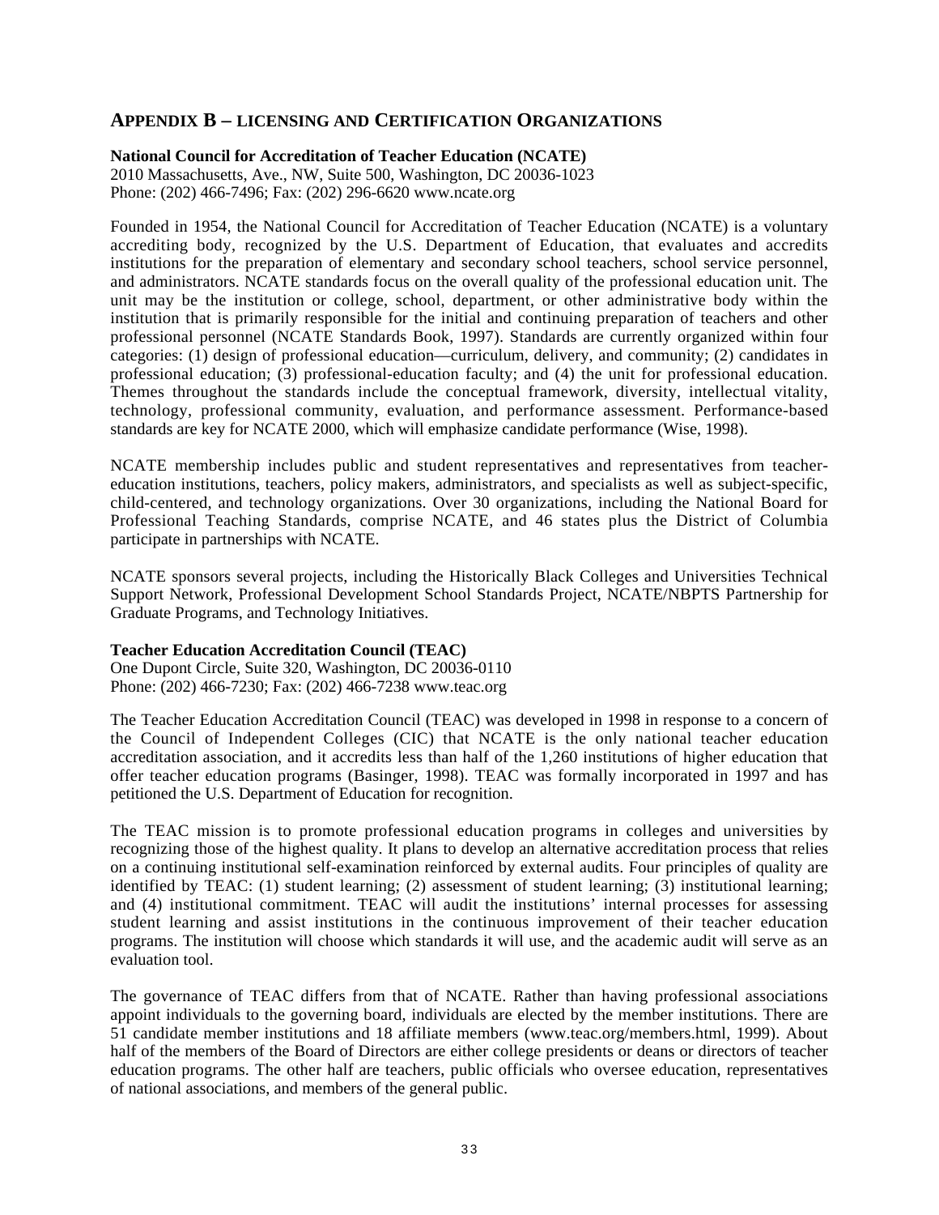## APPENDIX B – LICENSING AND CERTIFICATION ORGANIZATIONS

**National Council for Accreditation of Teacher Education (NCATE)**
2010 Massachusetts, Ave., NW, Suite 500, Washington, DC 20036-1023
Phone: (202) 466-7496; Fax: (202) 296-6620 www.ncate.org

Founded in 1954, the National Council for Accreditation of Teacher Education (NCATE) is a voluntary accrediting body, recognized by the U.S. Department of Education, that evaluates and accredits institutions for the preparation of elementary and secondary school teachers, school service personnel, and administrators. NCATE standards focus on the overall quality of the professional education unit. The unit may be the institution or college, school, department, or other administrative body within the institution that is primarily responsible for the initial and continuing preparation of teachers and other professional personnel (NCATE Standards Book, 1997). Standards are currently organized within four categories: (1) design of professional education—curriculum, delivery, and community; (2) candidates in professional education; (3) professional-education faculty; and (4) the unit for professional education. Themes throughout the standards include the conceptual framework, diversity, intellectual vitality, technology, professional community, evaluation, and performance assessment. Performance-based standards are key for NCATE 2000, which will emphasize candidate performance (Wise, 1998).

NCATE membership includes public and student representatives and representatives from teacher-education institutions, teachers, policy makers, administrators, and specialists as well as subject-specific, child-centered, and technology organizations. Over 30 organizations, including the National Board for Professional Teaching Standards, comprise NCATE, and 46 states plus the District of Columbia participate in partnerships with NCATE.

NCATE sponsors several projects, including the Historically Black Colleges and Universities Technical Support Network, Professional Development School Standards Project, NCATE/NBPTS Partnership for Graduate Programs, and Technology Initiatives.

**Teacher Education Accreditation Council (TEAC)**
One Dupont Circle, Suite 320, Washington, DC 20036-0110
Phone: (202) 466-7230; Fax: (202) 466-7238 www.teac.org

The Teacher Education Accreditation Council (TEAC) was developed in 1998 in response to a concern of the Council of Independent Colleges (CIC) that NCATE is the only national teacher education accreditation association, and it accredits less than half of the 1,260 institutions of higher education that offer teacher education programs (Basinger, 1998). TEAC was formally incorporated in 1997 and has petitioned the U.S. Department of Education for recognition.

The TEAC mission is to promote professional education programs in colleges and universities by recognizing those of the highest quality. It plans to develop an alternative accreditation process that relies on a continuing institutional self-examination reinforced by external audits. Four principles of quality are identified by TEAC: (1) student learning; (2) assessment of student learning; (3) institutional learning; and (4) institutional commitment. TEAC will audit the institutions' internal processes for assessing student learning and assist institutions in the continuous improvement of their teacher education programs. The institution will choose which standards it will use, and the academic audit will serve as an evaluation tool.

The governance of TEAC differs from that of NCATE. Rather than having professional associations appoint individuals to the governing board, individuals are elected by the member institutions. There are 51 candidate member institutions and 18 affiliate members (www.teac.org/members.html, 1999). About half of the members of the Board of Directors are either college presidents or deans or directors of teacher education programs. The other half are teachers, public officials who oversee education, representatives of national associations, and members of the general public.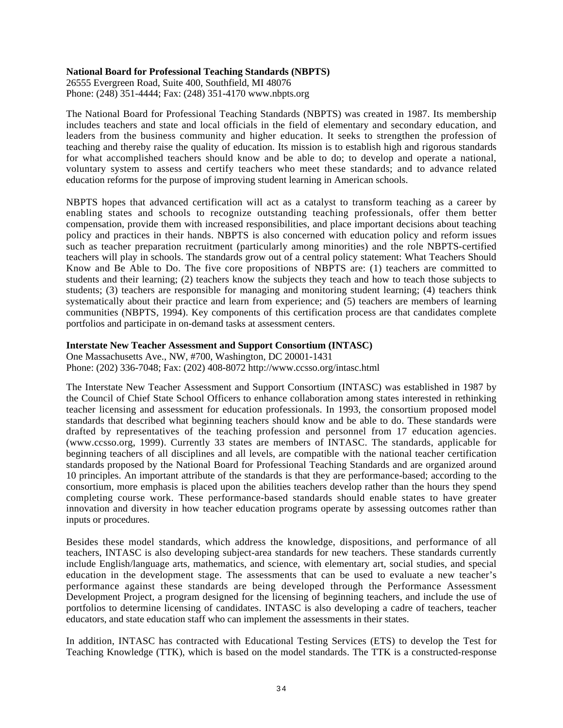**National Board for Professional Teaching Standards (NBPTS)**
26555 Evergreen Road, Suite 400, Southfield, MI 48076
Phone: (248) 351-4444; Fax: (248) 351-4170 www.nbpts.org

The National Board for Professional Teaching Standards (NBPTS) was created in 1987. Its membership includes teachers and state and local officials in the field of elementary and secondary education, and leaders from the business community and higher education. It seeks to strengthen the profession of teaching and thereby raise the quality of education. Its mission is to establish high and rigorous standards for what accomplished teachers should know and be able to do; to develop and operate a national, voluntary system to assess and certify teachers who meet these standards; and to advance related education reforms for the purpose of improving student learning in American schools.

NBPTS hopes that advanced certification will act as a catalyst to transform teaching as a career by enabling states and schools to recognize outstanding teaching professionals, offer them better compensation, provide them with increased responsibilities, and place important decisions about teaching policy and practices in their hands. NBPTS is also concerned with education policy and reform issues such as teacher preparation recruitment (particularly among minorities) and the role NBPTS-certified teachers will play in schools. The standards grow out of a central policy statement: What Teachers Should Know and Be Able to Do. The five core propositions of NBPTS are: (1) teachers are committed to students and their learning; (2) teachers know the subjects they teach and how to teach those subjects to students; (3) teachers are responsible for managing and monitoring student learning; (4) teachers think systematically about their practice and learn from experience; and (5) teachers are members of learning communities (NBPTS, 1994). Key components of this certification process are that candidates complete portfolios and participate in on-demand tasks at assessment centers.

**Interstate New Teacher Assessment and Support Consortium (INTASC)**
One Massachusetts Ave., NW, #700, Washington, DC 20001-1431
Phone: (202) 336-7048; Fax: (202) 408-8072 http://www.ccsso.org/intasc.html

The Interstate New Teacher Assessment and Support Consortium (INTASC) was established in 1987 by the Council of Chief State School Officers to enhance collaboration among states interested in rethinking teacher licensing and assessment for education professionals. In 1993, the consortium proposed model standards that described what beginning teachers should know and be able to do. These standards were drafted by representatives of the teaching profession and personnel from 17 education agencies. (www.ccsso.org, 1999). Currently 33 states are members of INTASC. The standards, applicable for beginning teachers of all disciplines and all levels, are compatible with the national teacher certification standards proposed by the National Board for Professional Teaching Standards and are organized around 10 principles. An important attribute of the standards is that they are performance-based; according to the consortium, more emphasis is placed upon the abilities teachers develop rather than the hours they spend completing course work. These performance-based standards should enable states to have greater innovation and diversity in how teacher education programs operate by assessing outcomes rather than inputs or procedures.

Besides these model standards, which address the knowledge, dispositions, and performance of all teachers, INTASC is also developing subject-area standards for new teachers. These standards currently include English/language arts, mathematics, and science, with elementary art, social studies, and special education in the development stage. The assessments that can be used to evaluate a new teacher's performance against these standards are being developed through the Performance Assessment Development Project, a program designed for the licensing of beginning teachers, and include the use of portfolios to determine licensing of candidates. INTASC is also developing a cadre of teachers, teacher educators, and state education staff who can implement the assessments in their states.

In addition, INTASC has contracted with Educational Testing Services (ETS) to develop the Test for Teaching Knowledge (TTK), which is based on the model standards. The TTK is a constructed-response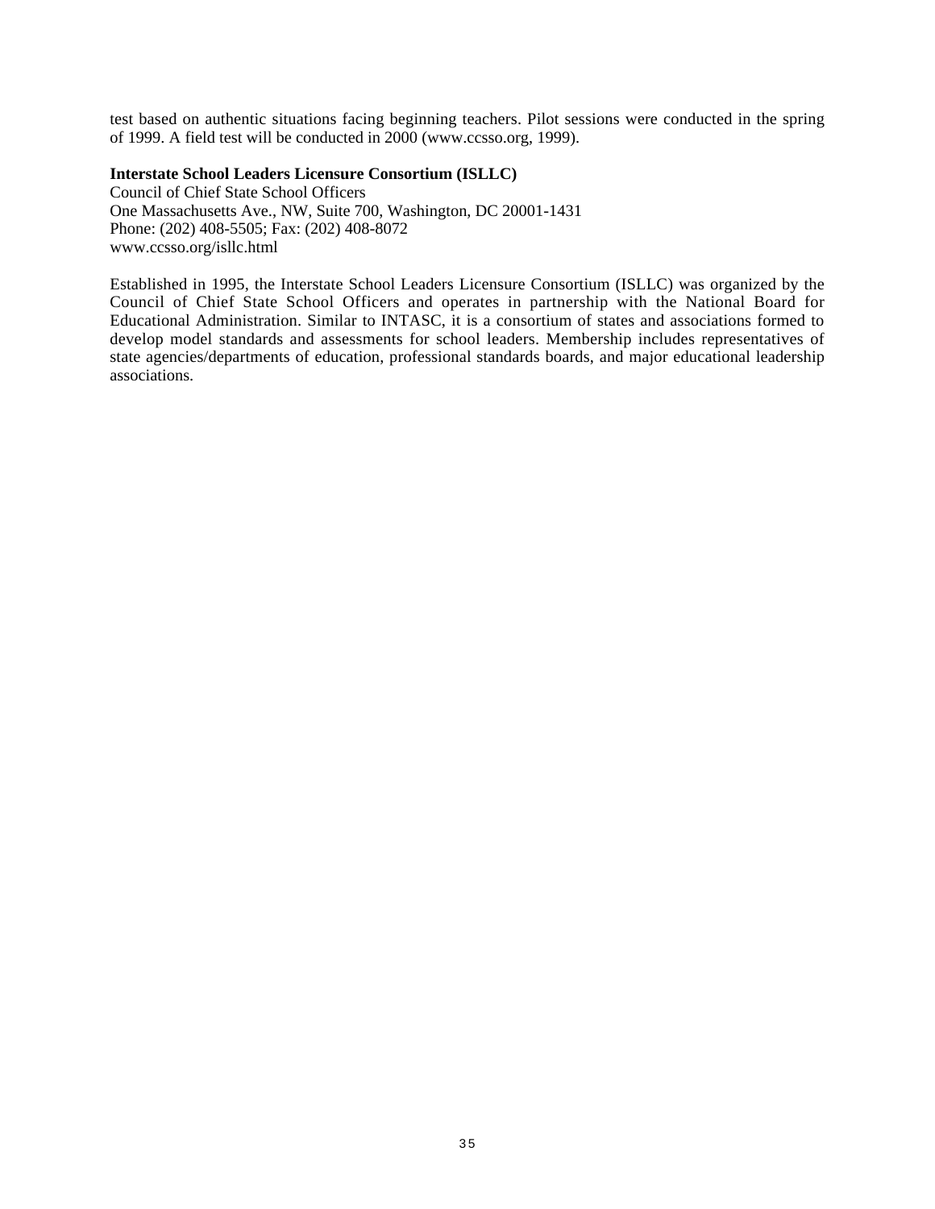test based on authentic situations facing beginning teachers. Pilot sessions were conducted in the spring of 1999. A field test will be conducted in 2000 (www.ccsso.org, 1999).

**Interstate School Leaders Licensure Consortium (ISLLC)**
Council of Chief State School Officers
One Massachusetts Ave., NW, Suite 700, Washington, DC 20001-1431
Phone: (202) 408-5505; Fax: (202) 408-8072
www.ccsso.org/isllc.html

Established in 1995, the Interstate School Leaders Licensure Consortium (ISLLC) was organized by the Council of Chief State School Officers and operates in partnership with the National Board for Educational Administration. Similar to INTASC, it is a consortium of states and associations formed to develop model standards and assessments for school leaders. Membership includes representatives of state agencies/departments of education, professional standards boards, and major educational leadership associations.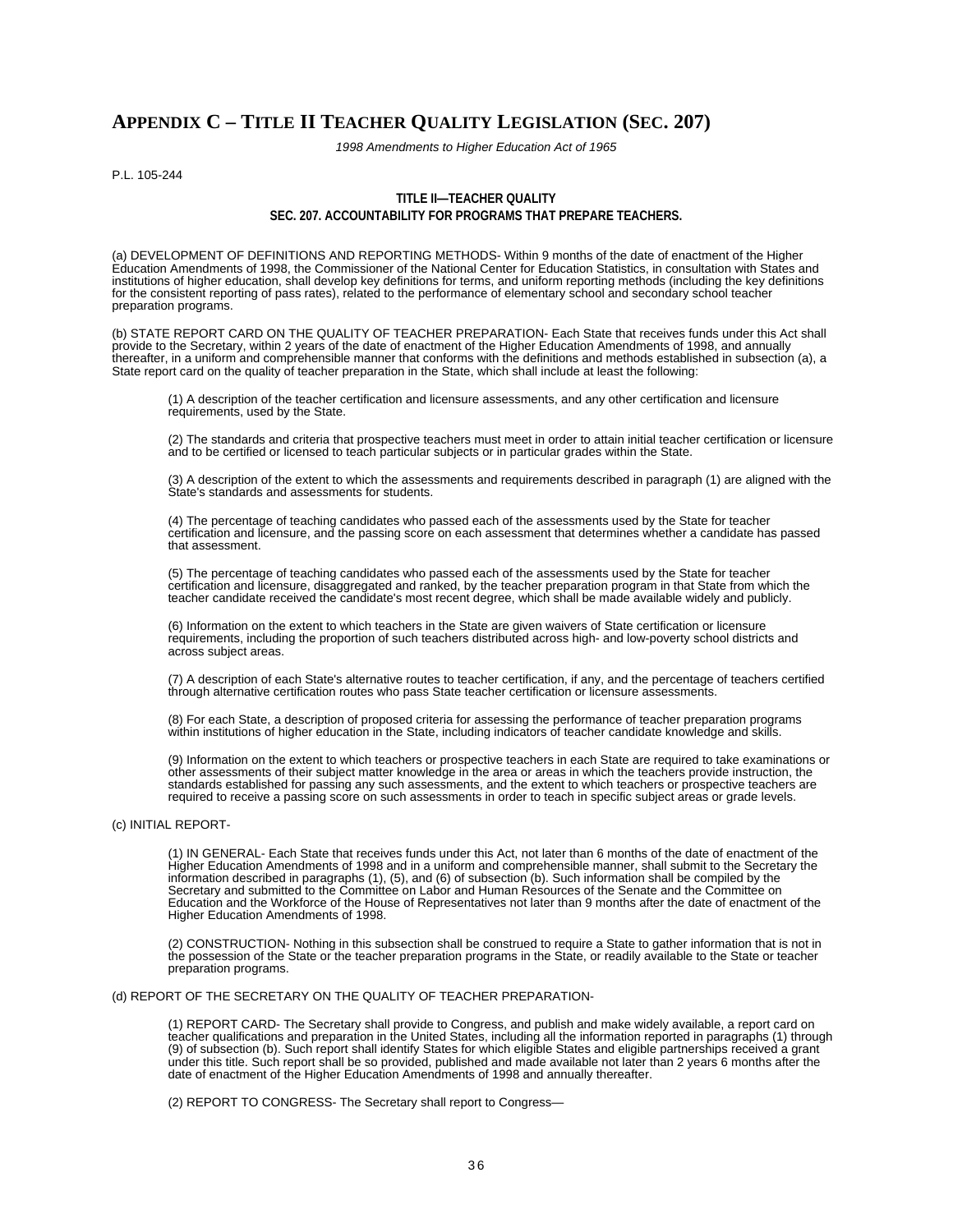# APPENDIX C – TITLE II TEACHER QUALITY LEGISLATION (SEC. 207)

*1998 Amendments to Higher Education Act of 1965*

P.L. 105-244

**TITLE II—TEACHER QUALITY**

**SEC. 207. ACCOUNTABILITY FOR PROGRAMS THAT PREPARE TEACHERS.**

(a) DEVELOPMENT OF DEFINITIONS AND REPORTING METHODS- Within 9 months of the date of enactment of the Higher Education Amendments of 1998, the Commissioner of the National Center for Education Statistics, in consultation with States and institutions of higher education, shall develop key definitions for terms, and uniform reporting methods (including the key definitions for the consistent reporting of pass rates), related to the performance of elementary school and secondary school teacher preparation programs.

(b) STATE REPORT CARD ON THE QUALITY OF TEACHER PREPARATION- Each State that receives funds under this Act shall provide to the Secretary, within 2 years of the date of enactment of the Higher Education Amendments of 1998, and annually thereafter, in a uniform and comprehensible manner that conforms with the definitions and methods established in subsection (a), a State report card on the quality of teacher preparation in the State, which shall include at least the following:

(1) A description of the teacher certification and licensure assessments, and any other certification and licensure requirements, used by the State.

(2) The standards and criteria that prospective teachers must meet in order to attain initial teacher certification or licensure and to be certified or licensed to teach particular subjects or in particular grades within the State.

(3) A description of the extent to which the assessments and requirements described in paragraph (1) are aligned with the State's standards and assessments for students.

(4) The percentage of teaching candidates who passed each of the assessments used by the State for teacher certification and licensure, and the passing score on each assessment that determines whether a candidate has passed that assessment.

(5) The percentage of teaching candidates who passed each of the assessments used by the State for teacher certification and licensure, disaggregated and ranked, by the teacher preparation program in that State from which the teacher candidate received the candidate's most recent degree, which shall be made available widely and publicly.

(6) Information on the extent to which teachers in the State are given waivers of State certification or licensure requirements, including the proportion of such teachers distributed across high- and low-poverty school districts and across subject areas.

(7) A description of each State's alternative routes to teacher certification, if any, and the percentage of teachers certified through alternative certification routes who pass State teacher certification or licensure assessments.

(8) For each State, a description of proposed criteria for assessing the performance of teacher preparation programs within institutions of higher education in the State, including indicators of teacher candidate knowledge and skills.

(9) Information on the extent to which teachers or prospective teachers in each State are required to take examinations or other assessments of their subject matter knowledge in the area or areas in which the teachers provide instruction, the standards established for passing any such assessments, and the extent to which teachers or prospective teachers are required to receive a passing score on such assessments in order to teach in specific subject areas or grade levels.

(c) INITIAL REPORT-

(1) IN GENERAL- Each State that receives funds under this Act, not later than 6 months of the date of enactment of the Higher Education Amendments of 1998 and in a uniform and comprehensible manner, shall submit to the Secretary the information described in paragraphs (1), (5), and (6) of subsection (b). Such information shall be compiled by the Secretary and submitted to the Committee on Labor and Human Resources of the Senate and the Committee on Education and the Workforce of the House of Representatives not later than 9 months after the date of enactment of the Higher Education Amendments of 1998.

(2) CONSTRUCTION- Nothing in this subsection shall be construed to require a State to gather information that is not in the possession of the State or the teacher preparation programs in the State, or readily available to the State or teacher preparation programs.

(d) REPORT OF THE SECRETARY ON THE QUALITY OF TEACHER PREPARATION-

(1) REPORT CARD- The Secretary shall provide to Congress, and publish and make widely available, a report card on teacher qualifications and preparation in the United States, including all the information reported in paragraphs (1) through (9) of subsection (b). Such report shall identify States for which eligible States and eligible partnerships received a grant under this title. Such report shall be so provided, published and made available not later than 2 years 6 months after the date of enactment of the Higher Education Amendments of 1998 and annually thereafter.

(2) REPORT TO CONGRESS- The Secretary shall report to Congress—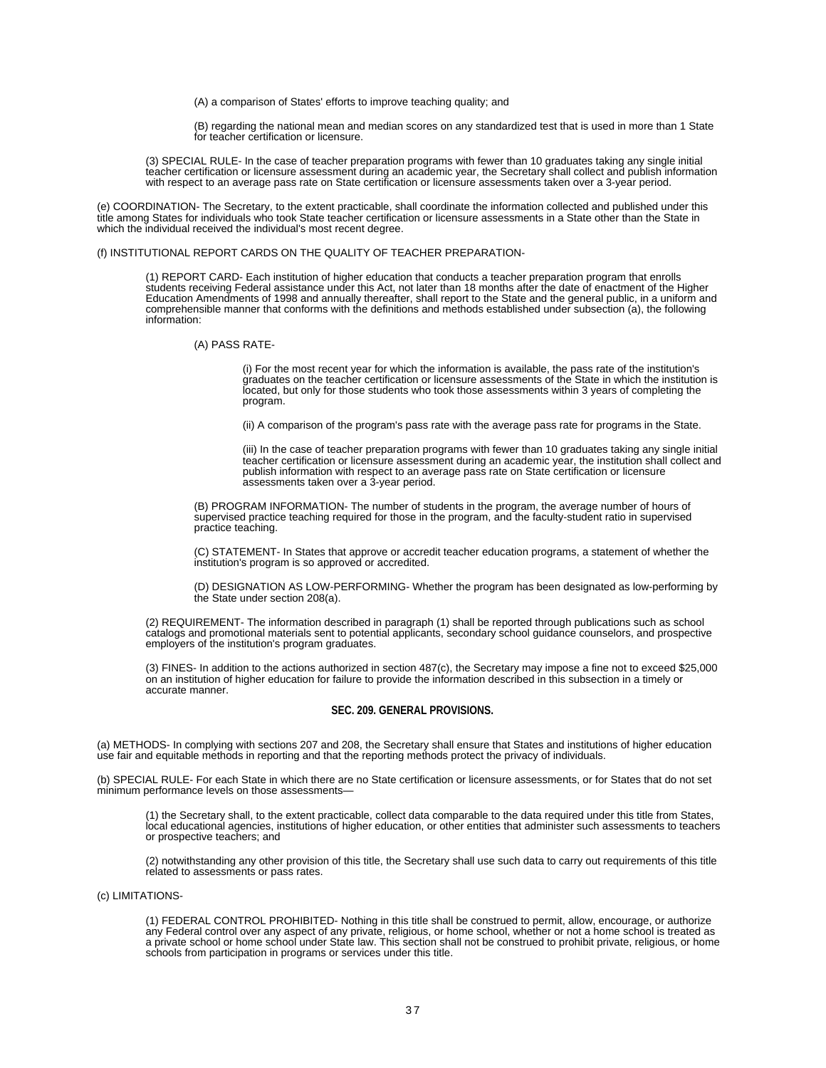(A) a comparison of States' efforts to improve teaching quality; and

(B) regarding the national mean and median scores on any standardized test that is used in more than 1 State for teacher certification or licensure.

(3) SPECIAL RULE- In the case of teacher preparation programs with fewer than 10 graduates taking any single initial teacher certification or licensure assessment during an academic year, the Secretary shall collect and publish information with respect to an average pass rate on State certification or licensure assessments taken over a 3-year period.

(e) COORDINATION- The Secretary, to the extent practicable, shall coordinate the information collected and published under this title among States for individuals who took State teacher certification or licensure assessments in a State other than the State in which the individual received the individual's most recent degree.

(f) INSTITUTIONAL REPORT CARDS ON THE QUALITY OF TEACHER PREPARATION-

(1) REPORT CARD- Each institution of higher education that conducts a teacher preparation program that enrolls students receiving Federal assistance under this Act, not later than 18 months after the date of enactment of the Higher Education Amendments of 1998 and annually thereafter, shall report to the State and the general public, in a uniform and comprehensible manner that conforms with the definitions and methods established under subsection (a), the following information:

(A) PASS RATE-

(i) For the most recent year for which the information is available, the pass rate of the institution's graduates on the teacher certification or licensure assessments of the State in which the institution is located, but only for those students who took those assessments within 3 years of completing the program.

(ii) A comparison of the program's pass rate with the average pass rate for programs in the State.

(iii) In the case of teacher preparation programs with fewer than 10 graduates taking any single initial teacher certification or licensure assessment during an academic year, the institution shall collect and publish information with respect to an average pass rate on State certification or licensure assessments taken over a 3-year period.

(B) PROGRAM INFORMATION- The number of students in the program, the average number of hours of supervised practice teaching required for those in the program, and the faculty-student ratio in supervised practice teaching.

(C) STATEMENT- In States that approve or accredit teacher education programs, a statement of whether the institution's program is so approved or accredited.

(D) DESIGNATION AS LOW-PERFORMING- Whether the program has been designated as low-performing by the State under section 208(a).

(2) REQUIREMENT- The information described in paragraph (1) shall be reported through publications such as school catalogs and promotional materials sent to potential applicants, secondary school guidance counselors, and prospective employers of the institution's program graduates.

(3) FINES- In addition to the actions authorized in section 487(c), the Secretary may impose a fine not to exceed $25,000 on an institution of higher education for failure to provide the information described in this subsection in a timely or accurate manner.

### SEC. 209. GENERAL PROVISIONS.

(a) METHODS- In complying with sections 207 and 208, the Secretary shall ensure that States and institutions of higher education use fair and equitable methods in reporting and that the reporting methods protect the privacy of individuals.

(b) SPECIAL RULE- For each State in which there are no State certification or licensure assessments, or for States that do not set minimum performance levels on those assessments—

(1) the Secretary shall, to the extent practicable, collect data comparable to the data required under this title from States, local educational agencies, institutions of higher education, or other entities that administer such assessments to teachers or prospective teachers; and

(2) notwithstanding any other provision of this title, the Secretary shall use such data to carry out requirements of this title related to assessments or pass rates.

(c) LIMITATIONS-

(1) FEDERAL CONTROL PROHIBITED- Nothing in this title shall be construed to permit, allow, encourage, or authorize any Federal control over any aspect of any private, religious, or home school, whether or not a home school is treated as a private school or home school under State law. This section shall not be construed to prohibit private, religious, or home schools from participation in programs or services under this title.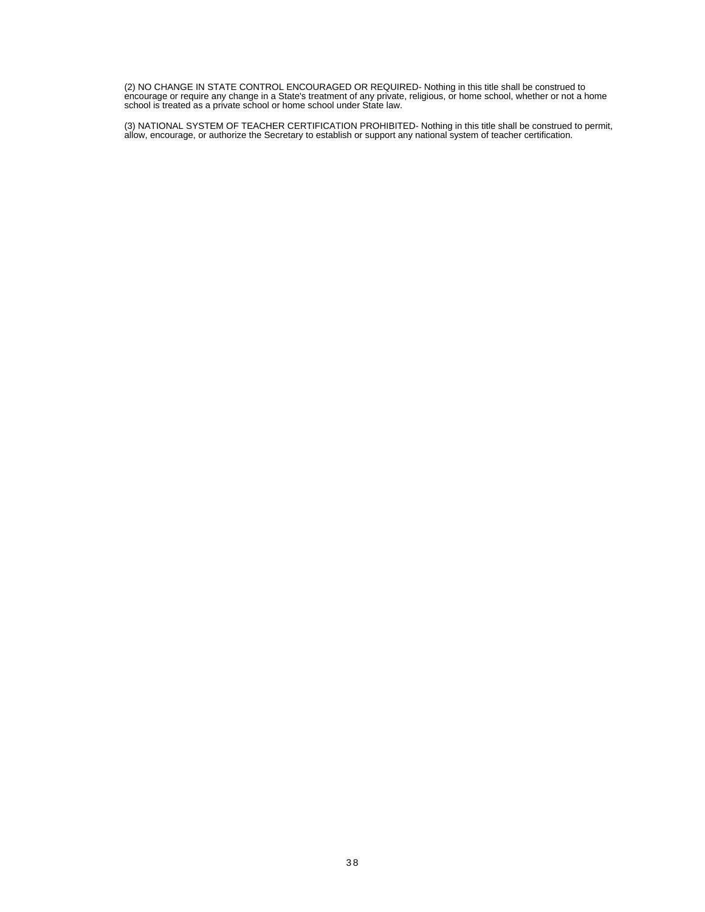(2) NO CHANGE IN STATE CONTROL ENCOURAGED OR REQUIRED- Nothing in this title shall be construed to encourage or require any change in a State's treatment of any private, religious, or home school, whether or not a home school is treated as a private school or home school under State law.

(3) NATIONAL SYSTEM OF TEACHER CERTIFICATION PROHIBITED- Nothing in this title shall be construed to permit, allow, encourage, or authorize the Secretary to establish or support any national system of teacher certification.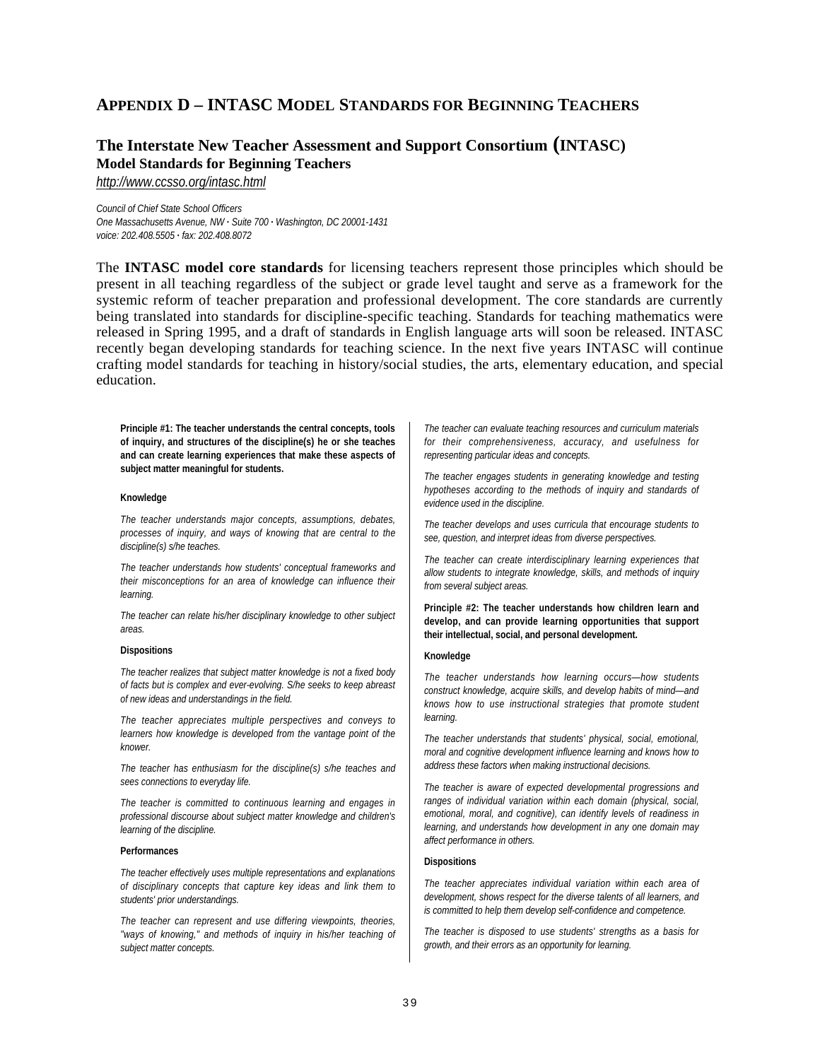## Appendix D – INTASC Model Standards for Beginning Teachers

### The Interstate New Teacher Assessment and Support Consortium (INTASC)

**Model Standards for Beginning Teachers**

*http://www.ccsso.org/intasc.html*

*Council of Chief State School Officers*
*One Massachusetts Avenue, NW · Suite 700 · Washington, DC 20001-1431*
*voice: 202.408.5505 · fax: 202.408.8072*

The **INTASC model core standards** for licensing teachers represent those principles which should be present in all teaching regardless of the subject or grade level taught and serve as a framework for the systemic reform of teacher preparation and professional development. The core standards are currently being translated into standards for discipline-specific teaching. Standards for teaching mathematics were released in Spring 1995, and a draft of standards in English language arts will soon be released. INTASC recently began developing standards for teaching science. In the next five years INTASC will continue crafting model standards for teaching in history/social studies, the arts, elementary education, and special education.

**Principle #1: The teacher understands the central concepts, tools of inquiry, and structures of the discipline(s) he or she teaches and can create learning experiences that make these aspects of subject matter meaningful for students.**

**Knowledge**

*The teacher understands major concepts, assumptions, debates, processes of inquiry, and ways of knowing that are central to the discipline(s) s/he teaches.*

*The teacher understands how students' conceptual frameworks and their misconceptions for an area of knowledge can influence their learning.*

*The teacher can relate his/her disciplinary knowledge to other subject areas.*

**Dispositions**

*The teacher realizes that subject matter knowledge is not a fixed body of facts but is complex and ever-evolving. S/he seeks to keep abreast of new ideas and understandings in the field.*

*The teacher appreciates multiple perspectives and conveys to learners how knowledge is developed from the vantage point of the knower.*

*The teacher has enthusiasm for the discipline(s) s/he teaches and sees connections to everyday life.*

*The teacher is committed to continuous learning and engages in professional discourse about subject matter knowledge and children's learning of the discipline.*

**Performances**

*The teacher effectively uses multiple representations and explanations of disciplinary concepts that capture key ideas and link them to students' prior understandings.*

*The teacher can represent and use differing viewpoints, theories, "ways of knowing," and methods of inquiry in his/her teaching of subject matter concepts.*

*The teacher can evaluate teaching resources and curriculum materials for their comprehensiveness, accuracy, and usefulness for representing particular ideas and concepts.*

*The teacher engages students in generating knowledge and testing hypotheses according to the methods of inquiry and standards of evidence used in the discipline.*

*The teacher develops and uses curricula that encourage students to see, question, and interpret ideas from diverse perspectives.*

*The teacher can create interdisciplinary learning experiences that allow students to integrate knowledge, skills, and methods of inquiry from several subject areas.*

**Principle #2: The teacher understands how children learn and develop, and can provide learning opportunities that support their intellectual, social, and personal development.**

**Knowledge**

*The teacher understands how learning occurs—how students construct knowledge, acquire skills, and develop habits of mind—and knows how to use instructional strategies that promote student learning.*

*The teacher understands that students' physical, social, emotional, moral and cognitive development influence learning and knows how to address these factors when making instructional decisions.*

*The teacher is aware of expected developmental progressions and ranges of individual variation within each domain (physical, social, emotional, moral, and cognitive), can identify levels of readiness in learning, and understands how development in any one domain may affect performance in others.*

**Dispositions**

*The teacher appreciates individual variation within each area of development, shows respect for the diverse talents of all learners, and is committed to help them develop self-confidence and competence.*

*The teacher is disposed to use students' strengths as a basis for growth, and their errors as an opportunity for learning.*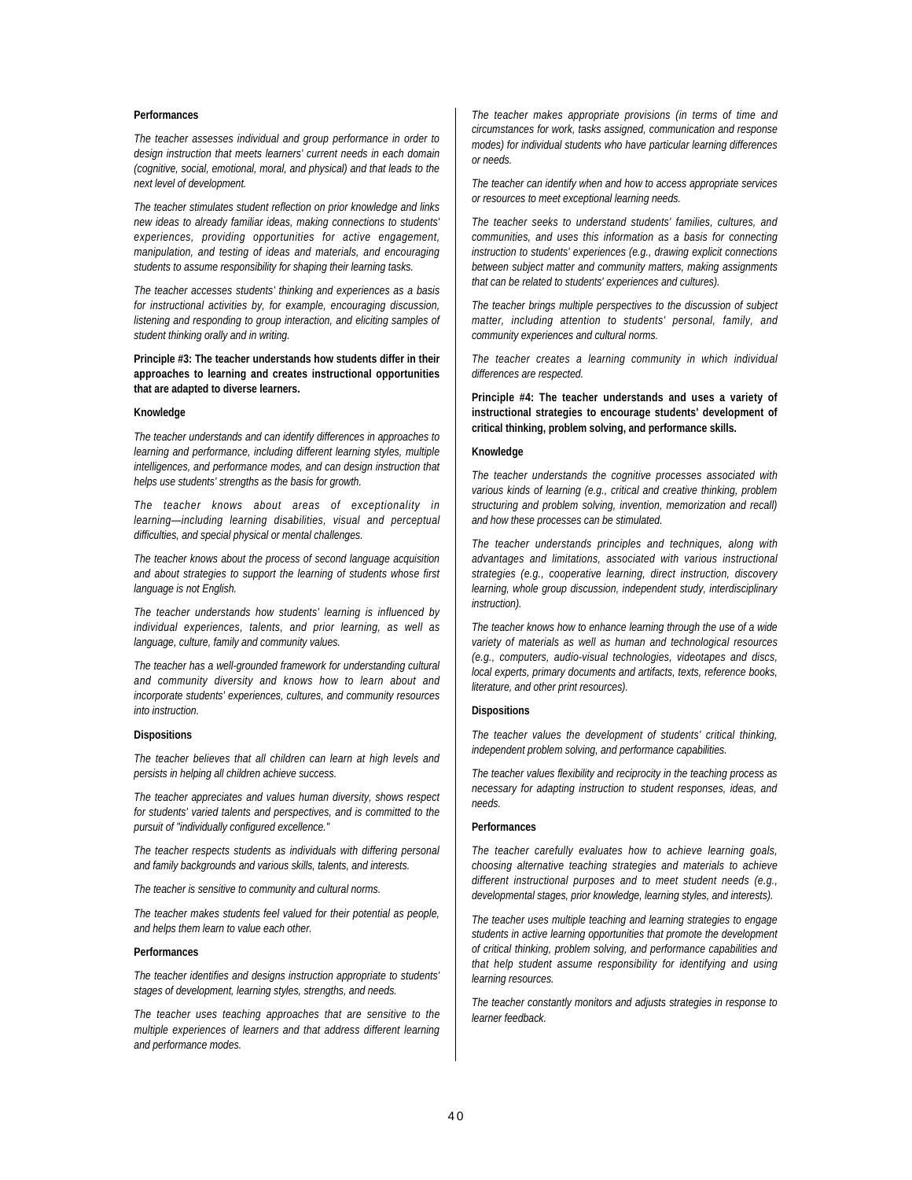**Performances**

*The teacher assesses individual and group performance in order to design instruction that meets learners' current needs in each domain (cognitive, social, emotional, moral, and physical) and that leads to the next level of development.*

*The teacher stimulates student reflection on prior knowledge and links new ideas to already familiar ideas, making connections to students' experiences, providing opportunities for active engagement, manipulation, and testing of ideas and materials, and encouraging students to assume responsibility for shaping their learning tasks.*

*The teacher accesses students' thinking and experiences as a basis for instructional activities by, for example, encouraging discussion, listening and responding to group interaction, and eliciting samples of student thinking orally and in writing.*

**Principle #3: The teacher understands how students differ in their approaches to learning and creates instructional opportunities that are adapted to diverse learners.**

**Knowledge**

*The teacher understands and can identify differences in approaches to learning and performance, including different learning styles, multiple intelligences, and performance modes, and can design instruction that helps use students' strengths as the basis for growth.*

*The teacher knows about areas of exceptionality in learning—including learning disabilities, visual and perceptual difficulties, and special physical or mental challenges.*

*The teacher knows about the process of second language acquisition and about strategies to support the learning of students whose first language is not English.*

*The teacher understands how students' learning is influenced by individual experiences, talents, and prior learning, as well as language, culture, family and community values.*

*The teacher has a well-grounded framework for understanding cultural and community diversity and knows how to learn about and incorporate students' experiences, cultures, and community resources into instruction.*

**Dispositions**

*The teacher believes that all children can learn at high levels and persists in helping all children achieve success.*

*The teacher appreciates and values human diversity, shows respect for students' varied talents and perspectives, and is committed to the pursuit of "individually configured excellence."*

*The teacher respects students as individuals with differing personal and family backgrounds and various skills, talents, and interests.*

*The teacher is sensitive to community and cultural norms.*

*The teacher makes students feel valued for their potential as people, and helps them learn to value each other.*

**Performances**

*The teacher identifies and designs instruction appropriate to students' stages of development, learning styles, strengths, and needs.*

*The teacher uses teaching approaches that are sensitive to the multiple experiences of learners and that address different learning and performance modes.*

*The teacher makes appropriate provisions (in terms of time and circumstances for work, tasks assigned, communication and response modes) for individual students who have particular learning differences or needs.*

*The teacher can identify when and how to access appropriate services or resources to meet exceptional learning needs.*

*The teacher seeks to understand students' families, cultures, and communities, and uses this information as a basis for connecting instruction to students' experiences (e.g., drawing explicit connections between subject matter and community matters, making assignments that can be related to students' experiences and cultures).*

*The teacher brings multiple perspectives to the discussion of subject matter, including attention to students' personal, family, and community experiences and cultural norms.*

*The teacher creates a learning community in which individual differences are respected.*

**Principle #4: The teacher understands and uses a variety of instructional strategies to encourage students' development of critical thinking, problem solving, and performance skills.**

**Knowledge**

*The teacher understands the cognitive processes associated with various kinds of learning (e.g., critical and creative thinking, problem structuring and problem solving, invention, memorization and recall) and how these processes can be stimulated.*

*The teacher understands principles and techniques, along with advantages and limitations, associated with various instructional strategies (e.g., cooperative learning, direct instruction, discovery learning, whole group discussion, independent study, interdisciplinary instruction).*

*The teacher knows how to enhance learning through the use of a wide variety of materials as well as human and technological resources (e.g., computers, audio-visual technologies, videotapes and discs, local experts, primary documents and artifacts, texts, reference books, literature, and other print resources).*

**Dispositions**

*The teacher values the development of students' critical thinking, independent problem solving, and performance capabilities.*

*The teacher values flexibility and reciprocity in the teaching process as necessary for adapting instruction to student responses, ideas, and needs.*

**Performances**

*The teacher carefully evaluates how to achieve learning goals, choosing alternative teaching strategies and materials to achieve different instructional purposes and to meet student needs (e.g., developmental stages, prior knowledge, learning styles, and interests).*

*The teacher uses multiple teaching and learning strategies to engage students in active learning opportunities that promote the development of critical thinking, problem solving, and performance capabilities and that help student assume responsibility for identifying and using learning resources.*

*The teacher constantly monitors and adjusts strategies in response to learner feedback.*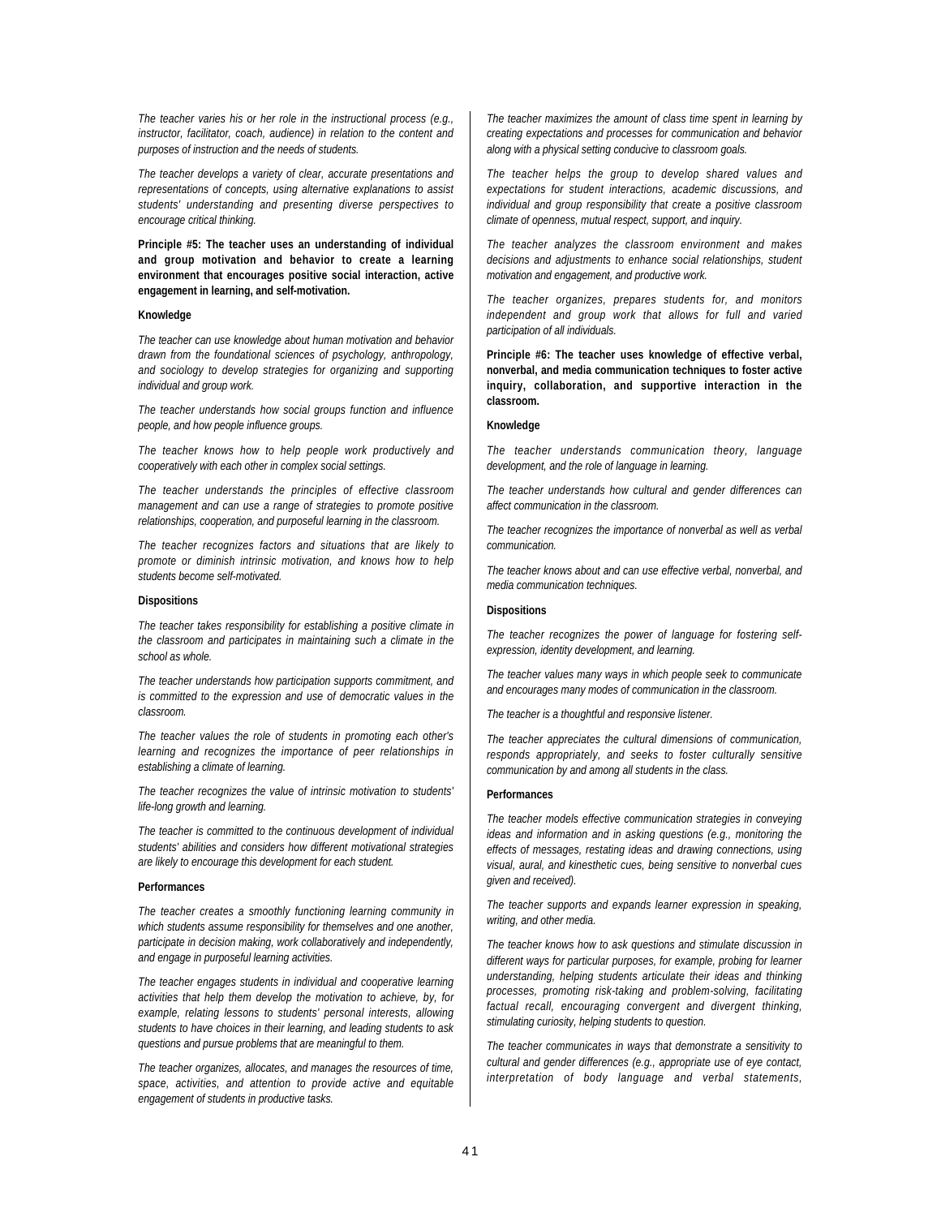*The teacher varies his or her role in the instructional process (e.g., instructor, facilitator, coach, audience) in relation to the content and purposes of instruction and the needs of students.*

*The teacher develops a variety of clear, accurate presentations and representations of concepts, using alternative explanations to assist students' understanding and presenting diverse perspectives to encourage critical thinking.*

**Principle #5: The teacher uses an understanding of individual and group motivation and behavior to create a learning environment that encourages positive social interaction, active engagement in learning, and self-motivation.**

**Knowledge**

*The teacher can use knowledge about human motivation and behavior drawn from the foundational sciences of psychology, anthropology, and sociology to develop strategies for organizing and supporting individual and group work.*

*The teacher understands how social groups function and influence people, and how people influence groups.*

*The teacher knows how to help people work productively and cooperatively with each other in complex social settings.*

*The teacher understands the principles of effective classroom management and can use a range of strategies to promote positive relationships, cooperation, and purposeful learning in the classroom.*

*The teacher recognizes factors and situations that are likely to promote or diminish intrinsic motivation, and knows how to help students become self-motivated.*

**Dispositions**

*The teacher takes responsibility for establishing a positive climate in the classroom and participates in maintaining such a climate in the school as whole.*

*The teacher understands how participation supports commitment, and is committed to the expression and use of democratic values in the classroom.*

*The teacher values the role of students in promoting each other's learning and recognizes the importance of peer relationships in establishing a climate of learning.*

*The teacher recognizes the value of intrinsic motivation to students' life-long growth and learning.*

*The teacher is committed to the continuous development of individual students' abilities and considers how different motivational strategies are likely to encourage this development for each student.*

**Performances**

*The teacher creates a smoothly functioning learning community in which students assume responsibility for themselves and one another, participate in decision making, work collaboratively and independently, and engage in purposeful learning activities.*

*The teacher engages students in individual and cooperative learning activities that help them develop the motivation to achieve, by, for example, relating lessons to students' personal interests, allowing students to have choices in their learning, and leading students to ask questions and pursue problems that are meaningful to them.*

*The teacher organizes, allocates, and manages the resources of time, space, activities, and attention to provide active and equitable engagement of students in productive tasks.*

*The teacher maximizes the amount of class time spent in learning by creating expectations and processes for communication and behavior along with a physical setting conducive to classroom goals.*

*The teacher helps the group to develop shared values and expectations for student interactions, academic discussions, and individual and group responsibility that create a positive classroom climate of openness, mutual respect, support, and inquiry.*

*The teacher analyzes the classroom environment and makes decisions and adjustments to enhance social relationships, student motivation and engagement, and productive work.*

*The teacher organizes, prepares students for, and monitors independent and group work that allows for full and varied participation of all individuals.*

**Principle #6: The teacher uses knowledge of effective verbal, nonverbal, and media communication techniques to foster active inquiry, collaboration, and supportive interaction in the classroom.**

**Knowledge**

*The teacher understands communication theory, language development, and the role of language in learning.*

*The teacher understands how cultural and gender differences can affect communication in the classroom.*

*The teacher recognizes the importance of nonverbal as well as verbal communication.*

*The teacher knows about and can use effective verbal, nonverbal, and media communication techniques.*

**Dispositions**

*The teacher recognizes the power of language for fostering self-expression, identity development, and learning.*

*The teacher values many ways in which people seek to communicate and encourages many modes of communication in the classroom.*

*The teacher is a thoughtful and responsive listener.*

*The teacher appreciates the cultural dimensions of communication, responds appropriately, and seeks to foster culturally sensitive communication by and among all students in the class.*

**Performances**

*The teacher models effective communication strategies in conveying ideas and information and in asking questions (e.g., monitoring the effects of messages, restating ideas and drawing connections, using visual, aural, and kinesthetic cues, being sensitive to nonverbal cues given and received).*

*The teacher supports and expands learner expression in speaking, writing, and other media.*

*The teacher knows how to ask questions and stimulate discussion in different ways for particular purposes, for example, probing for learner understanding, helping students articulate their ideas and thinking processes, promoting risk-taking and problem-solving, facilitating factual recall, encouraging convergent and divergent thinking, stimulating curiosity, helping students to question.*

*The teacher communicates in ways that demonstrate a sensitivity to cultural and gender differences (e.g., appropriate use of eye contact, interpretation of body language and verbal statements,*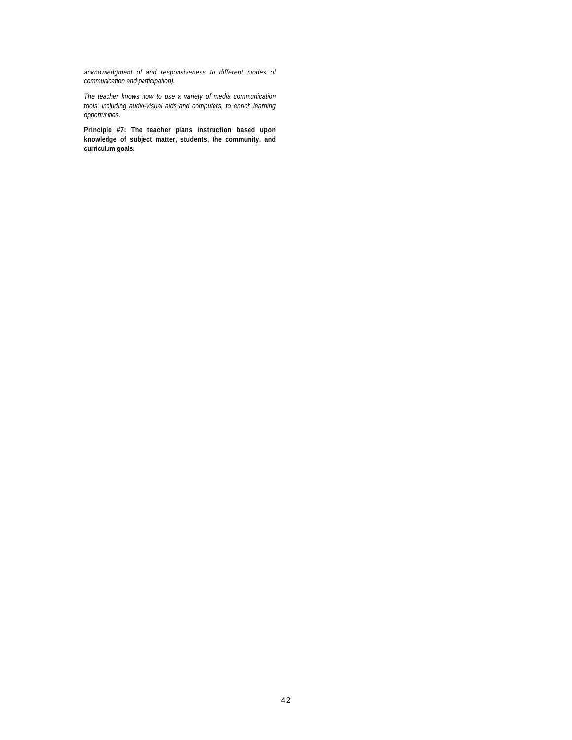*acknowledgment of and responsiveness to different modes of communication and participation).*

*The teacher knows how to use a variety of media communication tools, including audio-visual aids and computers, to enrich learning opportunities.*

**Principle #7: The teacher plans instruction based upon knowledge of subject matter, students, the community, and curriculum goals.**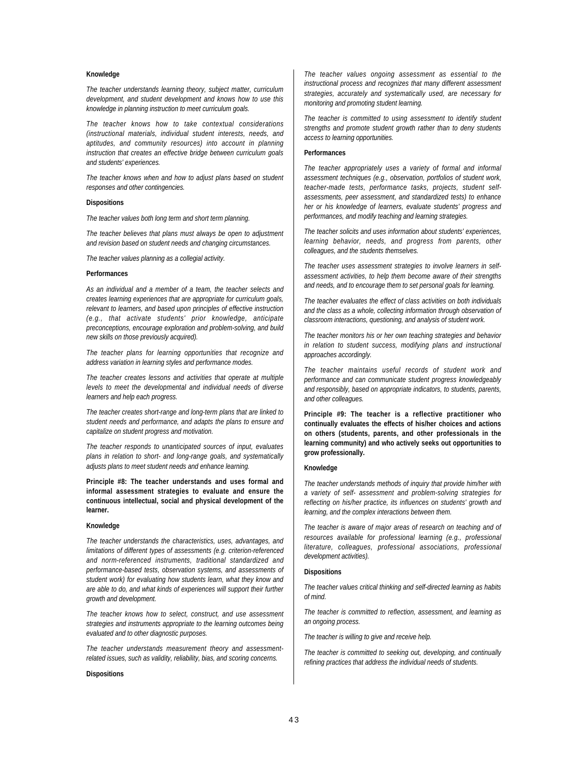**Knowledge**

*The teacher understands learning theory, subject matter, curriculum development, and student development and knows how to use this knowledge in planning instruction to meet curriculum goals.*

*The teacher knows how to take contextual considerations (instructional materials, individual student interests, needs, and aptitudes, and community resources) into account in planning instruction that creates an effective bridge between curriculum goals and students' experiences.*

*The teacher knows when and how to adjust plans based on student responses and other contingencies.*

**Dispositions**

*The teacher values both long term and short term planning.*

*The teacher believes that plans must always be open to adjustment and revision based on student needs and changing circumstances.*

*The teacher values planning as a collegial activity.*

**Performances**

*As an individual and a member of a team, the teacher selects and creates learning experiences that are appropriate for curriculum goals, relevant to learners, and based upon principles of effective instruction (e.g., that activate students' prior knowledge, anticipate preconceptions, encourage exploration and problem-solving, and build new skills on those previously acquired).*

*The teacher plans for learning opportunities that recognize and address variation in learning styles and performance modes.*

*The teacher creates lessons and activities that operate at multiple levels to meet the developmental and individual needs of diverse learners and help each progress.*

*The teacher creates short-range and long-term plans that are linked to student needs and performance, and adapts the plans to ensure and capitalize on student progress and motivation.*

*The teacher responds to unanticipated sources of input, evaluates plans in relation to short- and long-range goals, and systematically adjusts plans to meet student needs and enhance learning.*

**Principle #8: The teacher understands and uses formal and informal assessment strategies to evaluate and ensure the continuous intellectual, social and physical development of the learner.**

**Knowledge**

*The teacher understands the characteristics, uses, advantages, and limitations of different types of assessments (e.g. criterion-referenced and norm-referenced instruments, traditional standardized and performance-based tests, observation systems, and assessments of student work) for evaluating how students learn, what they know and are able to do, and what kinds of experiences will support their further growth and development.*

*The teacher knows how to select, construct, and use assessment strategies and instruments appropriate to the learning outcomes being evaluated and to other diagnostic purposes.*

*The teacher understands measurement theory and assessment-related issues, such as validity, reliability, bias, and scoring concerns.*

**Dispositions**

*The teacher values ongoing assessment as essential to the instructional process and recognizes that many different assessment strategies, accurately and systematically used, are necessary for monitoring and promoting student learning.*

*The teacher is committed to using assessment to identify student strengths and promote student growth rather than to deny students access to learning opportunities.*

**Performances**

*The teacher appropriately uses a variety of formal and informal assessment techniques (e.g., observation, portfolios of student work, teacher-made tests, performance tasks, projects, student self-assessments, peer assessment, and standardized tests) to enhance her or his knowledge of learners, evaluate students' progress and performances, and modify teaching and learning strategies.*

*The teacher solicits and uses information about students' experiences, learning behavior, needs, and progress from parents, other colleagues, and the students themselves.*

*The teacher uses assessment strategies to involve learners in self-assessment activities, to help them become aware of their strengths and needs, and to encourage them to set personal goals for learning.*

*The teacher evaluates the effect of class activities on both individuals and the class as a whole, collecting information through observation of classroom interactions, questioning, and analysis of student work.*

*The teacher monitors his or her own teaching strategies and behavior in relation to student success, modifying plans and instructional approaches accordingly.*

*The teacher maintains useful records of student work and performance and can communicate student progress knowledgeably and responsibly, based on appropriate indicators, to students, parents, and other colleagues.*

**Principle #9: The teacher is a reflective practitioner who continually evaluates the effects of his/her choices and actions on others (students, parents, and other professionals in the learning community) and who actively seeks out opportunities to grow professionally.**

**Knowledge**

*The teacher understands methods of inquiry that provide him/her with a variety of self- assessment and problem-solving strategies for reflecting on his/her practice, its influences on students' growth and learning, and the complex interactions between them.*

*The teacher is aware of major areas of research on teaching and of resources available for professional learning (e.g., professional literature, colleagues, professional associations, professional development activities).*

**Dispositions**

*The teacher values critical thinking and self-directed learning as habits of mind.*

*The teacher is committed to reflection, assessment, and learning as an ongoing process.*

*The teacher is willing to give and receive help.*

*The teacher is committed to seeking out, developing, and continually refining practices that address the individual needs of students.*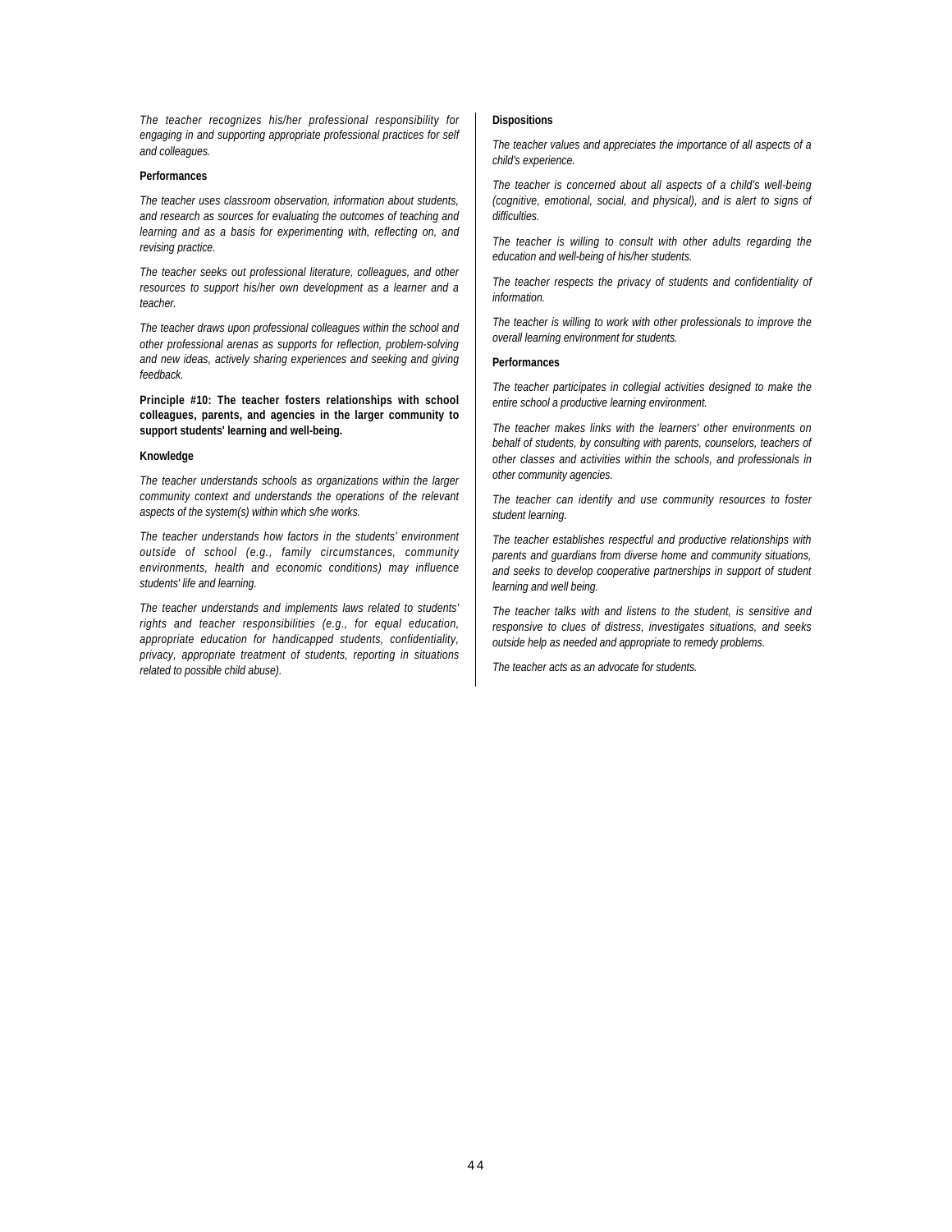*The teacher recognizes his/her professional responsibility for engaging in and supporting appropriate professional practices for self and colleagues.*

**Performances**

*The teacher uses classroom observation, information about students, and research as sources for evaluating the outcomes of teaching and learning and as a basis for experimenting with, reflecting on, and revising practice.*

*The teacher seeks out professional literature, colleagues, and other resources to support his/her own development as a learner and a teacher.*

*The teacher draws upon professional colleagues within the school and other professional arenas as supports for reflection, problem-solving and new ideas, actively sharing experiences and seeking and giving feedback.*

**Principle #10: The teacher fosters relationships with school colleagues, parents, and agencies in the larger community to support students' learning and well-being.**

**Knowledge**

*The teacher understands schools as organizations within the larger community context and understands the operations of the relevant aspects of the system(s) within which s/he works.*

*The teacher understands how factors in the students' environment outside of school (e.g., family circumstances, community environments, health and economic conditions) may influence students' life and learning.*

*The teacher understands and implements laws related to students' rights and teacher responsibilities (e.g., for equal education, appropriate education for handicapped students, confidentiality, privacy, appropriate treatment of students, reporting in situations related to possible child abuse).*

**Dispositions**

*The teacher values and appreciates the importance of all aspects of a child's experience.*

*The teacher is concerned about all aspects of a child's well-being (cognitive, emotional, social, and physical), and is alert to signs of difficulties.*

*The teacher is willing to consult with other adults regarding the education and well-being of his/her students.*

*The teacher respects the privacy of students and confidentiality of information.*

*The teacher is willing to work with other professionals to improve the overall learning environment for students.*

**Performances**

*The teacher participates in collegial activities designed to make the entire school a productive learning environment.*

*The teacher makes links with the learners' other environments on behalf of students, by consulting with parents, counselors, teachers of other classes and activities within the schools, and professionals in other community agencies.*

*The teacher can identify and use community resources to foster student learning.*

*The teacher establishes respectful and productive relationships with parents and guardians from diverse home and community situations, and seeks to develop cooperative partnerships in support of student learning and well being.*

*The teacher talks with and listens to the student, is sensitive and responsive to clues of distress, investigates situations, and seeks outside help as needed and appropriate to remedy problems.*

*The teacher acts as an advocate for students.*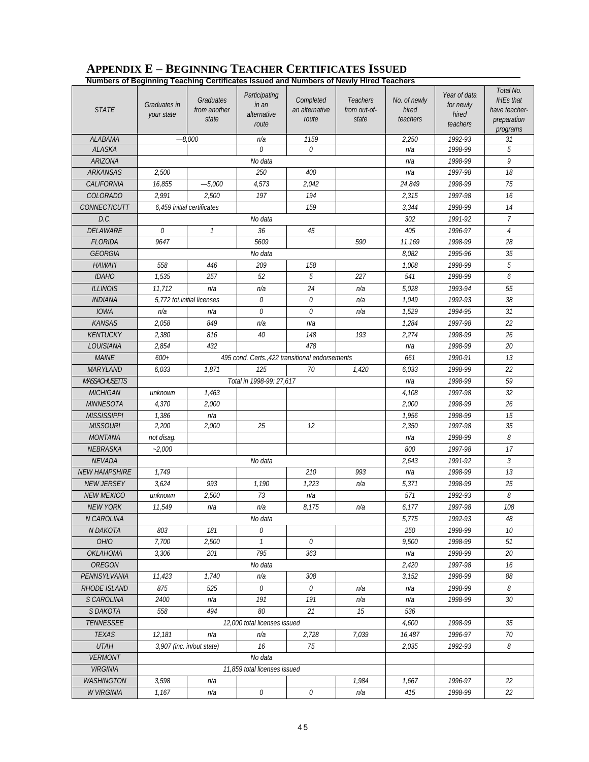# APPENDIX E – BEGINNING TEACHER CERTIFICATES ISSUED

**Numbers of Beginning Teaching Certificates Issued and Numbers of Newly Hired Teachers**

| STATE | Graduates in your state | Graduates from another state | Participating in an alternative route | Completed an alternative route | Teachers from out-of-state | No. of newly hired teachers | Year of data for newly hired teachers | Total No. IHEs that have teacher-preparation programs |
|---|---|---|---|---|---|---|---|---|
| ALABAMA | —8,000 | | n/a | 1159 | | 2,250 | 1992-93 | 31 |
| ALASKA | | | 0 | 0 | | n/a | 1998-99 | 5 |
| ARIZONA | No data | | | | | n/a | 1998-99 | 9 |
| ARKANSAS | 2,500 | | 250 | 400 | | n/a | 1997-98 | 18 |
| CALIFORNIA | 16,855 | —5,000 | 4,573 | 2,042 | | 24,849 | 1998-99 | 75 |
| COLORADO | 2,991 | 2,500 | 197 | 194 | | 2,315 | 1997-98 | 16 |
| CONNECTICUTT | 6,459 initial certificates | | | 159 | | 3,344 | 1998-99 | 14 |
| D.C. | No data | | | | | 302 | 1991-92 | 7 |
| DELAWARE | 0 | 1 | 36 | 45 | | 405 | 1996-97 | 4 |
| FLORIDA | 9647 | | 5609 | | 590 | 11,169 | 1998-99 | 28 |
| GEORGIA | No data | | | | | 8,082 | 1995-96 | 35 |
| HAWAI'I | 558 | 446 | 209 | 158 | | 1,008 | 1998-99 | 5 |
| IDAHO | 1,535 | 257 | 52 | 5 | 227 | 541 | 1998-99 | 6 |
| ILLINOIS | 11,712 | n/a | n/a | 24 | n/a | 5,028 | 1993-94 | 55 |
| INDIANA | 5,772 tot.initial licenses | | 0 | 0 | n/a | 1,049 | 1992-93 | 38 |
| IOWA | n/a | n/a | 0 | 0 | n/a | 1,529 | 1994-95 | 31 |
| KANSAS | 2,058 | 849 | n/a | n/a | | 1,284 | 1997-98 | 22 |
| KENTUCKY | 2,380 | 816 | 40 | 148 | 193 | 2,274 | 1998-99 | 26 |
| LOUISIANA | 2,854 | 432 | | 478 | | n/a | 1998-99 | 20 |
| MAINE | 600+ | 495 cond. Certs.,422 transitional endorsements | | | | 661 | 1990-91 | 13 |
| MARYLAND | 6,033 | 1,871 | 125 | 70 | 1,420 | 6,033 | 1998-99 | 22 |
| MASSACHUSETTS | Total in 1998-99: 27,617 | | | | | n/a | 1998-99 | 59 |
| MICHIGAN | unknown | 1,463 | | | | 4,108 | 1997-98 | 32 |
| MINNESOTA | 4,370 | 2,000 | | | | 2,000 | 1998-99 | 26 |
| MISSISSIPPI | 1,386 | n/a | | | | 1,956 | 1998-99 | 15 |
| MISSOURI | 2,200 | 2,000 | 25 | 12 | | 2,350 | 1997-98 | 35 |
| MONTANA | not disag. | | | | | n/a | 1998-99 | 8 |
| NEBRASKA | ~2,000 | | | | | 800 | 1997-98 | 17 |
| NEVADA | No data | | | | | 2,643 | 1991-92 | 3 |
| NEW HAMPSHIRE | 1,749 | | | 210 | 993 | n/a | 1998-99 | 13 |
| NEW JERSEY | 3,624 | 993 | 1,190 | 1,223 | n/a | 5,371 | 1998-99 | 25 |
| NEW MEXICO | unknown | 2,500 | 73 | n/a | | 571 | 1992-93 | 8 |
| NEW YORK | 11,549 | n/a | n/a | 8,175 | n/a | 6,177 | 1997-98 | 108 |
| N CAROLINA | No data | | | | | 5,775 | 1992-93 | 48 |
| N DAKOTA | 803 | 181 | 0 | | | 250 | 1998-99 | 10 |
| OHIO | 7,700 | 2,500 | 1 | 0 | | 9,500 | 1998-99 | 51 |
| OKLAHOMA | 3,306 | 201 | 795 | 363 | | n/a | 1998-99 | 20 |
| OREGON | No data | | | | | 2,420 | 1997-98 | 16 |
| PENNSYLVANIA | 11,423 | 1,740 | n/a | 308 | | 3,152 | 1998-99 | 88 |
| RHODE ISLAND | 875 | 525 | 0 | 0 | n/a | n/a | 1998-99 | 8 |
| S CAROLINA | 2400 | n/a | 191 | 191 | n/a | n/a | 1998-99 | 30 |
| S DAKOTA | 558 | 494 | 80 | 21 | 15 | 536 | | |
| TENNESSEE | 12,000 total licenses issued | | | | | 4,600 | 1998-99 | 35 |
| TEXAS | 12,181 | n/a | n/a | 2,728 | 7,039 | 16,487 | 1996-97 | 70 |
| UTAH | 3,907 (inc. in/out state) | | 16 | 75 | | 2,035 | 1992-93 | 8 |
| VERMONT | No data | | | | | | | |
| VIRGINIA | 11,859 total licenses issued | | | | | | | |
| WASHINGTON | 3,598 | n/a | | | 1,984 | 1,667 | 1996-97 | 22 |
| W VIRGINIA | 1,167 | n/a | 0 | 0 | n/a | 415 | 1998-99 | 22 |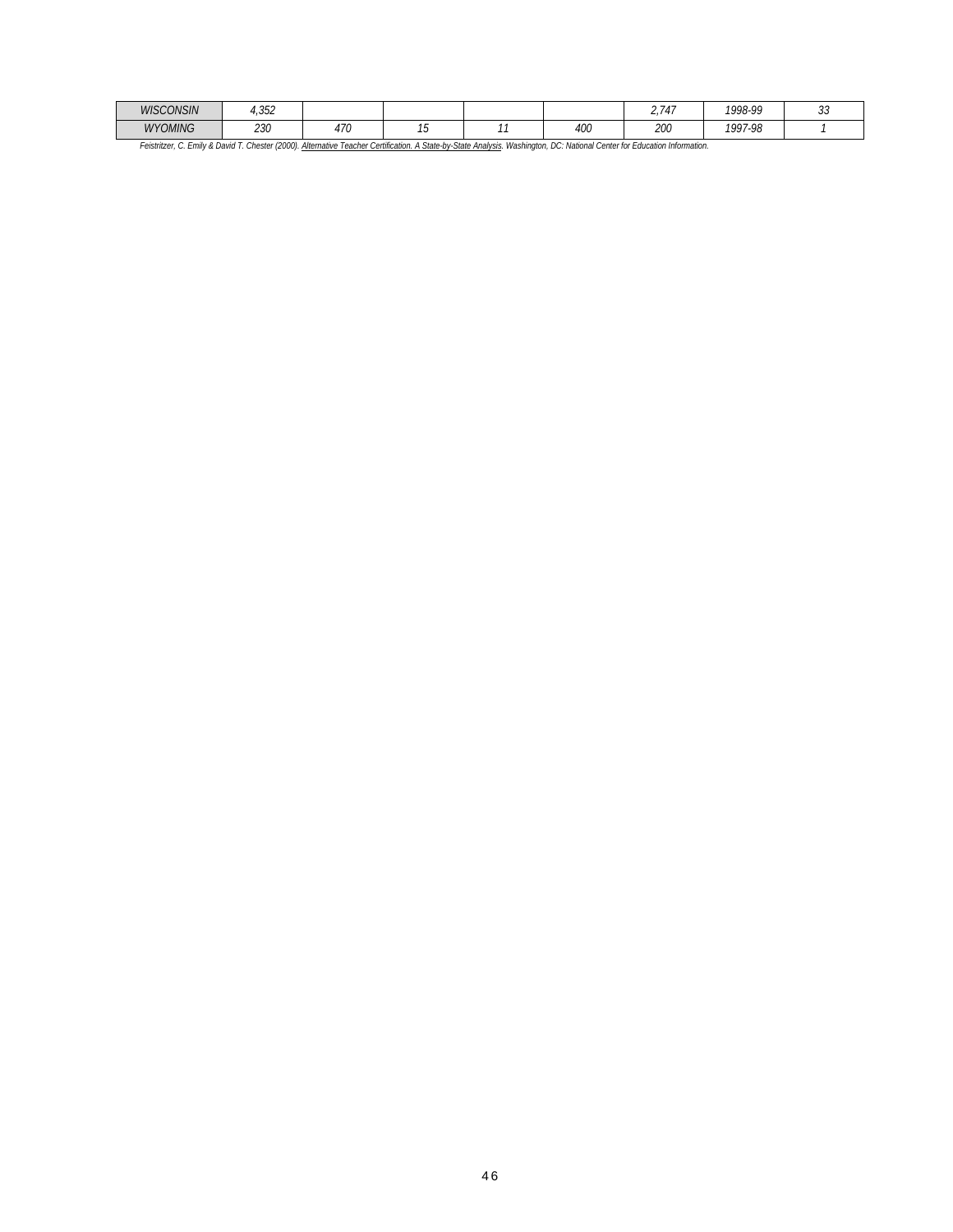| | | | | | | | | |
|---|---|---|---|---|---|---|---|---|
| *WISCONSIN* | *4,352* | | | | | *2,747* | *1998-99* | *33* |
| *WYOMING* | *230* | *470* | *15* | *11* | *400* | *200* | *1997-98* | *1* |

*Feistritzer, C. Emily & David T. Chester (2000). Alternative Teacher Certification. A State-by-State Analysis. Washington, DC: National Center for Education Information.*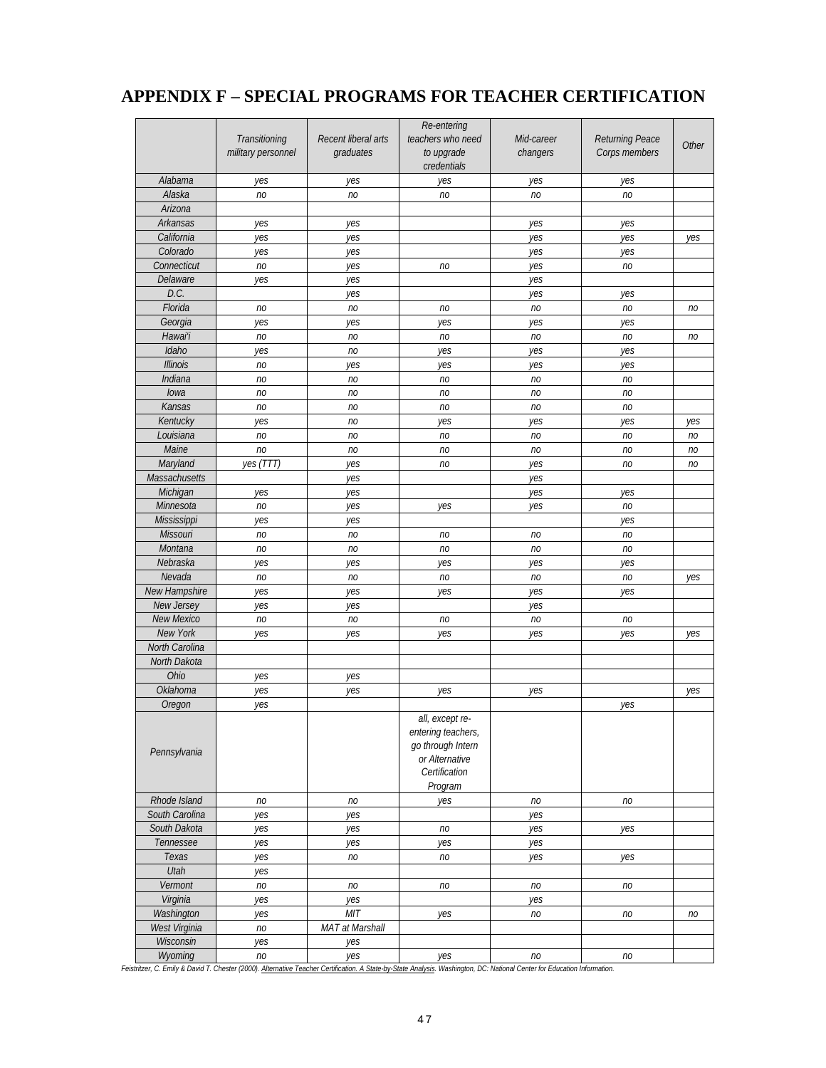# APPENDIX F – SPECIAL PROGRAMS FOR TEACHER CERTIFICATION

| | Transitioning military personnel | Recent liberal arts graduates | Re-entering teachers who need to upgrade credentials | Mid-career changers | Returning Peace Corps members | Other |
|---|---|---|---|---|---|---|
| Alabama | yes | yes | yes | yes | yes | |
| Alaska | no | no | no | no | no | |
| Arizona | | | | | | |
| Arkansas | yes | yes | | yes | yes | |
| California | yes | yes | | yes | yes | yes |
| Colorado | yes | yes | | yes | yes | |
| Connecticut | no | yes | no | yes | no | |
| Delaware | yes | yes | | yes | | |
| D.C. | | yes | | yes | yes | |
| Florida | no | no | no | no | no | no |
| Georgia | yes | yes | yes | yes | yes | |
| Hawai'i | no | no | no | no | no | no |
| Idaho | yes | no | yes | yes | yes | |
| Illinois | no | yes | yes | yes | yes | |
| Indiana | no | no | no | no | no | |
| Iowa | no | no | no | no | no | |
| Kansas | no | no | no | no | no | |
| Kentucky | yes | no | yes | yes | yes | yes |
| Louisiana | no | no | no | no | no | no |
| Maine | no | no | no | no | no | no |
| Maryland | yes (TTT) | yes | no | yes | no | no |
| Massachusetts | | yes | | yes | | |
| Michigan | yes | yes | | yes | yes | |
| Minnesota | no | yes | yes | yes | no | |
| Mississippi | yes | yes | | | yes | |
| Missouri | no | no | no | no | no | |
| Montana | no | no | no | no | no | |
| Nebraska | yes | yes | yes | yes | yes | |
| Nevada | no | no | no | no | no | yes |
| New Hampshire | yes | yes | yes | yes | yes | |
| New Jersey | yes | yes | | yes | | |
| New Mexico | no | no | no | no | no | |
| New York | yes | yes | yes | yes | yes | yes |
| North Carolina | | | | | | |
| North Dakota | | | | | | |
| Ohio | yes | yes | | | | |
| Oklahoma | yes | yes | yes | yes | | yes |
| Oregon | yes | | | | yes | |
| Pennsylvania | | | all, except re-entering teachers, go through Intern or Alternative Certification Program | | | |
| Rhode Island | no | no | yes | no | no | |
| South Carolina | yes | yes | | yes | | |
| South Dakota | yes | yes | no | yes | yes | |
| Tennessee | yes | yes | yes | yes | | |
| Texas | yes | no | no | yes | yes | |
| Utah | yes | | | | | |
| Vermont | no | no | no | no | no | |
| Virginia | yes | yes | | yes | | |
| Washington | yes | MIT | yes | no | no | no |
| West Virginia | no | MAT at Marshall | | | | |
| Wisconsin | yes | yes | | | | |
| Wyoming | no | yes | yes | no | no | |

Feistritzer, C. Emily & David T. Chester (2000). Alternative Teacher Certification. A State-by-State Analysis. Washington, DC: National Center for Education Information.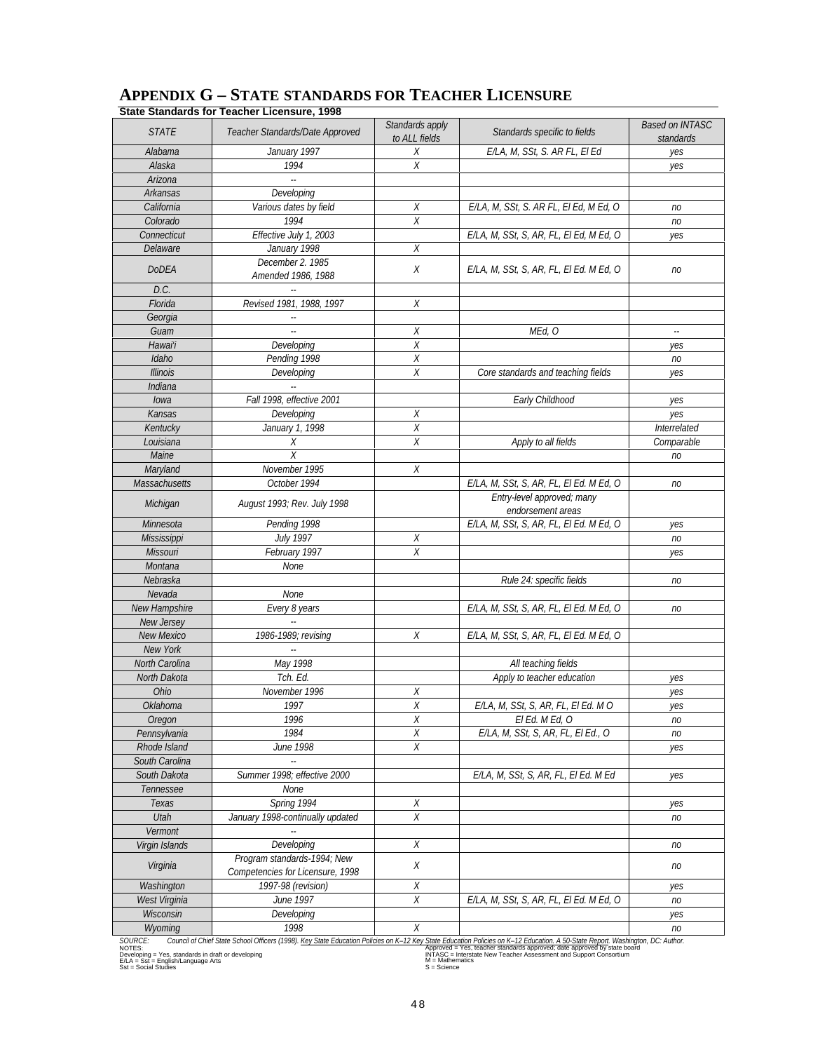# Appendix G – State standards for Teacher Licensure

**State Standards for Teacher Licensure, 1998**

| STATE | Teacher Standards/Date Approved | Standards apply to ALL fields | Standards specific to fields | Based on INTASC standards |
|---|---|---|---|---|
| Alabama | January 1997 | X | E/LA, M, SSt, S. AR FL, El Ed | yes |
| Alaska | 1994 | X | | yes |
| Arizona | -- | | | |
| Arkansas | Developing | | | |
| California | Various dates by field | X | E/LA, M, SSt, S. AR FL, El Ed, M Ed, O | no |
| Colorado | 1994 | X | | no |
| Connecticut | Effective July 1, 2003 | | E/LA, M, SSt, S, AR, FL, El Ed, M Ed, O | yes |
| Delaware | January 1998 | X | | |
| DoDEA | December 2. 1985 Amended 1986, 1988 | X | E/LA, M, SSt, S, AR, FL, El Ed. M Ed, O | no |
| D.C. | -- | | | |
| Florida | Revised 1981, 1988, 1997 | X | | |
| Georgia | -- | | | |
| Guam | -- | X | MEd, O | -- |
| Hawai'i | Developing | X | | yes |
| Idaho | Pending 1998 | X | | no |
| Illinois | Developing | X | Core standards and teaching fields | yes |
| Indiana | -- | | | |
| Iowa | Fall 1998, effective 2001 | | Early Childhood | yes |
| Kansas | Developing | X | | yes |
| Kentucky | January 1, 1998 | X | | Interrelated |
| Louisiana | X | X | Apply to all fields | Comparable |
| Maine | X | | | no |
| Maryland | November 1995 | X | | |
| Massachusetts | October 1994 | | E/LA, M, SSt, S, AR, FL, El Ed. M Ed, O | no |
| Michigan | August 1993; Rev. July 1998 | | Entry-level approved; many endorsement areas | |
| Minnesota | Pending 1998 | | E/LA, M, SSt, S, AR, FL, El Ed. M Ed, O | yes |
| Mississippi | July 1997 | X | | no |
| Missouri | February 1997 | X | | yes |
| Montana | None | | | |
| Nebraska | | | Rule 24: specific fields | no |
| Nevada | None | | | |
| New Hampshire | Every 8 years | | E/LA, M, SSt, S, AR, FL, El Ed. M Ed, O | no |
| New Jersey | -- | | | |
| New Mexico | 1986-1989; revising | X | E/LA, M, SSt, S, AR, FL, El Ed. M Ed, O | |
| New York | -- | | | |
| North Carolina | May 1998 | | All teaching fields | |
| North Dakota | Tch. Ed. | | Apply to teacher education | yes |
| Ohio | November 1996 | X | | yes |
| Oklahoma | 1997 | X | E/LA, M, SSt, S, AR, FL, El Ed. M O | yes |
| Oregon | 1996 | X | El Ed. M Ed, O | no |
| Pennsylvania | 1984 | X | E/LA, M, SSt, S, AR, FL, El Ed., O | no |
| Rhode Island | June 1998 | X | | yes |
| South Carolina | -- | | | |
| South Dakota | Summer 1998; effective 2000 | | E/LA, M, SSt, S, AR, FL, El Ed. M Ed | yes |
| Tennessee | None | | | |
| Texas | Spring 1994 | X | | yes |
| Utah | January 1998-continually updated | X | | no |
| Vermont | -- | | | |
| Virgin Islands | Developing | X | | no |
| Virginia | Program standards-1994; New Competencies for Licensure, 1998 | X | | no |
| Washington | 1997-98 (revision) | X | | yes |
| West Virginia | June 1997 | X | E/LA, M, SSt, S, AR, FL, El Ed. M Ed, O | no |
| Wisconsin | Developing | | | yes |
| Wyoming | 1998 | X | | no |

SOURCE: Council of Chief State School Officers (1998). Key State Education Policies on K–12 Key State Education Policies on K–12 Education. A 50-State Report. Washington, DC: Author.

NOTES:
Developing = Yes, standards in draft or developing
E/LA = Sst = English/Language Arts
Sst = Social Studies
Approved = Yes, teacher standards approved; date approved by state board
INTASC = Interstate New Teacher Assessment and Support Consortium
M = Mathematics
S = Science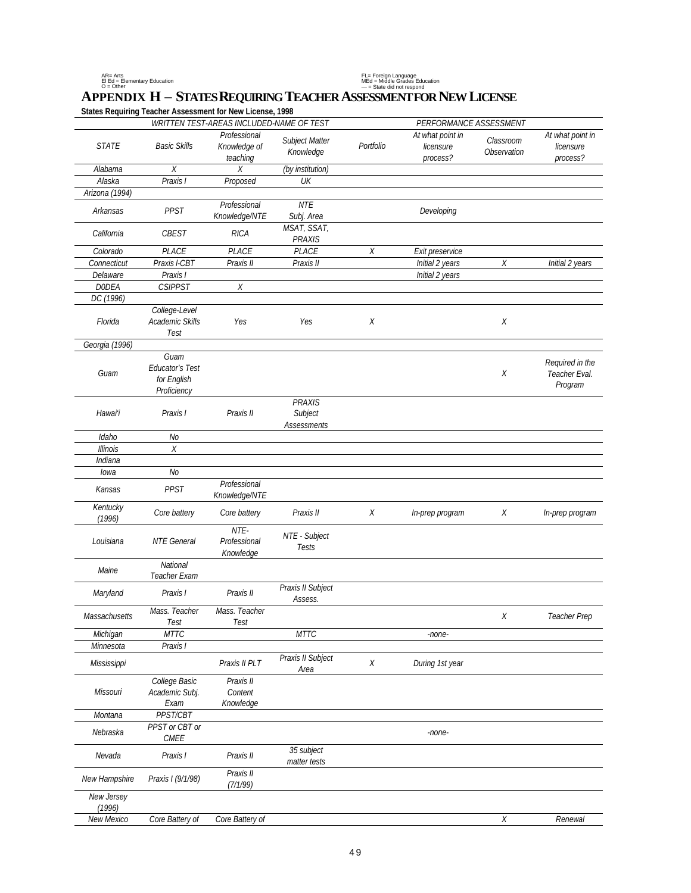AR= Arts
El Ed = Elementary Education
O = Other

FL= Foreign Language
MEd = Middle Grades Education
— = State did not respond

# APPENDIX H – STATES REQUIRING TEACHER ASSESSMENT FOR NEW LICENSE

**States Requiring Teacher Assessment for New License, 1998**

| | WRITTEN TEST-AREAS INCLUDED-NAME OF TEST | | | PERFORMANCE ASSESSMENT | | | |
|---|---|---|---|---|---|---|---|
| STATE | Basic Skills | Professional Knowledge of teaching | Subject Matter Knowledge | Portfolio | At what point in licensure process? | Classroom Observation | At what point in licensure process? |
| Alabama | X | X | (by institution) | | | | |
| Alaska | Praxis I | Proposed | UK | | | | |
| Arizona (1994) | | | | | | | |
| Arkansas | PPST | Professional Knowledge/NTE | NTE Subj. Area | | Developing | | |
| California | CBEST | RICA | MSAT, SSAT, PRAXIS | | | | |
| Colorado | PLACE | PLACE | PLACE | X | Exit preservice | | |
| Connecticut | Praxis I-CBT | Praxis II | Praxis II | | Initial 2 years | X | Initial 2 years |
| Delaware | Praxis I | | | | Initial 2 years | | |
| D0DEA | CSIPPST | X | | | | | |
| DC (1996) | | | | | | | |
| Florida | College-Level Academic Skills Test | Yes | Yes | X | | X | |
| Georgia (1996) | | | | | | | |
| Guam | Guam Educator's Test for English Proficiency | | | | | X | Required in the Teacher Eval. Program |
| Hawai'i | Praxis I | Praxis II | PRAXIS Subject Assessments | | | | |
| Idaho | No | | | | | | |
| Illinois | X | | | | | | |
| Indiana | | | | | | | |
| Iowa | No | | | | | | |
| Kansas | PPST | Professional Knowledge/NTE | | | | | |
| Kentucky (1996) | Core battery | Core battery | Praxis II | X | In-prep program | X | In-prep program |
| Louisiana | NTE General | NTE-Professional Knowledge | NTE - Subject Tests | | | | |
| Maine | National Teacher Exam | | | | | | |
| Maryland | Praxis I | Praxis II | Praxis II Subject Assess. | | | | |
| Massachusetts | Mass. Teacher Test | Mass. Teacher Test | | | | X | Teacher Prep |
| Michigan | MTTC | | MTTC | | -none- | | |
| Minnesota | Praxis I | | | | | | |
| Mississippi | | Praxis II PLT | Praxis II Subject Area | X | During 1st year | | |
| Missouri | College Basic Academic Subj. Exam | Praxis II Content Knowledge | | | | | |
| Montana | PPST/CBT | | | | | | |
| Nebraska | PPST or CBT or CMEE | | | | -none- | | |
| Nevada | Praxis I | Praxis II | 35 subject matter tests | | | | |
| New Hampshire | Praxis I (9/1/98) | Praxis II (7/1/99) | | | | | |
| New Jersey (1996) | | | | | | | |
| New Mexico | Core Battery of | Core Battery of | | | | X | Renewal |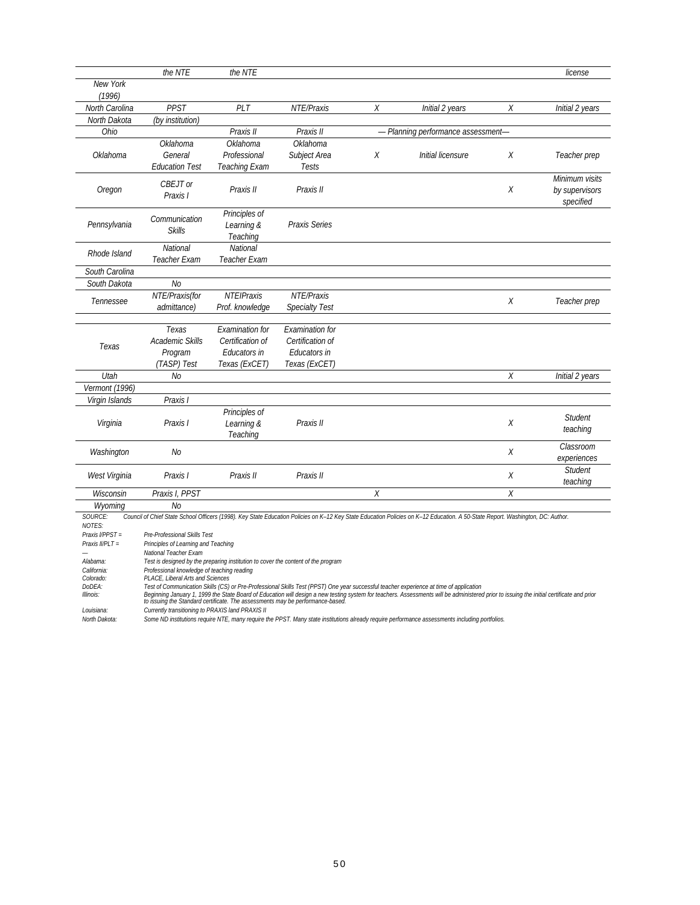| | | | | | | | |
|---|---|---|---|---|---|---|---|
| | *the NTE* | *the NTE* | | | | | *license* |
| *New York (1996)* | | | | | | | |
| *North Carolina* | *PPST* | *PLT* | *NTE/Praxis* | *X* | *Initial 2 years* | *X* | *Initial 2 years* |
| *North Dakota* | *(by institution)* | | | | | | |
| *Ohio* | | *Praxis II* | *Praxis II* | *— Planning performance assessment—* | | | |
| *Oklahoma* | *Oklahoma General Education Test* | *Oklahoma Professional Teaching Exam* | *Oklahoma Subject Area Tests* | *X* | *Initial licensure* | *X* | *Teacher prep* |
| *Oregon* | *CBEJT or Praxis I* | *Praxis II* | *Praxis II* | | | *X* | *Minimum visits by supervisors specified* |
| *Pennsylvania* | *Communication Skills* | *Principles of Learning & Teaching* | *Praxis Series* | | | | |
| *Rhode Island* | *National Teacher Exam* | *National Teacher Exam* | | | | | |
| *South Carolina* | | | | | | | |
| *South Dakota* | *No* | | | | | | |
| *Tennessee* | *NTE/Praxis(for admittance)* | *NTEIPraxis Prof. knowledge* | *NTE/Praxis Specialty Test* | | | *X* | *Teacher prep* |
| *Texas* | *Texas Academic Skills Program (TASP) Test* | *Examination for Certification of Educators in Texas (ExCET)* | *Examination for Certification of Educators in Texas (ExCET)* | | | | |
| *Utah* | *No* | | | | | *X* | *Initial 2 years* |
| *Vermont (1996)* | | | | | | | |
| *Virgin Islands* | *Praxis I* | | | | | | |
| *Virginia* | *Praxis I* | *Principles of Learning & Teaching* | *Praxis II* | | | *X* | *Student teaching* |
| *Washington* | *No* | | | | | *X* | *Classroom experiences* |
| *West Virginia* | *Praxis I* | *Praxis II* | *Praxis II* | | | *X* | *Student teaching* |
| *Wisconsin* | *Praxis I, PPST* | | | *X* | | *X* | |
| *Wyoming* | *No* | | | | | | |

*SOURCE:* *Council of Chief State School Officers (1998). Key State Education Policies on K–12 Key State Education Policies on K–12 Education. A 50-State Report. Washington, DC: Author.*

*NOTES:*

*Praxis I/PPST =* *Pre-Professional Skills Test*
*Praxis II/PLT =* *Principles of Learning and Teaching*
*—* *National Teacher Exam*
*Alabama:* *Test is designed by the preparing institution to cover the content of the program*
*California:* *Professional knowledge of teaching reading*
*Colorado:* *PLACE, Liberal Arts and Sciences*
*DoDEA:* *Test of Communication Skills (CS) or Pre-Professional Skills Test (PPST) One year successful teacher experience at time of application*
*Illinois:* *Beginning January 1, 1999 the State Board of Education will design a new testing system for teachers. Assessments will be administered prior to issuing the initial certificate and prior to issuing the Standard certificate. The assessments may be performance-based.*
*Louisiana:* *Currently transitioning to PRAXIS land PRAXIS II*
*North Dakota:* *Some ND institutions require NTE, many require the PPST. Many state institutions already require performance assessments including portfolios.*